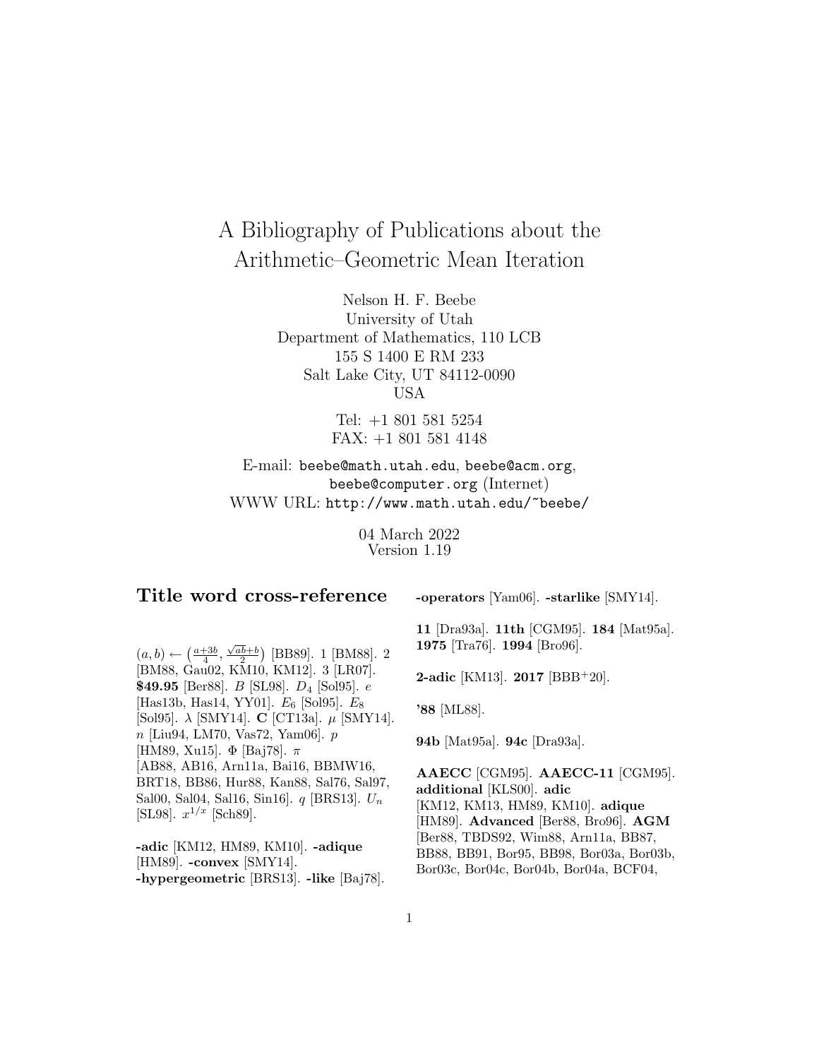# A Bibliography of Publications about the Arithmetic–Geometric Mean Iteration

Nelson H. F. Beebe
University of Utah
Department of Mathematics, 110 LCB
155 S 1400 E RM 233
Salt Lake City, UT 84112-0090
USA

Tel: +1 801 581 5254
FAX: +1 801 581 4148

E-mail: beebe@math.utah.edu, beebe@acm.org, beebe@computer.org (Internet)
WWW URL: http://www.math.utah.edu/~beebe/

04 March 2022
Version 1.19

## Title word cross-reference

$(a,b) \leftarrow \left(\frac{a+3b}{4}, \frac{\sqrt{ab}+b}{2}\right)$ [BB89]. 1 [BM88]. 2 [BM88, Gau02, KM10, KM12]. 3 [LR07]. **$49.95** [Ber88]. $B$ [SL98]. $D_4$ [Sol95]. $e$ [Has13b, Has14, YY01]. $E_6$ [Sol95]. $E_8$ [Sol95]. $\lambda$ [SMY14]. **C** [CT13a]. $\mu$ [SMY14]. $n$ [Liu94, LM70, Vas72, Yam06]. $p$ [HM89, Xu15]. $\Phi$ [Baj78]. $\pi$ [AB88, AB16, Arn11a, Bai16, BBMW16, BRT18, BB86, Hur88, Kan88, Sal76, Sal97, Sal00, Sal04, Sal16, Sin16]. $q$ [BRS13]. $U_n$ [SL98]. $x^{1/x}$ [Sch89].

**-adic** [KM12, HM89, KM10]. **-adique** [HM89]. **-convex** [SMY14]. **-hypergeometric** [BRS13]. **-like** [Baj78]. **-operators** [Yam06]. **-starlike** [SMY14].

**11** [Dra93a]. **11th** [CGM95]. **184** [Mat95a]. **1975** [Tra76]. **1994** [Bro96].

**2-adic** [KM13]. **2017** [BBB+20].

**'88** [ML88].

**94b** [Mat95a]. **94c** [Dra93a].

**AAECC** [CGM95]. **AAECC-11** [CGM95]. **additional** [KLS00]. **adic** [KM12, KM13, HM89, KM10]. **adique** [HM89]. **Advanced** [Ber88, Bro96]. **AGM** [Ber88, TBDS92, Wim88, Arn11a, BB87, BB88, BB91, Bor95, BB98, Bor03a, Bor03b, Bor03c, Bor04c, Bor04b, Bor04a, BCF04,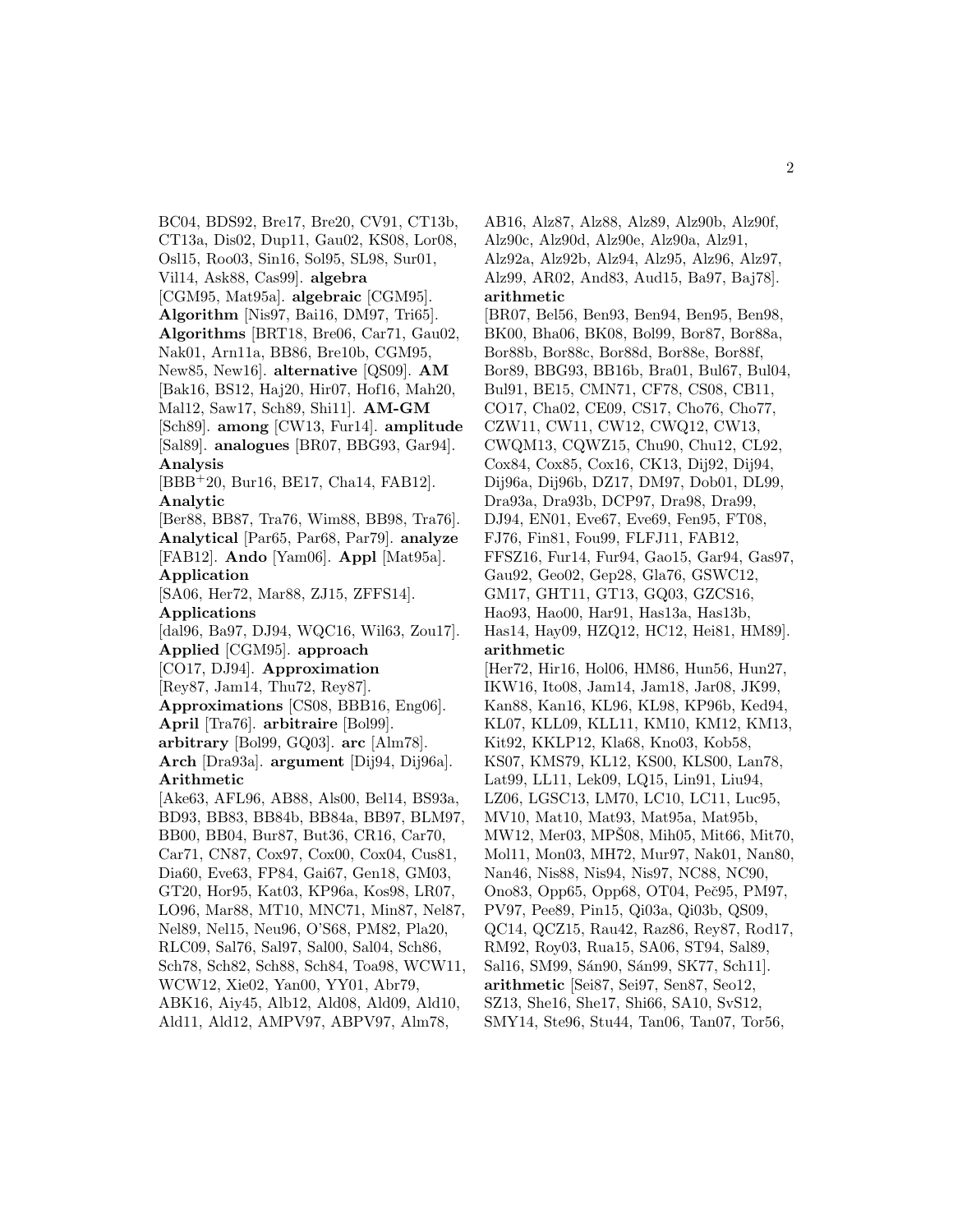BC04, BDS92, Bre17, Bre20, CV91, CT13b, CT13a, Dis02, Dup11, Gau02, KS08, Lor08, Osl15, Roo03, Sin16, Sol95, SL98, Sur01, Vil14, Ask88, Cas99]. **algebra** [CGM95, Mat95a]. **algebraic** [CGM95]. **Algorithm** [Nis97, Bai16, DM97, Tri65]. **Algorithms** [BRT18, Bre06, Car71, Gau02, Nak01, Arn11a, BB86, Bre10b, CGM95, New85, New16]. **alternative** [QS09]. **AM** [Bak16, BS12, Haj20, Hir07, Hof16, Mah20, Mal12, Saw17, Sch89, Shi11]. **AM-GM** [Sch89]. **among** [CW13, Fur14]. **amplitude** [Sal89]. **analogues** [BR07, BBG93, Gar94]. **Analysis** [BBB+20, Bur16, BE17, Cha14, FAB12]. **Analytic** [Ber88, BB87, Tra76, Wim88, BB98, Tra76]. **Analytical** [Par65, Par68, Par79]. **analyze** [FAB12]. **Ando** [Yam06]. **Appl** [Mat95a]. **Application** [SA06, Her72, Mar88, ZJ15, ZFFS14]. **Applications** [dal96, Ba97, DJ94, WQC16, Wil63, Zou17]. **Applied** [CGM95]. **approach** [CO17, DJ94]. **Approximation** [Rey87, Jam14, Thu72, Rey87]. **Approximations** [CS08, BBB16, Eng06]. **April** [Tra76]. **arbitraire** [Bol99]. **arbitrary** [Bol99, GQ03]. **arc** [Alm78]. **Arch** [Dra93a]. **argument** [Dij94, Dij96a]. **Arithmetic** [Ake63, AFL96, AB88, Als00, Bel14, BS93a, BD93, BB83, BB84b, BB84a, BB97, BLM97, BB00, BB04, Bur87, But36, CR16, Car70, Car71, CN87, Cox97, Cox00, Cox04, Cus81, Dia60, Eve63, FP84, Gai67, Gen18, GM03, GT20, Hor95, Kat03, KP96a, Kos98, LR07, LO96, Mar88, MT10, MNC71, Min87, Nel87, Nel89, Nel15, Neu96, O'S68, PM82, Pla20, RLC09, Sal76, Sal97, Sal00, Sal04, Sch86, Sch78, Sch82, Sch88, Sch84, Toa98, WCW11, WCW12, Xie02, Yan00, YY01, Abr79, ABK16, Aiy45, Alb12, Ald08, Ald09, Ald10, Ald11, Ald12, AMPV97, ABPV97, Alm78, AB16, Alz87, Alz88, Alz89, Alz90b, Alz90f, Alz90c, Alz90d, Alz90e, Alz90a, Alz91, Alz92a, Alz92b, Alz94, Alz95, Alz96, Alz97, Alz99, AR02, And83, Aud15, Ba97, Baj78]. **arithmetic** [BR07, Bel56, Ben93, Ben94, Ben95, Ben98, BK00, Bha06, BK08, Bol99, Bor87, Bor88a, Bor88b, Bor88c, Bor88d, Bor88e, Bor88f, Bor89, BBG93, BB16b, Bra01, Bul67, Bul04, Bul91, BE15, CMN71, CF78, CS08, CB11, CO17, Cha02, CE09, CS17, Cho76, Cho77, CZW11, CW11, CW12, CWQ12, CW13, CWQM13, CQWZ15, Chu90, Chu12, CL92, Cox84, Cox85, Cox16, CK13, Dij92, Dij94, Dij96a, Dij96b, DZ17, DM97, Dob01, DL99, Dra93a, Dra93b, DCP97, Dra98, Dra99, DJ94, EN01, Eve67, Eve69, Fen95, FT08, FJ76, Fin81, Fou99, FLFJ11, FAB12, FFSZ16, Fur14, Fur94, Gao15, Gar94, Gas97, Gau92, Geo02, Gep28, Gla76, GSWC12, GM17, GHT11, GT13, GQ03, GZCS16, Hao93, Hao00, Har91, Has13a, Has13b, Has14, Hay09, HZQ12, HC12, Hei81, HM89]. **arithmetic** [Her72, Hir16, Hol06, HM86, Hun56, Hun27, IKW16, Ito08, Jam14, Jam18, Jar08, JK99, Kan88, Kan16, KL96, KL98, KP96b, Ked94, KL07, KLL09, KLL11, KM10, KM12, KM13, Kit92, KKLP12, Kla68, Kno03, Kob58, KS07, KMS79, KL12, KS00, KLS00, Lan78, Lat99, LL11, Lek09, LQ15, Lin91, Liu94, LZ06, LGSC13, LM70, LC10, LC11, Luc95, MV10, Mat10, Mat93, Mat95a, Mat95b, MW12, Mer03, MPŠ08, Mih05, Mit66, Mit70, Mol11, Mon03, MH72, Mur97, Nak01, Nan80, Nan46, Nis88, Nis94, Nis97, NC88, NC90, Ono83, Opp65, Opp68, OT04, Peč95, PM97, PV97, Pee89, Pin15, Qi03a, Qi03b, QS09, QC14, QCZ15, Rau42, Raz86, Rey87, Rod17, RM92, Roy03, Rua15, SA06, ST94, Sal89, Sal16, SM99, Sán90, Sán99, SK77, Sch11]. **arithmetic** [Sei87, Sei97, Sen87, Seo12, SZ13, She16, She17, Shi66, SA10, SvS12, SMY14, Ste96, Stu44, Tan06, Tan07, Tor56,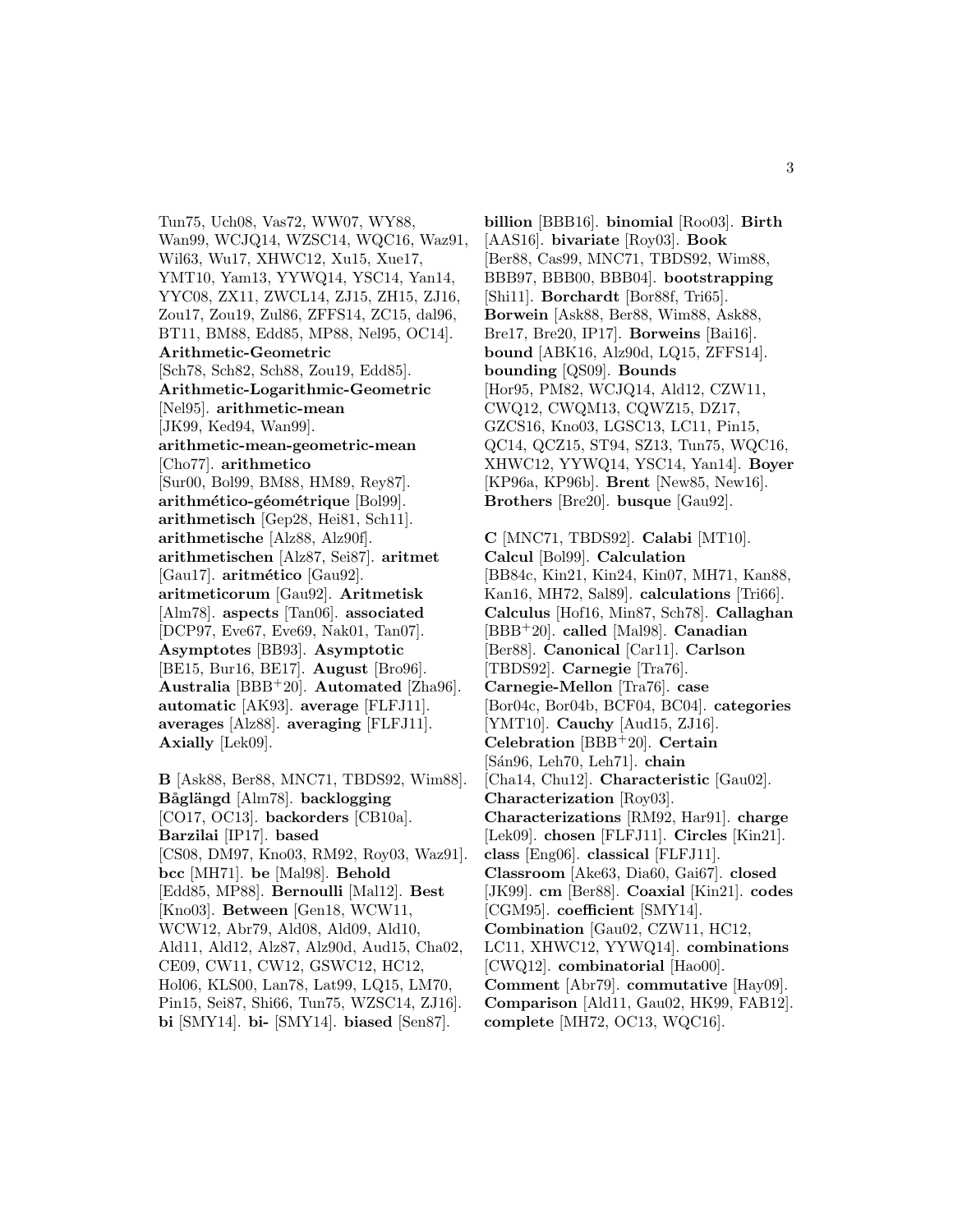Tun75, Uch08, Vas72, WW07, WY88, Wan99, WCJQ14, WZSC14, WQC16, Waz91, Wil63, Wu17, XHWC12, Xu15, Xue17, YMT10, Yam13, YYWQ14, YSC14, Yan14, YYC08, ZX11, ZWCL14, ZJ15, ZH15, ZJ16, Zou17, Zou19, Zul86, ZFFS14, ZC15, dal96, BT11, BM88, Edd85, MP88, Nel95, OC14]. **Arithmetic-Geometric** [Sch78, Sch82, Sch88, Zou19, Edd85]. **Arithmetic-Logarithmic-Geometric** [Nel95]. **arithmetic-mean** [JK99, Ked94, Wan99]. **arithmetic-mean-geometric-mean** [Cho77]. **arithmetico** [Sur00, Bol99, BM88, HM89, Rey87]. **arithmético-géométrique** [Bol99]. **arithmetisch** [Gep28, Hei81, Sch11]. **arithmetische** [Alz88, Alz90f]. **arithmetischen** [Alz87, Sei87]. **aritmet** [Gau17]. **aritmético** [Gau92]. **aritmeticorum** [Gau92]. **Aritmetisk** [Alm78]. **aspects** [Tan06]. **associated** [DCP97, Eve67, Eve69, Nak01, Tan07]. **Asymptotes** [BB93]. **Asymptotic** [BE15, Bur16, BE17]. **August** [Bro96]. **Australia** [BBB+20]. **Automated** [Zha96]. **automatic** [AK93]. **average** [FLFJ11]. **averages** [Alz88]. **averaging** [FLFJ11]. **Axially** [Lek09].

**B** [Ask88, Ber88, MNC71, TBDS92, Wim88]. **Båglängd** [Alm78]. **backlogging** [CO17, OC13]. **backorders** [CB10a]. **Barzilai** [IP17]. **based** [CS08, DM97, Kno03, RM92, Roy03, Waz91]. **bcc** [MH71]. **be** [Mal98]. **Behold** [Edd85, MP88]. **Bernoulli** [Mal12]. **Best** [Kno03]. **Between** [Gen18, WCW11, WCW12, Abr79, Ald08, Ald09, Ald10, Ald11, Ald12, Alz87, Alz90d, Aud15, Cha02, CE09, CW11, CW12, GSWC12, HC12, Hol06, KLS00, Lan78, Lat99, LQ15, LM70, Pin15, Sei87, Shi66, Tun75, WZSC14, ZJ16]. **bi** [SMY14]. **bi-** [SMY14]. **biased** [Sen87].

**billion** [BBB16]. **binomial** [Roo03]. **Birth** [AAS16]. **bivariate** [Roy03]. **Book** [Ber88, Cas99, MNC71, TBDS92, Wim88, BBB97, BBB00, BBB04]. **bootstrapping** [Shi11]. **Borchardt** [Bor88f, Tri65]. **Borwein** [Ask88, Ber88, Wim88, Ask88, Bre17, Bre20, IP17]. **Borweins** [Bai16]. **bound** [ABK16, Alz90d, LQ15, ZFFS14]. **bounding** [QS09]. **Bounds** [Hor95, PM82, WCJQ14, Ald12, CZW11, CWQ12, CWQM13, CQWZ15, DZ17, GZCS16, Kno03, LGSC13, LC11, Pin15, QC14, QCZ15, ST94, SZ13, Tun75, WQC16, XHWC12, YYWQ14, YSC14, Yan14]. **Boyer** [KP96a, KP96b]. **Brent** [New85, New16]. **Brothers** [Bre20]. **busque** [Gau92].

**C** [MNC71, TBDS92]. **Calabi** [MT10]. **Calcul** [Bol99]. **Calculation** [BB84c, Kin21, Kin24, Kin07, MH71, Kan88, Kan16, MH72, Sal89]. **calculations** [Tri66]. **Calculus** [Hof16, Min87, Sch78]. **Callaghan** [BBB+20]. **called** [Mal98]. **Canadian** [Ber88]. **Canonical** [Car11]. **Carlson** [TBDS92]. **Carnegie** [Tra76]. **Carnegie-Mellon** [Tra76]. **case** [Bor04c, Bor04b, BCF04, BC04]. **categories** [YMT10]. **Cauchy** [Aud15, ZJ16]. **Celebration** [BBB+20]. **Certain** [Sán96, Leh70, Leh71]. **chain** [Cha14, Chu12]. **Characteristic** [Gau02]. **Characterization** [Roy03]. **Characterizations** [RM92, Har91]. **charge** [Lek09]. **chosen** [FLFJ11]. **Circles** [Kin21]. **class** [Eng06]. **classical** [FLFJ11]. **Classroom** [Ake63, Dia60, Gai67]. **closed** [JK99]. **cm** [Ber88]. **Coaxial** [Kin21]. **codes** [CGM95]. **coefficient** [SMY14]. **Combination** [Gau02, CZW11, HC12, LC11, XHWC12, YYWQ14]. **combinations** [CWQ12]. **combinatorial** [Hao00]. **Comment** [Abr79]. **commutative** [Hay09]. **Comparison** [Ald11, Gau02, HK99, FAB12]. **complete** [MH72, OC13, WQC16].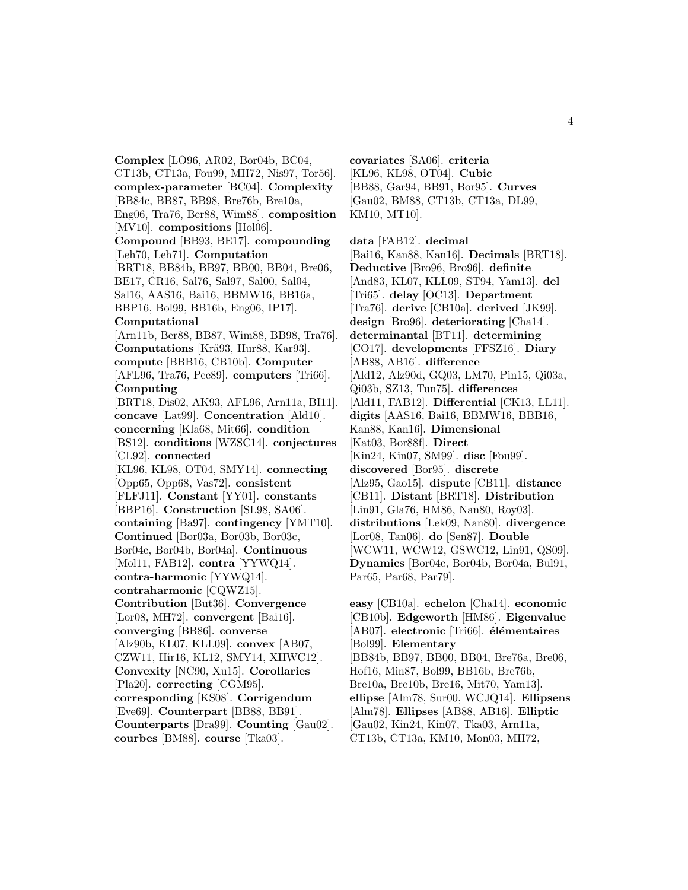**Complex** [LO96, AR02, Bor04b, BC04, CT13b, CT13a, Fou99, MH72, Nis97, Tor56]. **complex-parameter** [BC04]. **Complexity** [BB84c, BB87, BB98, Bre76b, Bre10a, Eng06, Tra76, Ber88, Wim88]. **composition** [MV10]. **compositions** [Hol06]. **Compound** [BB93, BE17]. **compounding** [Leh70, Leh71]. **Computation** [BRT18, BB84b, BB97, BB00, BB04, Bre06, BE17, CR16, Sal76, Sal97, Sal00, Sal04, Sal16, AAS16, Bai16, BBMW16, BB16a, BBP16, Bol99, BB16b, Eng06, IP17]. **Computational** [Arn11b, Ber88, BB87, Wim88, BB98, Tra76]. **Computations** [Krä93, Hur88, Kar93]. **compute** [BBB16, CB10b]. **Computer** [AFL96, Tra76, Pee89]. **computers** [Tri66]. **Computing** [BRT18, Dis02, AK93, AFL96, Arn11a, BI11]. **concave** [Lat99]. **Concentration** [Ald10]. **concerning** [Kla68, Mit66]. **condition** [BS12]. **conditions** [WZSC14]. **conjectures** [CL92]. **connected** [KL96, KL98, OT04, SMY14]. **connecting** [Opp65, Opp68, Vas72]. **consistent** [FLFJ11]. **Constant** [YY01]. **constants** [BBP16]. **Construction** [SL98, SA06]. **containing** [Ba97]. **contingency** [YMT10]. **Continued** [Bor03a, Bor03b, Bor03c, Bor04c, Bor04b, Bor04a]. **Continuous** [Mol11, FAB12]. **contra** [YYWQ14]. **contra-harmonic** [YYWQ14]. **contraharmonic** [CQWZ15]. **Contribution** [But36]. **Convergence** [Lor08, MH72]. **convergent** [Bai16]. **converging** [BB86]. **converse** [Alz90b, KL07, KLL09]. **convex** [AB07, CZW11, Hir16, KL12, SMY14, XHWC12]. **Convexity** [NC90, Xu15]. **Corollaries** [Pla20]. **correcting** [CGM95]. **corresponding** [KS08]. **Corrigendum** [Eve69]. **Counterpart** [BB88, BB91]. **Counterparts** [Dra99]. **Counting** [Gau02]. **courbes** [BM88]. **course** [Tka03].

**covariates** [SA06]. **criteria** [KL96, KL98, OT04]. **Cubic** [BB88, Gar94, BB91, Bor95]. **Curves** [Gau02, BM88, CT13b, CT13a, DL99, KM10, MT10].

**data** [FAB12]. **decimal** [Bai16, Kan88, Kan16]. **Decimals** [BRT18]. **Deductive** [Bro96, Bro96]. **definite** [And83, KL07, KLL09, ST94, Yam13]. **del** [Tri65]. **delay** [OC13]. **Department** [Tra76]. **derive** [CB10a]. **derived** [JK99]. **design** [Bro96]. **deteriorating** [Cha14]. **determinantal** [BT11]. **determining** [CO17]. **developments** [FFSZ16]. **Diary** [AB88, AB16]. **difference** [Ald12, Alz90d, GQ03, LM70, Pin15, Qi03a, Qi03b, SZ13, Tun75]. **differences** [Ald11, FAB12]. **Differential** [CK13, LL11]. **digits** [AAS16, Bai16, BBMW16, BBB16, Kan88, Kan16]. **Dimensional** [Kat03, Bor88f]. **Direct** [Kin24, Kin07, SM99]. **disc** [Fou99]. **discovered** [Bor95]. **discrete** [Alz95, Gao15]. **dispute** [CB11]. **distance** [CB11]. **Distant** [BRT18]. **Distribution** [Lin91, Gla76, HM86, Nan80, Roy03]. **distributions** [Lek09, Nan80]. **divergence** [Lor08, Tan06]. **do** [Sen87]. **Double** [WCW11, WCW12, GSWC12, Lin91, QS09]. **Dynamics** [Bor04c, Bor04b, Bor04a, Bul91, Par65, Par68, Par79].

**easy** [CB10a]. **echelon** [Cha14]. **economic** [CB10b]. **Edgeworth** [HM86]. **Eigenvalue** [AB07]. **electronic** [Tri66]. **élémentaires** [Bol99]. **Elementary** [BB84b, BB97, BB00, BB04, Bre76a, Bre06, Hof16, Min87, Bol99, BB16b, Bre76b, Bre10a, Bre10b, Bre16, Mit70, Yam13]. **ellipse** [Alm78, Sur00, WCJQ14]. **Ellipsens** [Alm78]. **Ellipses** [AB88, AB16]. **Elliptic** [Gau02, Kin24, Kin07, Tka03, Arn11a, CT13b, CT13a, KM10, Mon03, MH72,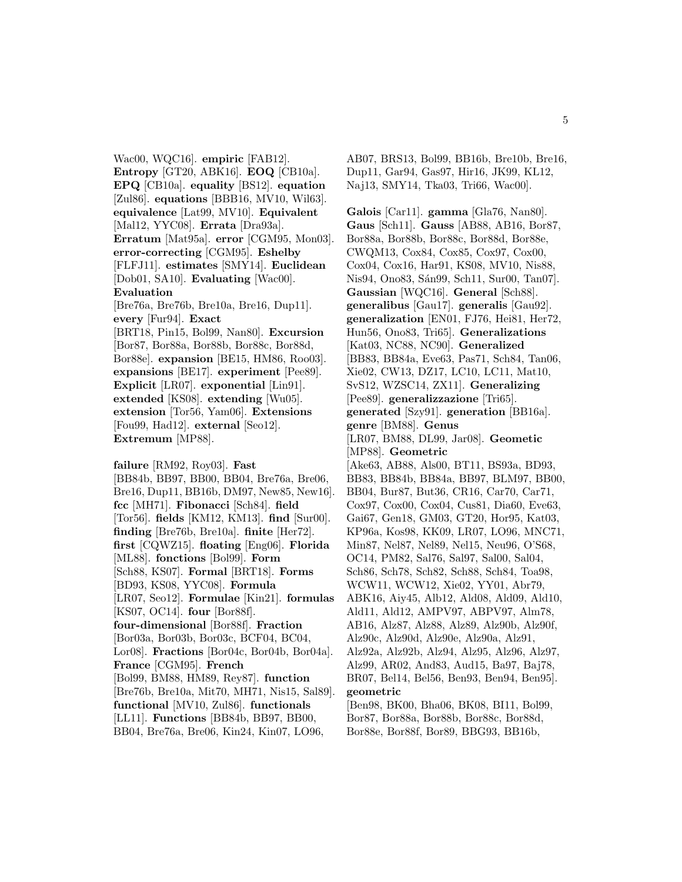Wac00, WQC16]. **empiric** [FAB12]. **Entropy** [GT20, ABK16]. **EOQ** [CB10a]. **EPQ** [CB10a]. **equality** [BS12]. **equation** [Zul86]. **equations** [BBB16, MV10, Wil63]. **equivalence** [Lat99, MV10]. **Equivalent** [Mal12, YYC08]. **Errata** [Dra93a]. **Erratum** [Mat95a]. **error** [CGM95, Mon03]. **error-correcting** [CGM95]. **Eshelby** [FLFJ11]. **estimates** [SMY14]. **Euclidean** [Dob01, SA10]. **Evaluating** [Wac00]. **Evaluation** [Bre76a, Bre76b, Bre10a, Bre16, Dup11]. **every** [Fur94]. **Exact** [BRT18, Pin15, Bol99, Nan80]. **Excursion** [Bor87, Bor88a, Bor88b, Bor88c, Bor88d, Bor88e]. **expansion** [BE15, HM86, Roo03]. **expansions** [BE17]. **experiment** [Pee89]. **Explicit** [LR07]. **exponential** [Lin91]. **extended** [KS08]. **extending** [Wu05]. **extension** [Tor56, Yam06]. **Extensions** [Fou99, Had12]. **external** [Seo12]. **Extremum** [MP88].

**failure** [RM92, Roy03]. **Fast** [BB84b, BB97, BB00, BB04, Bre76a, Bre06, Bre16, Dup11, BB16b, DM97, New85, New16]. **fcc** [MH71]. **Fibonacci** [Sch84]. **field** [Tor56]. **fields** [KM12, KM13]. **find** [Sur00]. **finding** [Bre76b, Bre10a]. **finite** [Her72]. **first** [CQWZ15]. **floating** [Eng06]. **Florida** [ML88]. **fonctions** [Bol99]. **Form** [Sch88, KS07]. **Formal** [BRT18]. **Forms** [BD93, KS08, YYC08]. **Formula** [LR07, Seo12]. **Formulae** [Kin21]. **formulas** [KS07, OC14]. **four** [Bor88f]. **four-dimensional** [Bor88f]. **Fraction** [Bor03a, Bor03b, Bor03c, BCF04, BC04, Lor08]. **Fractions** [Bor04c, Bor04b, Bor04a]. **France** [CGM95]. **French** [Bol99, BM88, HM89, Rey87]. **function** [Bre76b, Bre10a, Mit70, MH71, Nis15, Sal89]. **functional** [MV10, Zul86]. **functionals** [LL11]. **Functions** [BB84b, BB97, BB00, BB04, Bre76a, Bre06, Kin24, Kin07, LO96, AB07, BRS13, Bol99, BB16b, Bre10b, Bre16, Dup11, Gar94, Gas97, Hir16, JK99, KL12, Naj13, SMY14, Tka03, Tri66, Wac00].

**Galois** [Car11]. **gamma** [Gla76, Nan80]. **Gaus** [Sch11]. **Gauss** [AB88, AB16, Bor87, Bor88a, Bor88b, Bor88c, Bor88d, Bor88e, CWQM13, Cox84, Cox85, Cox97, Cox00, Cox04, Cox16, Har91, KS08, MV10, Nis88, Nis94, Ono83, Sán99, Sch11, Sur00, Tan07]. **Gaussian** [WQC16]. **General** [Sch88]. **generalibus** [Gau17]. **generalis** [Gau92]. **generalization** [EN01, FJ76, Hei81, Her72, Hun56, Ono83, Tri65]. **Generalizations** [Kat03, NC88, NC90]. **Generalized** [BB83, BB84a, Eve63, Pas71, Sch84, Tan06, Xie02, CW13, DZ17, LC10, LC11, Mat10, SvS12, WZSC14, ZX11]. **Generalizing** [Pee89]. **generalizzazione** [Tri65]. **generated** [Szy91]. **generation** [BB16a]. **genre** [BM88]. **Genus** [LR07, BM88, DL99, Jar08]. **Geometic** [MP88]. **Geometric** [Ake63, AB88, Als00, BT11, BS93a, BD93, BB83, BB84b, BB84a, BB97, BLM97, BB00, BB04, Bur87, But36, CR16, Car70, Car71, Cox97, Cox00, Cox04, Cus81, Dia60, Eve63, Gai67, Gen18, GM03, GT20, Hor95, Kat03, KP96a, Kos98, KK09, LR07, LO96, MNC71, Min87, Nel87, Nel89, Nel15, Neu96, O'S68, OC14, PM82, Sal76, Sal97, Sal00, Sal04, Sch86, Sch78, Sch82, Sch88, Sch84, Toa98, WCW11, WCW12, Xie02, YY01, Abr79, ABK16, Aiy45, Alb12, Ald08, Ald09, Ald10, Ald11, Ald12, AMPV97, ABPV97, Alm78, AB16, Alz87, Alz88, Alz89, Alz90b, Alz90f, Alz90c, Alz90d, Alz90e, Alz90a, Alz91, Alz92a, Alz92b, Alz94, Alz95, Alz96, Alz97, Alz99, AR02, And83, Aud15, Ba97, Baj78, BR07, Bel14, Bel56, Ben93, Ben94, Ben95]. **geometric** [Ben98, BK00, Bha06, BK08, BI11, Bol99, Bor87, Bor88a, Bor88b, Bor88c, Bor88d, Bor88e, Bor88f, Bor89, BBG93, BB16b,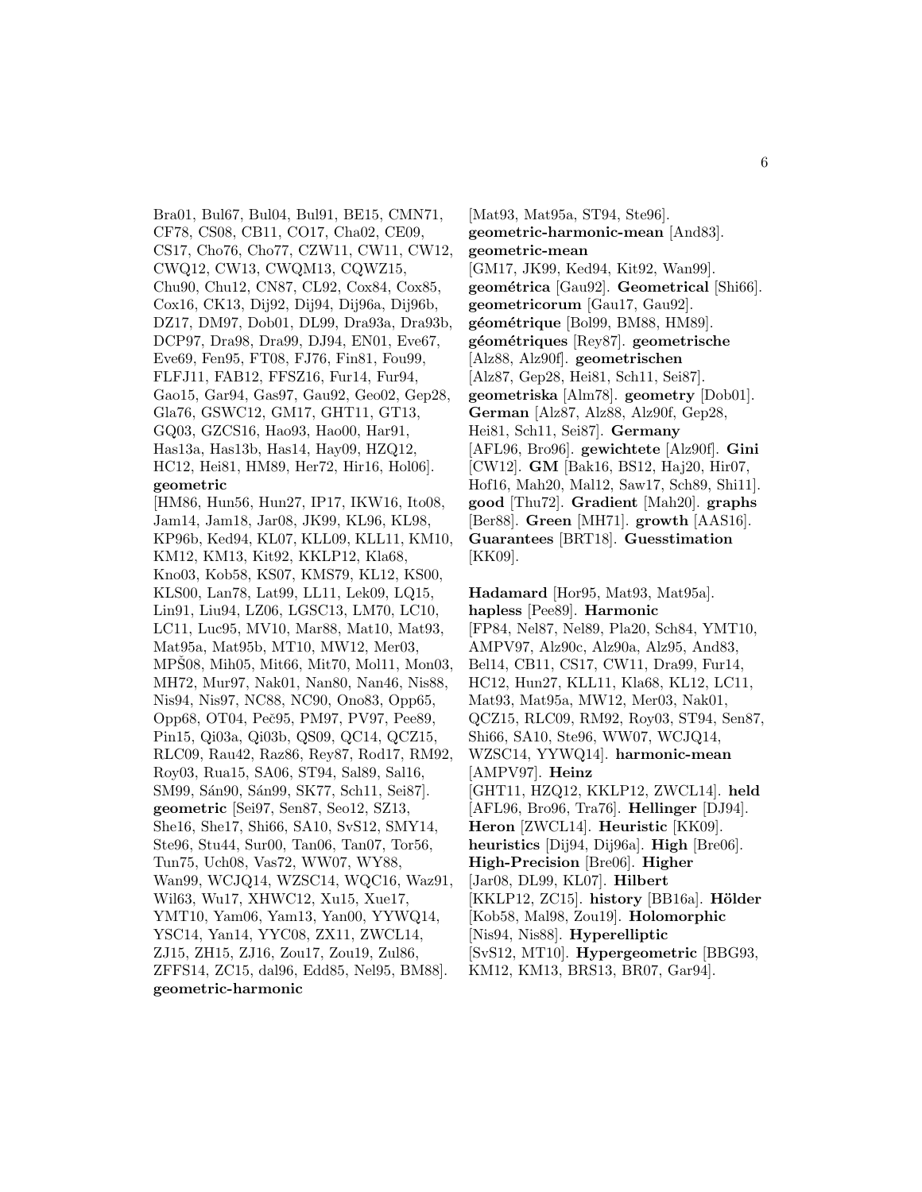Bra01, Bul67, Bul04, Bul91, BE15, CMN71, CF78, CS08, CB11, CO17, Cha02, CE09, CS17, Cho76, Cho77, CZW11, CW11, CW12, CWQ12, CW13, CWQM13, CQWZ15, Chu90, Chu12, CN87, CL92, Cox84, Cox85, Cox16, CK13, Dij92, Dij94, Dij96a, Dij96b, DZ17, DM97, Dob01, DL99, Dra93a, Dra93b, DCP97, Dra98, Dra99, DJ94, EN01, Eve67, Eve69, Fen95, FT08, FJ76, Fin81, Fou99, FLFJ11, FAB12, FFSZ16, Fur14, Fur94, Gao15, Gar94, Gas97, Gau92, Geo02, Gep28, Gla76, GSWC12, GM17, GHT11, GT13, GQ03, GZCS16, Hao93, Hao00, Har91, Has13a, Has13b, Has14, Hay09, HZQ12, HC12, Hei81, HM89, Her72, Hir16, Hol06].
**geometric**
[HM86, Hun56, Hun27, IP17, IKW16, Ito08, Jam14, Jam18, Jar08, JK99, KL96, KL98, KP96b, Ked94, KL07, KLL09, KLL11, KM10, KM12, KM13, Kit92, KKLP12, Kla68, Kno03, Kob58, KS07, KMS79, KL12, KS00, KLS00, Lan78, Lat99, LL11, Lek09, LQ15, Lin91, Liu94, LZ06, LGSC13, LM70, LC10, LC11, Luc95, MV10, Mar88, Mat10, Mat93, Mat95a, Mat95b, MT10, MW12, Mer03, MPŠ08, Mih05, Mit66, Mit70, Mol11, Mon03, MH72, Mur97, Nak01, Nan80, Nan46, Nis88, Nis94, Nis97, NC88, NC90, Ono83, Opp65, Opp68, OT04, Peč95, PM97, PV97, Pee89, Pin15, Qi03a, Qi03b, QS09, QC14, QCZ15, RLC09, Rau42, Raz86, Rey87, Rod17, RM92, Roy03, Rua15, SA06, ST94, Sal89, Sal16, SM99, Sán90, Sán99, SK77, Sch11, Sei87].
**geometric** [Sei97, Sen87, Seo12, SZ13, She16, She17, Shi66, SA10, SvS12, SMY14, Ste96, Stu44, Sur00, Tan06, Tan07, Tor56, Tun75, Uch08, Vas72, WW07, WY88, Wan99, WCJQ14, WZSC14, WQC16, Waz91, Wil63, Wu17, XHWC12, Xu15, Xue17, YMT10, Yam06, Yam13, Yan00, YYWQ14, YSC14, Yan14, YYC08, ZX11, ZWCL14, ZJ15, ZH15, ZJ16, Zou17, Zou19, Zul86, ZFFS14, ZC15, dal96, Edd85, Nel95, BM88].
**geometric-harmonic**
[Mat93, Mat95a, ST94, Ste96].
**geometric-harmonic-mean** [And83].
**geometric-mean**
[GM17, JK99, Ked94, Kit92, Wan99].
**geométrica** [Gau92]. **Geometrical** [Shi66].
**geometricorum** [Gau17, Gau92].
**géométrique** [Bol99, BM88, HM89].
**géométriques** [Rey87]. **geometrische**
[Alz88, Alz90f]. **geometrischen**
[Alz87, Gep28, Hei81, Sch11, Sei87].
**geometriska** [Alm78]. **geometry** [Dob01].
**German** [Alz87, Alz88, Alz90f, Gep28, Hei81, Sch11, Sei87]. **Germany**
[AFL96, Bro96]. **gewichtete** [Alz90f]. **Gini**
[CW12]. **GM** [Bak16, BS12, Haj20, Hir07, Hof16, Mah20, Mal12, Saw17, Sch89, Shi11].
**good** [Thu72]. **Gradient** [Mah20]. **graphs**
[Ber88]. **Green** [MH71]. **growth** [AAS16].
**Guarantees** [BRT18]. **Guesstimation**
[KK09].

**Hadamard** [Hor95, Mat93, Mat95a].
**hapless** [Pee89]. **Harmonic**
[FP84, Nel87, Nel89, Pla20, Sch84, YMT10, AMPV97, Alz90c, Alz90a, Alz95, And83, Bel14, CB11, CS17, CW11, Dra99, Fur14, HC12, Hun27, KLL11, Kla68, KL12, LC11, Mat93, Mat95a, MW12, Mer03, Nak01, QCZ15, RLC09, RM92, Roy03, ST94, Sen87, Shi66, SA10, Ste96, WW07, WCJQ14, WZSC14, YYWQ14]. **harmonic-mean**
[AMPV97]. **Heinz**
[GHT11, HZQ12, KKLP12, ZWCL14]. **held**
[AFL96, Bro96, Tra76]. **Hellinger** [DJ94].
**Heron** [ZWCL14]. **Heuristic** [KK09].
**heuristics** [Dij94, Dij96a]. **High** [Bre06].
**High-Precision** [Bre06]. **Higher**
[Jar08, DL99, KL07]. **Hilbert**
[KKLP12, ZC15]. **history** [BB16a]. **Hölder**
[Kob58, Mal98, Zou19]. **Holomorphic**
[Nis94, Nis88]. **Hyperelliptic**
[SvS12, MT10]. **Hypergeometric** [BBG93, KM12, KM13, BRS13, BR07, Gar94].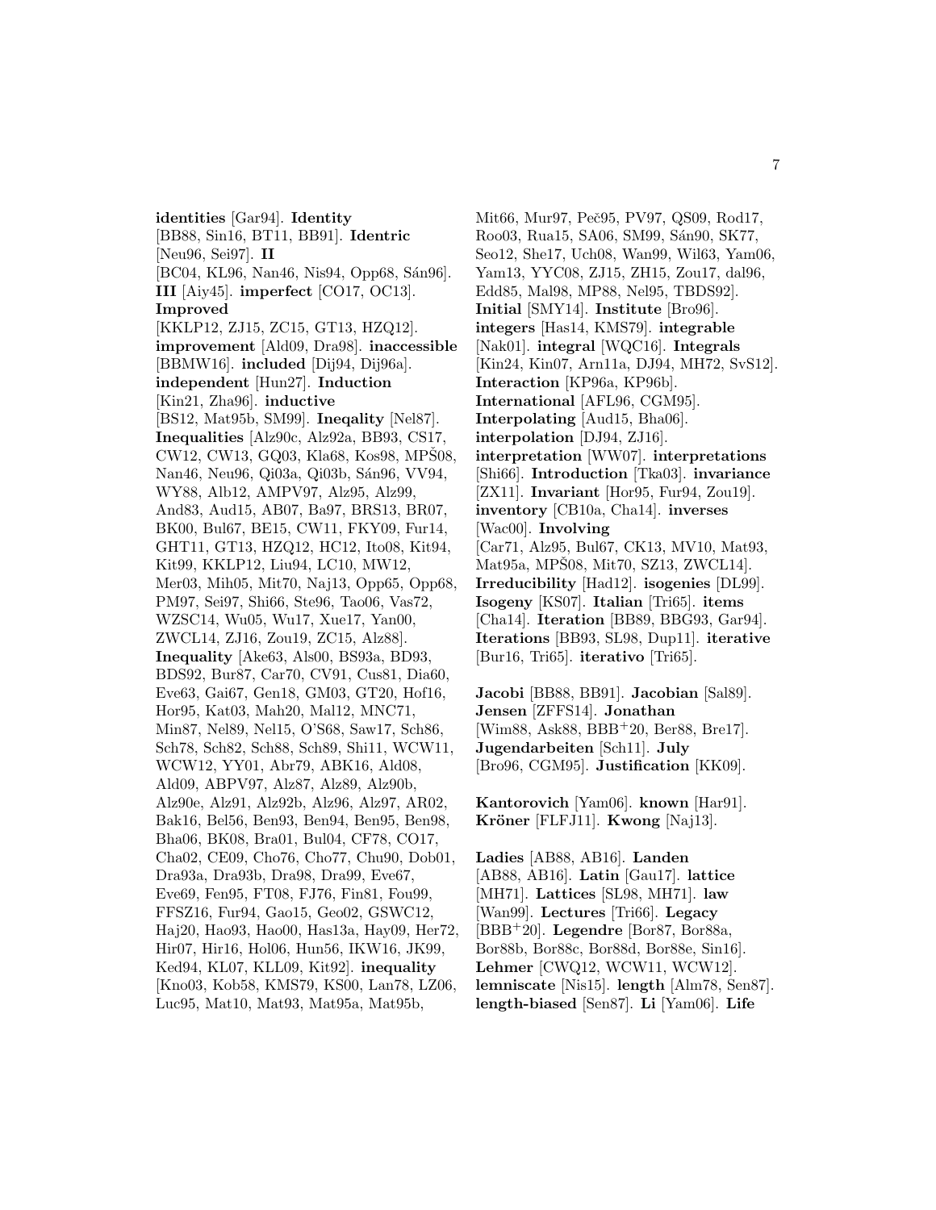**identities** [Gar94]. **Identity** [BB88, Sin16, BT11, BB91]. **Identric** [Neu96, Sei97]. **II** [BC04, KL96, Nan46, Nis94, Opp68, Sán96]. **III** [Aiy45]. **imperfect** [CO17, OC13]. **Improved** [KKLP12, ZJ15, ZC15, GT13, HZQ12]. **improvement** [Ald09, Dra98]. **inaccessible** [BBMW16]. **included** [Dij94, Dij96a]. **independent** [Hun27]. **Induction** [Kin21, Zha96]. **inductive** [BS12, Mat95b, SM99]. **Ineqality** [Nel87]. **Inequalities** [Alz90c, Alz92a, BB93, CS17, CW12, CW13, GQ03, Kla68, Kos98, MPŠ08, Nan46, Neu96, Qi03a, Qi03b, Sán96, VV94, WY88, Alb12, AMPV97, Alz95, Alz99, And83, Aud15, AB07, Ba97, BRS13, BR07, BK00, Bul67, BE15, CW11, FKY09, Fur14, GHT11, GT13, HZQ12, HC12, Ito08, Kit94, Kit99, KKLP12, Liu94, LC10, MW12, Mer03, Mih05, Mit70, Naj13, Opp65, Opp68, PM97, Sei97, Shi66, Ste96, Tao06, Vas72, WZSC14, Wu05, Wu17, Xue17, Yan00, ZWCL14, ZJ16, Zou19, ZC15, Alz88]. **Inequality** [Ake63, Als00, BS93a, BD93, BDS92, Bur87, Car70, CV91, Cus81, Dia60, Eve63, Gai67, Gen18, GM03, GT20, Hof16, Hor95, Kat03, Mah20, Mal12, MNC71, Min87, Nel89, Nel15, O'S68, Saw17, Sch86, Sch78, Sch82, Sch88, Sch89, Shi11, WCW11, WCW12, YY01, Abr79, ABK16, Ald08, Ald09, ABPV97, Alz87, Alz89, Alz90b, Alz90e, Alz91, Alz92b, Alz96, Alz97, AR02, Bak16, Bel56, Ben93, Ben94, Ben95, Ben98, Bha06, BK08, Bra01, Bul04, CF78, CO17, Cha02, CE09, Cho76, Cho77, Chu90, Dob01, Dra93a, Dra93b, Dra98, Dra99, Eve67, Eve69, Fen95, FT08, FJ76, Fin81, Fou99, FFSZ16, Fur94, Gao15, Geo02, GSWC12, Haj20, Hao93, Hao00, Has13a, Hay09, Her72, Hir07, Hir16, Hol06, Hun56, IKW16, JK99, Ked94, KL07, KLL09, Kit92]. **inequality** [Kno03, Kob58, KMS79, KS00, Lan78, LZ06, Luc95, Mat10, Mat93, Mat95a, Mat95b, Mit66, Mur97, Peč95, PV97, QS09, Rod17, Roo03, Rua15, SA06, SM99, Sán90, SK77, Seo12, She17, Uch08, Wan99, Wil63, Yam06, Yam13, YYC08, ZJ15, ZH15, Zou17, dal96, Edd85, Mal98, MP88, Nel95, TBDS92]. **Initial** [SMY14]. **Institute** [Bro96]. **integers** [Has14, KMS79]. **integrable** [Nak01]. **integral** [WQC16]. **Integrals** [Kin24, Kin07, Arn11a, DJ94, MH72, SvS12]. **Interaction** [KP96a, KP96b]. **International** [AFL96, CGM95]. **Interpolating** [Aud15, Bha06]. **interpolation** [DJ94, ZJ16]. **interpretation** [WW07]. **interpretations** [Shi66]. **Introduction** [Tka03]. **invariance** [ZX11]. **Invariant** [Hor95, Fur94, Zou19]. **inventory** [CB10a, Cha14]. **inverses** [Wac00]. **Involving** [Car71, Alz95, Bul67, CK13, MV10, Mat93, Mat95a, MPŠ08, Mit70, SZ13, ZWCL14]. **Irreducibility** [Had12]. **isogenies** [DL99]. **Isogeny** [KS07]. **Italian** [Tri65]. **items** [Cha14]. **Iteration** [BB89, BBG93, Gar94]. **Iterations** [BB93, SL98, Dup11]. **iterative** [Bur16, Tri65]. **iterativo** [Tri65].

**Jacobi** [BB88, BB91]. **Jacobian** [Sal89]. **Jensen** [ZFFS14]. **Jonathan** [Wim88, Ask88, BBB+20, Ber88, Bre17]. **Jugendarbeiten** [Sch11]. **July** [Bro96, CGM95]. **Justification** [KK09].

**Kantorovich** [Yam06]. **known** [Har91]. **Kröner** [FLFJ11]. **Kwong** [Naj13].

**Ladies** [AB88, AB16]. **Landen** [AB88, AB16]. **Latin** [Gau17]. **lattice** [MH71]. **Lattices** [SL98, MH71]. **law** [Wan99]. **Lectures** [Tri66]. **Legacy** [BBB+20]. **Legendre** [Bor87, Bor88a, Bor88b, Bor88c, Bor88d, Bor88e, Sin16]. **Lehmer** [CWQ12, WCW11, WCW12]. **lemniscate** [Nis15]. **length** [Alm78, Sen87]. **length-biased** [Sen87]. **Li** [Yam06]. **Life**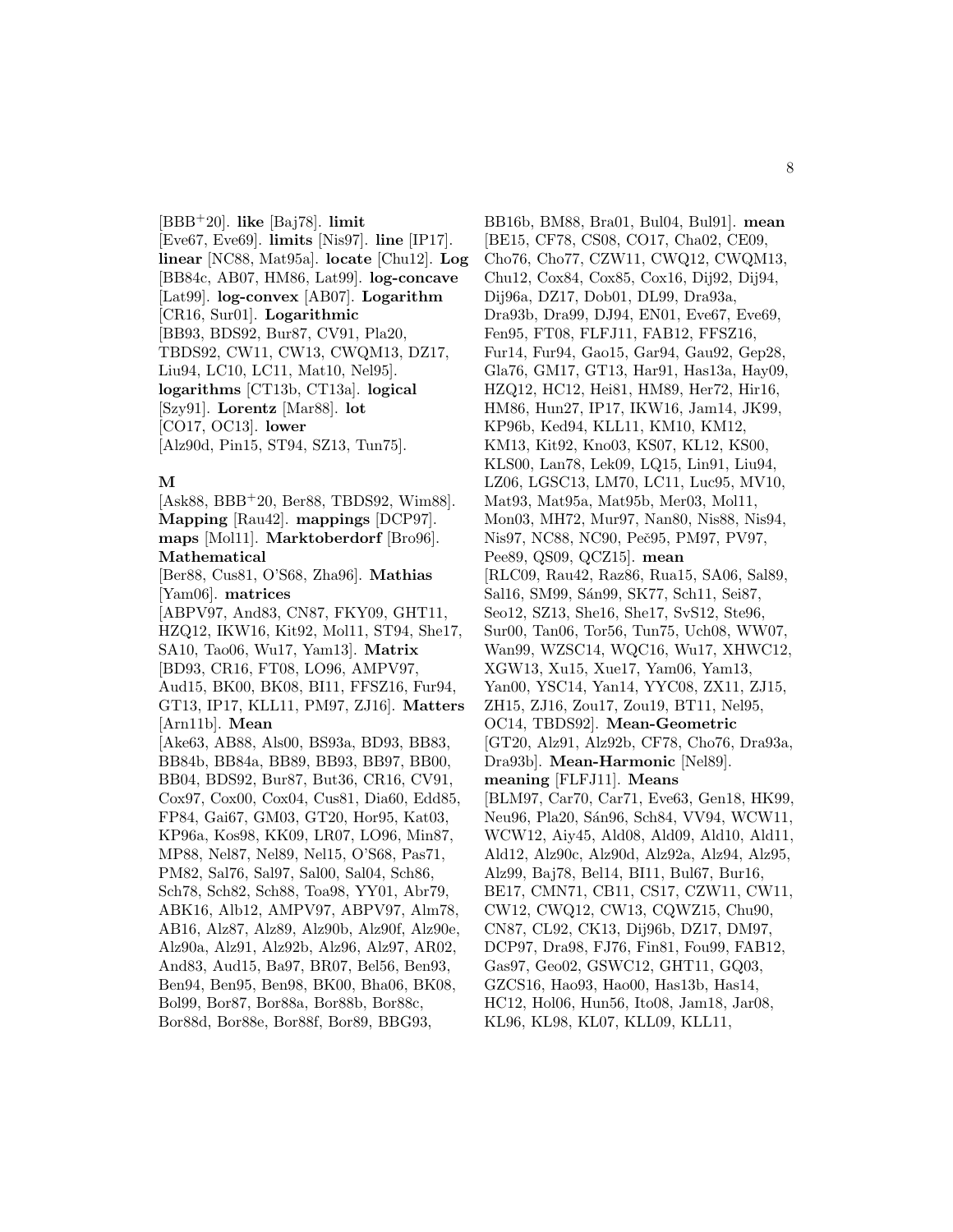[BBB[+]20]. **like** [Baj78]. **limit** [Eve67, Eve69]. **limits** [Nis97]. **line** [IP17]. **linear** [NC88, Mat95a]. **locate** [Chu12]. **Log** [BB84c, AB07, HM86, Lat99]. **log-concave** [Lat99]. **log-convex** [AB07]. **Logarithm** [CR16, Sur01]. **Logarithmic** [BB93, BDS92, Bur87, CV91, Pla20, TBDS92, CW11, CW13, CWQM13, DZ17, Liu94, LC10, LC11, Mat10, Nel95]. **logarithms** [CT13b, CT13a]. **logical** [Szy91]. **Lorentz** [Mar88]. **lot** [CO17, OC13]. **lower** [Alz90d, Pin15, ST94, SZ13, Tun75].

## M

[Ask88, BBB[+]20, Ber88, TBDS92, Wim88]. **Mapping** [Rau42]. **mappings** [DCP97]. **maps** [Mol11]. **Marktoberdorf** [Bro96]. **Mathematical** [Ber88, Cus81, O'S68, Zha96]. **Mathias** [Yam06]. **matrices** [ABPV97, And83, CN87, FKY09, GHT11, HZQ12, IKW16, Kit92, Mol11, ST94, She17, SA10, Tao06, Wu17, Yam13]. **Matrix** [BD93, CR16, FT08, LO96, AMPV97, Aud15, BK00, BK08, BI11, FFSZ16, Fur94, GT13, IP17, KLL11, PM97, ZJ16]. **Matters** [Arn11b]. **Mean** [Ake63, AB88, Als00, BS93a, BD93, BB83, BB84b, BB84a, BB89, BB93, BB97, BB00, BB04, BDS92, Bur87, But36, CR16, CV91, Cox97, Cox00, Cox04, Cus81, Dia60, Edd85, FP84, Gai67, GM03, GT20, Hor95, Kat03, KP96a, Kos98, KK09, LR07, LO96, Min87, MP88, Nel87, Nel89, Nel15, O'S68, Pas71, PM82, Sal76, Sal97, Sal00, Sal04, Sch86, Sch78, Sch82, Sch88, Toa98, YY01, Abr79, ABK16, Alb12, AMPV97, ABPV97, Alm78, AB16, Alz87, Alz89, Alz90b, Alz90f, Alz90e, Alz90a, Alz91, Alz92b, Alz96, Alz97, AR02, And83, Aud15, Ba97, BR07, Bel56, Ben93, Ben94, Ben95, Ben98, BK00, Bha06, BK08, Bol99, Bor87, Bor88a, Bor88b, Bor88c, Bor88d, Bor88e, Bor88f, Bor89, BBG93, BB16b, BM88, Bra01, Bul04, Bul91]. **mean** [BE15, CF78, CS08, CO17, Cha02, CE09, Cho76, Cho77, CZW11, CWQ12, CWQM13, Chu12, Cox84, Cox85, Cox16, Dij92, Dij94, Dij96a, DZ17, Dob01, DL99, Dra93a, Dra93b, Dra99, DJ94, EN01, Eve67, Eve69, Fen95, FT08, FLFJ11, FAB12, FFSZ16, Fur14, Fur94, Gao15, Gar94, Gau92, Gep28, Gla76, GM17, GT13, Har91, Has13a, Hay09, HZQ12, HC12, Hei81, HM89, Her72, Hir16, HM86, Hun27, IP17, IKW16, Jam14, JK99, KP96b, Ked94, KLL11, KM10, KM12, KM13, Kit92, Kno03, KS07, KL12, KS00, KLS00, Lan78, Lek09, LQ15, Lin91, Liu94, LZ06, LGSC13, LM70, LC11, Luc95, MV10, Mat93, Mat95a, Mat95b, Mer03, Mol11, Mon03, MH72, Mur97, Nan80, Nis88, Nis94, Nis97, NC88, NC90, Peč95, PM97, PV97, Pee89, QS09, QCZ15]. **mean** [RLC09, Rau42, Raz86, Rua15, SA06, Sal89, Sal16, SM99, Sán99, SK77, Sch11, Sei87, Seo12, SZ13, She16, She17, SvS12, Ste96, Sur00, Tan06, Tor56, Tun75, Uch08, WW07, Wan99, WZSC14, WQC16, Wu17, XHWC12, XGW13, Xu15, Xue17, Yam06, Yam13, Yan00, YSC14, Yan14, YYC08, ZX11, ZJ15, ZH15, ZJ16, Zou17, Zou19, BT11, Nel95, OC14, TBDS92]. **Mean-Geometric** [GT20, Alz91, Alz92b, CF78, Cho76, Dra93a, Dra93b]. **Mean-Harmonic** [Nel89]. **meaning** [FLFJ11]. **Means** [BLM97, Car70, Car71, Eve63, Gen18, HK99, Neu96, Pla20, Sán96, Sch84, VV94, WCW11, WCW12, Aiy45, Ald08, Ald09, Ald10, Ald11, Ald12, Alz90c, Alz90d, Alz92a, Alz94, Alz95, Alz99, Baj78, Bel14, BI11, Bul67, Bur16, BE17, CMN71, CB11, CS17, CZW11, CW11, CW12, CWQ12, CW13, CQWZ15, Chu90, CN87, CL92, CK13, Dij96b, DZ17, DM97, DCP97, Dra98, FJ76, Fin81, Fou99, FAB12, Gas97, Geo02, GSWC12, GHT11, GQ03, GZCS16, Hao93, Hao00, Has13b, Has14, HC12, Hol06, Hun56, Ito08, Jam18, Jar08, KL96, KL98, KL07, KLL09, KLL11,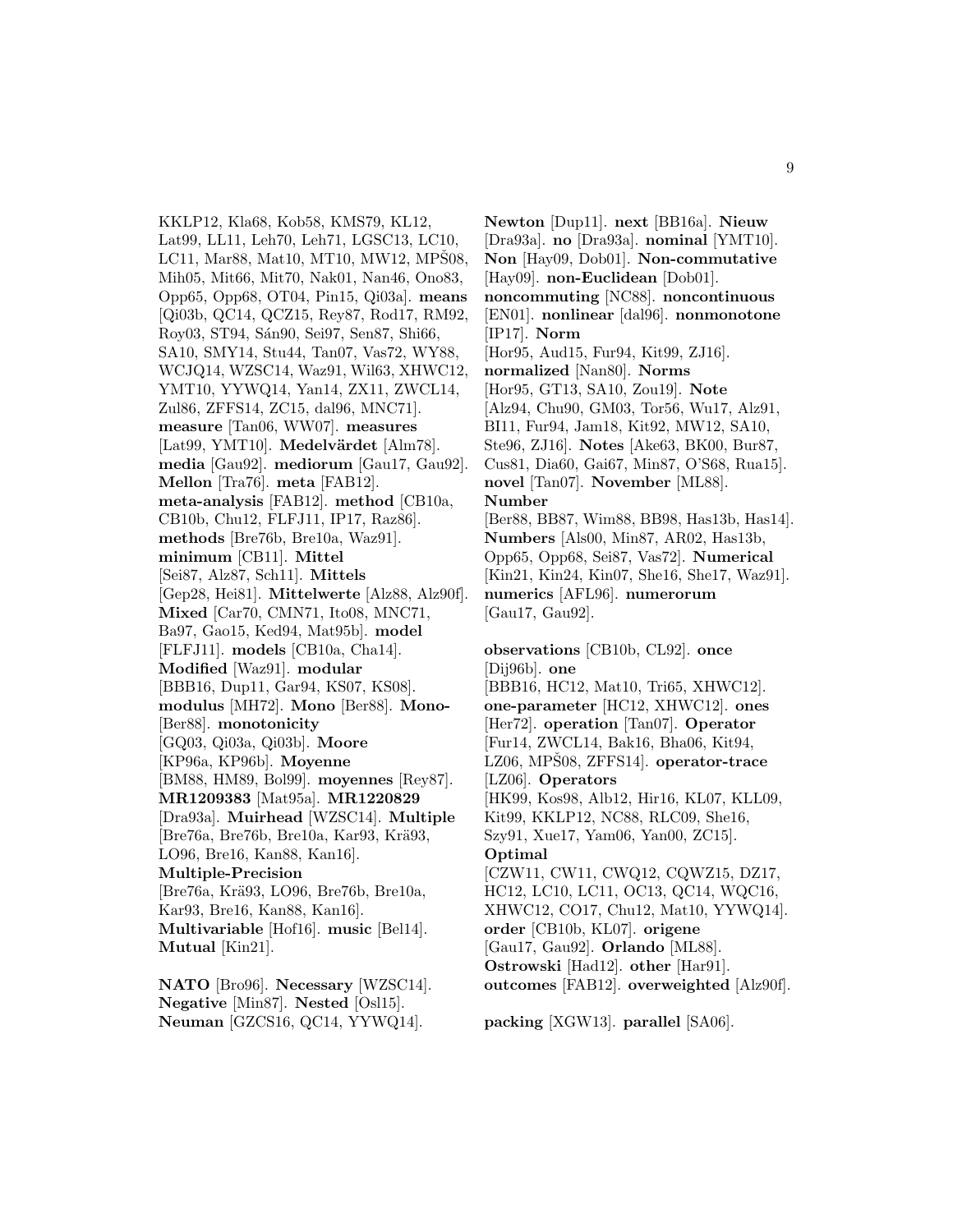KKLP12, Kla68, Kob58, KMS79, KL12, Lat99, LL11, Leh70, Leh71, LGSC13, LC10, LC11, Mar88, Mat10, MT10, MW12, MPŠ08, Mih05, Mit66, Mit70, Nak01, Nan46, Ono83, Opp65, Opp68, OT04, Pin15, Qi03a]. **means** [Qi03b, QC14, QCZ15, Rey87, Rod17, RM92, Roy03, ST94, Sán90, Sei97, Sen87, Shi66, SA10, SMY14, Stu44, Tan07, Vas72, WY88, WCJQ14, WZSC14, Waz91, Wil63, XHWC12, YMT10, YYWQ14, Yan14, ZX11, ZWCL14, Zul86, ZFFS14, ZC15, dal96, MNC71]. **measure** [Tan06, WW07]. **measures** [Lat99, YMT10]. **Medelvärdet** [Alm78]. **media** [Gau92]. **mediorum** [Gau17, Gau92]. **Mellon** [Tra76]. **meta** [FAB12]. **meta-analysis** [FAB12]. **method** [CB10a, CB10b, Chu12, FLFJ11, IP17, Raz86]. **methods** [Bre76b, Bre10a, Waz91]. **minimum** [CB11]. **Mittel** [Sei87, Alz87, Sch11]. **Mittels** [Gep28, Hei81]. **Mittelwerte** [Alz88, Alz90f]. **Mixed** [Car70, CMN71, Ito08, MNC71, Ba97, Gao15, Ked94, Mat95b]. **model** [FLFJ11]. **models** [CB10a, Cha14]. **Modified** [Waz91]. **modular** [BBB16, Dup11, Gar94, KS07, KS08]. **modulus** [MH72]. **Mono** [Ber88]. **Mono-** [Ber88]. **monotonicity** [GQ03, Qi03a, Qi03b]. **Moore** [KP96a, KP96b]. **Moyenne** [BM88, HM89, Bol99]. **moyennes** [Rey87]. **MR1209383** [Mat95a]. **MR1220829** [Dra93a]. **Muirhead** [WZSC14]. **Multiple** [Bre76a, Bre76b, Bre10a, Kar93, Krä93, LO96, Bre16, Kan88, Kan16]. **Multiple-Precision** [Bre76a, Krä93, LO96, Bre76b, Bre10a, Kar93, Bre16, Kan88, Kan16]. **Multivariable** [Hof16]. **music** [Bel14]. **Mutual** [Kin21].

**NATO** [Bro96]. **Necessary** [WZSC14]. **Negative** [Min87]. **Nested** [Osl15]. **Neuman** [GZCS16, QC14, YYWQ14]. **Newton** [Dup11]. **next** [BB16a]. **Nieuw** [Dra93a]. **no** [Dra93a]. **nominal** [YMT10]. **Non** [Hay09, Dob01]. **Non-commutative** [Hay09]. **non-Euclidean** [Dob01]. **noncommuting** [NC88]. **noncontinuous** [EN01]. **nonlinear** [dal96]. **nonmonotone** [IP17]. **Norm** [Hor95, Aud15, Fur94, Kit99, ZJ16]. **normalized** [Nan80]. **Norms** [Hor95, GT13, SA10, Zou19]. **Note** [Alz94, Chu90, GM03, Tor56, Wu17, Alz91, BI11, Fur94, Jam18, Kit92, MW12, SA10, Ste96, ZJ16]. **Notes** [Ake63, BK00, Bur87, Cus81, Dia60, Gai67, Min87, O'S68, Rua15]. **novel** [Tan07]. **November** [ML88]. **Number** [Ber88, BB87, Wim88, BB98, Has13b, Has14]. **Numbers** [Als00, Min87, AR02, Has13b, Opp65, Opp68, Sei87, Vas72]. **Numerical** [Kin21, Kin24, Kin07, She16, She17, Waz91]. **numerics** [AFL96]. **numerorum** [Gau17, Gau92].

**observations** [CB10b, CL92]. **once** [Dij96b]. **one** [BBB16, HC12, Mat10, Tri65, XHWC12]. **one-parameter** [HC12, XHWC12]. **ones** [Her72]. **operation** [Tan07]. **Operator** [Fur14, ZWCL14, Bak16, Bha06, Kit94, LZ06, MPŠ08, ZFFS14]. **operator-trace** [LZ06]. **Operators** [HK99, Kos98, Alb12, Hir16, KL07, KLL09, Kit99, KKLP12, NC88, RLC09, She16, Szy91, Xue17, Yam06, Yan00, ZC15]. **Optimal** [CZW11, CW11, CWQ12, CQWZ15, DZ17, HC12, LC10, LC11, OC13, QC14, WQC16, XHWC12, CO17, Chu12, Mat10, YYWQ14]. **order** [CB10b, KL07]. **origene** [Gau17, Gau92]. **Orlando** [ML88]. **Ostrowski** [Had12]. **other** [Har91]. **outcomes** [FAB12]. **overweighted** [Alz90f].

**packing** [XGW13]. **parallel** [SA06].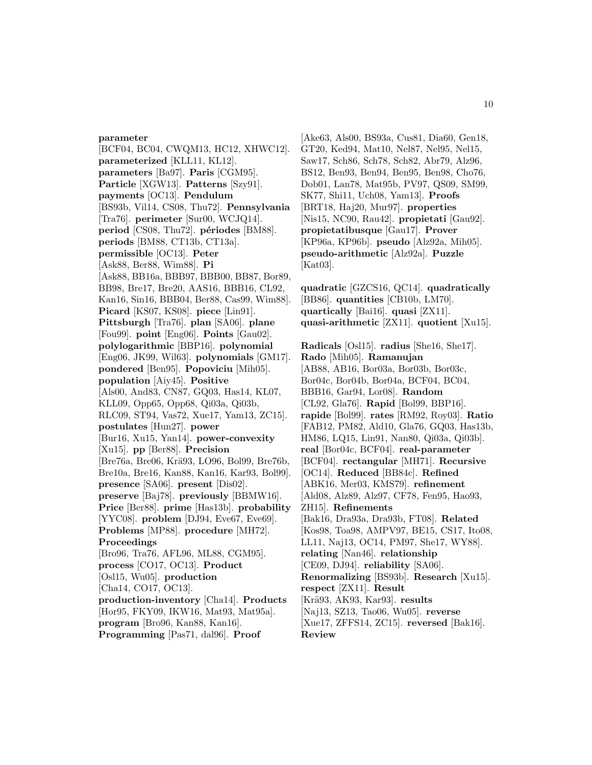**parameter** [BCF04, BC04, CWQM13, HC12, XHWC12]. **parameterized** [KLL11, KL12]. **parameters** [Ba97]. **Paris** [CGM95]. **Particle** [XGW13]. **Patterns** [Szy91]. **payments** [OC13]. **Pendulum** [BS93b, Vil14, CS08, Thu72]. **Pennsylvania** [Tra76]. **perimeter** [Sur00, WCJQ14]. **period** [CS08, Thu72]. **périodes** [BM88]. **periods** [BM88, CT13b, CT13a]. **permissible** [OC13]. **Peter** [Ask88, Ber88, Wim88]. **Pi** [Ask88, BB16a, BBB97, BBB00, BB87, Bor89, BB98, Bre17, Bre20, AAS16, BBB16, CL92, Kan16, Sin16, BBB04, Ber88, Cas99, Wim88]. **Picard** [KS07, KS08]. **piece** [Lin91]. **Pittsburgh** [Tra76]. **plan** [SA06]. **plane** [Fou99]. **point** [Eng06]. **Points** [Gau02]. **polylogarithmic** [BBP16]. **polynomial** [Eng06, JK99, Wil63]. **polynomials** [GM17]. **pondered** [Ben95]. **Popoviciu** [Mih05]. **population** [Aiy45]. **Positive** [Als00, And83, CN87, GQ03, Has14, KL07, KLL09, Opp65, Opp68, Qi03a, Qi03b, RLC09, ST94, Vas72, Xue17, Yam13, ZC15]. **postulates** [Hun27]. **power** [Bur16, Xu15, Yan14]. **power-convexity** [Xu15]. **pp** [Ber88]. **Precision** [Bre76a, Bre06, Krä93, LO96, Bol99, Bre76b, Bre10a, Bre16, Kan88, Kan16, Kar93, Bol99]. **presence** [SA06]. **present** [Dis02]. **preserve** [Baj78]. **previously** [BBMW16]. **Price** [Ber88]. **prime** [Has13b]. **probability** [YYC08]. **problem** [DJ94, Eve67, Eve69]. **Problems** [MP88]. **procedure** [MH72]. **Proceedings** [Bro96, Tra76, AFL96, ML88, CGM95]. **process** [CO17, OC13]. **Product** [Osl15, Wu05]. **production** [Cha14, CO17, OC13]. **production-inventory** [Cha14]. **Products** [Hor95, FKY09, IKW16, Mat93, Mat95a]. **program** [Bro96, Kan88, Kan16]. **Programming** [Pas71, dal96]. **Proof** [Ake63, Als00, BS93a, Cus81, Dia60, Gen18, GT20, Ked94, Mat10, Nel87, Nel95, Nel15, Saw17, Sch86, Sch78, Sch82, Abr79, Alz96, BS12, Ben93, Ben94, Ben95, Ben98, Cho76, Dob01, Lan78, Mat95b, PV97, QS09, SM99, SK77, Shi11, Uch08, Yam13]. **Proofs** [BRT18, Haj20, Mur97]. **properties** [Nis15, NC90, Rau42]. **propietati** [Gau92]. **propietatibusque** [Gau17]. **Prover** [KP96a, KP96b]. **pseudo** [Alz92a, Mih05]. **pseudo-arithmetic** [Alz92a]. **Puzzle** [Kat03].

**quadratic** [GZCS16, QC14]. **quadratically** [BB86]. **quantities** [CB10b, LM70]. **quartically** [Bai16]. **quasi** [ZX11]. **quasi-arithmetic** [ZX11]. **quotient** [Xu15].

**Radicals** [Osl15]. **radius** [She16, She17]. **Rado** [Mih05]. **Ramanujan** [AB88, AB16, Bor03a, Bor03b, Bor03c, Bor04c, Bor04b, Bor04a, BCF04, BC04, BBB16, Gar94, Lor08]. **Random** [CL92, Gla76]. **Rapid** [Bol99, BBP16]. **rapide** [Bol99]. **rates** [RM92, Roy03]. **Ratio** [FAB12, PM82, Ald10, Gla76, GQ03, Has13b, HM86, LQ15, Lin91, Nan80, Qi03a, Qi03b]. **real** [Bor04c, BCF04]. **real-parameter** [BCF04]. **rectangular** [MH71]. **Recursive** [OC14]. **Reduced** [BB84c]. **Refined** [ABK16, Mer03, KMS79]. **refinement** [Ald08, Alz89, Alz97, CF78, Fen95, Hao93, ZH15]. **Refinements** [Bak16, Dra93a, Dra93b, FT08]. **Related** [Kos98, Toa98, AMPV97, BE15, CS17, Ito08, LL11, Naj13, OC14, PM97, She17, WY88]. **relating** [Nan46]. **relationship** [CE09, DJ94]. **reliability** [SA06]. **Renormalizing** [BS93b]. **Research** [Xu15]. **respect** [ZX11]. **Result** [Krä93, AK93, Kar93]. **results** [Naj13, SZ13, Tao06, Wu05]. **reverse** [Xue17, ZFFS14, ZC15]. **reversed** [Bak16]. **Review**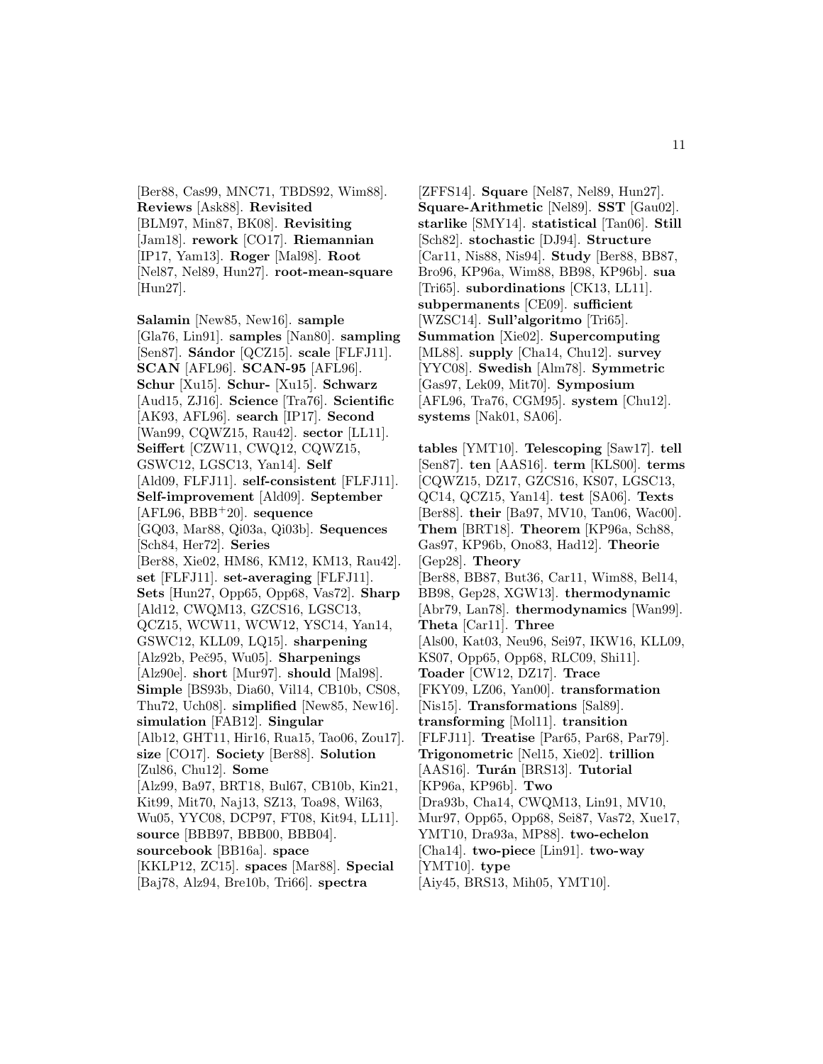[Ber88, Cas99, MNC71, TBDS92, Wim88]. **Reviews** [Ask88]. **Revisited** [BLM97, Min87, BK08]. **Revisiting** [Jam18]. **rework** [CO17]. **Riemannian** [IP17, Yam13]. **Roger** [Mal98]. **Root** [Nel87, Nel89, Hun27]. **root-mean-square** [Hun27].

**Salamin** [New85, New16]. **sample** [Gla76, Lin91]. **samples** [Nan80]. **sampling** [Sen87]. **Sándor** [QCZ15]. **scale** [FLFJ11]. **SCAN** [AFL96]. **SCAN-95** [AFL96]. **Schur** [Xu15]. **Schur-** [Xu15]. **Schwarz** [Aud15, ZJ16]. **Science** [Tra76]. **Scientific** [AK93, AFL96]. **search** [IP17]. **Second** [Wan99, CQWZ15, Rau42]. **sector** [LL11]. **Seiffert** [CZW11, CWQ12, CQWZ15, GSWC12, LGSC13, Yan14]. **Self** [Ald09, FLFJ11]. **self-consistent** [FLFJ11]. **Self-improvement** [Ald09]. **September** [AFL96, BBB+20]. **sequence** [GQ03, Mar88, Qi03a, Qi03b]. **Sequences** [Sch84, Her72]. **Series** [Ber88, Xie02, HM86, KM12, KM13, Rau42]. **set** [FLFJ11]. **set-averaging** [FLFJ11]. **Sets** [Hun27, Opp65, Opp68, Vas72]. **Sharp** [Ald12, CWQM13, GZCS16, LGSC13, QCZ15, WCW11, WCW12, YSC14, Yan14, GSWC12, KLL09, LQ15]. **sharpening** [Alz92b, Peč95, Wu05]. **Sharpenings** [Alz90e]. **short** [Mur97]. **should** [Mal98]. **Simple** [BS93b, Dia60, Vil14, CB10b, CS08, Thu72, Uch08]. **simplified** [New85, New16]. **simulation** [FAB12]. **Singular** [Alb12, GHT11, Hir16, Rua15, Tao06, Zou17]. **size** [CO17]. **Society** [Ber88]. **Solution** [Zul86, Chu12]. **Some** [Alz99, Ba97, BRT18, Bul67, CB10b, Kin21, Kit99, Mit70, Naj13, SZ13, Toa98, Wil63, Wu05, YYC08, DCP97, FT08, Kit94, LL11]. **source** [BBB97, BBB00, BBB04]. **sourcebook** [BB16a]. **space** [KKLP12, ZC15]. **spaces** [Mar88]. **Special** [Baj78, Alz94, Bre10b, Tri66]. **spectra** [ZFFS14]. **Square** [Nel87, Nel89, Hun27]. **Square-Arithmetic** [Nel89]. **SST** [Gau02]. **starlike** [SMY14]. **statistical** [Tan06]. **Still** [Sch82]. **stochastic** [DJ94]. **Structure** [Car11, Nis88, Nis94]. **Study** [Ber88, BB87, Bro96, KP96a, Wim88, BB98, KP96b]. **sua** [Tri65]. **subordinations** [CK13, LL11]. **subpermanents** [CE09]. **sufficient** [WZSC14]. **Sull'algoritmo** [Tri65]. **Summation** [Xie02]. **Supercomputing** [ML88]. **supply** [Cha14, Chu12]. **survey** [YYC08]. **Swedish** [Alm78]. **Symmetric** [Gas97, Lek09, Mit70]. **Symposium** [AFL96, Tra76, CGM95]. **system** [Chu12]. **systems** [Nak01, SA06].

**tables** [YMT10]. **Telescoping** [Saw17]. **tell** [Sen87]. **ten** [AAS16]. **term** [KLS00]. **terms** [CQWZ15, DZ17, GZCS16, KS07, LGSC13, QC14, QCZ15, Yan14]. **test** [SA06]. **Texts** [Ber88]. **their** [Ba97, MV10, Tan06, Wac00]. **Them** [BRT18]. **Theorem** [KP96a, Sch88, Gas97, KP96b, Ono83, Had12]. **Theorie** [Gep28]. **Theory** [Ber88, BB87, But36, Car11, Wim88, Bel14, BB98, Gep28, XGW13]. **thermodynamic** [Abr79, Lan78]. **thermodynamics** [Wan99]. **Theta** [Car11]. **Three** [Als00, Kat03, Neu96, Sei97, IKW16, KLL09, KS07, Opp65, Opp68, RLC09, Shi11]. **Toader** [CW12, DZ17]. **Trace** [FKY09, LZ06, Yan00]. **transformation** [Nis15]. **Transformations** [Sal89]. **transforming** [Mol11]. **transition** [FLFJ11]. **Treatise** [Par65, Par68, Par79]. **Trigonometric** [Nel15, Xie02]. **trillion** [AAS16]. **Turán** [BRS13]. **Tutorial** [KP96a, KP96b]. **Two** [Dra93b, Cha14, CWQM13, Lin91, MV10, Mur97, Opp65, Opp68, Sei87, Vas72, Xue17, YMT10, Dra93a, MP88]. **two-echelon** [Cha14]. **two-piece** [Lin91]. **two-way** [YMT10]. **type** [Aiy45, BRS13, Mih05, YMT10].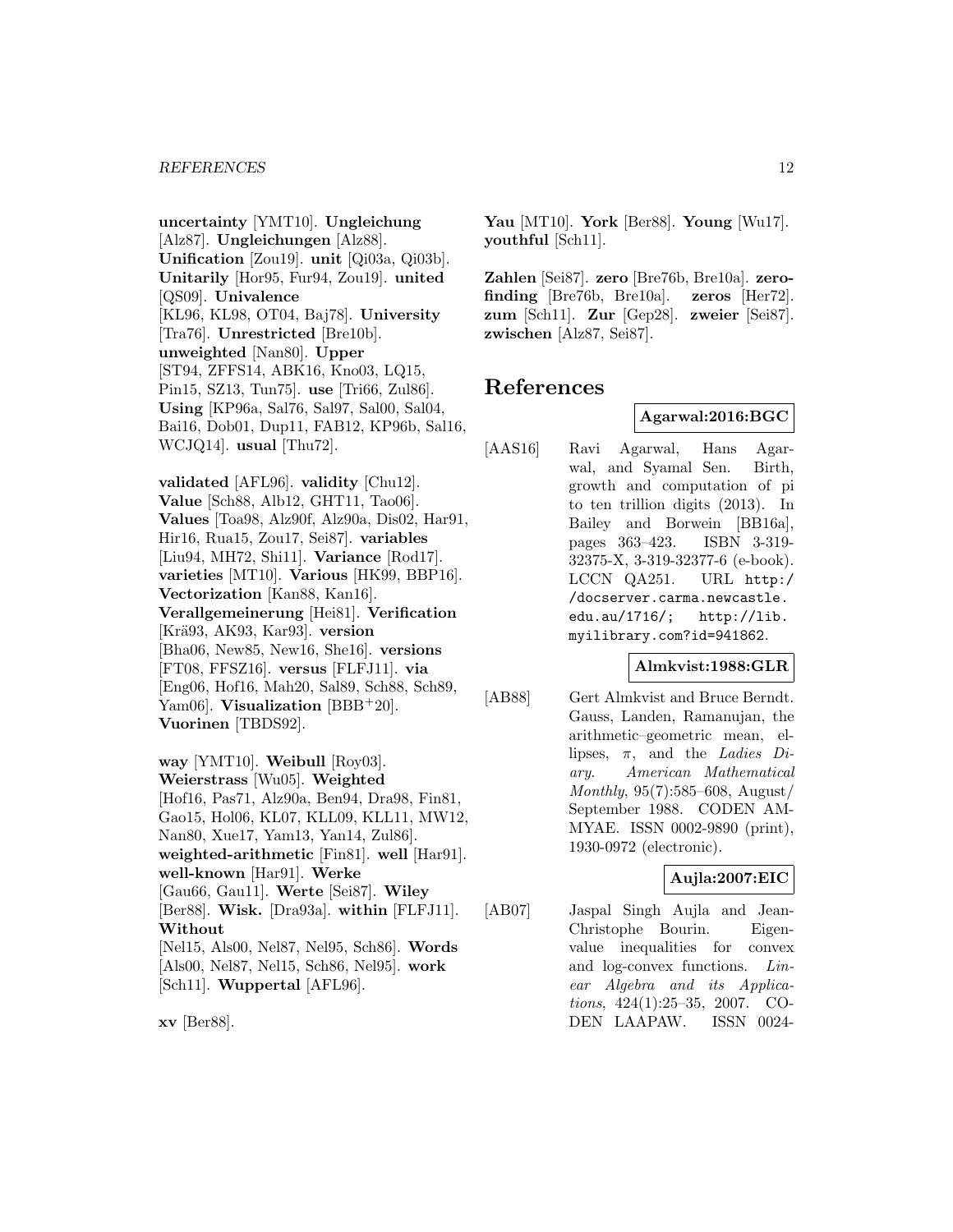**uncertainty** [YMT10]. **Ungleichung** [Alz87]. **Ungleichungen** [Alz88]. **Unification** [Zou19]. **unit** [Qi03a, Qi03b]. **Unitarily** [Hor95, Fur94, Zou19]. **united** [QS09]. **Univalence** [KL96, KL98, OT04, Baj78]. **University** [Tra76]. **Unrestricted** [Bre10b]. **unweighted** [Nan80]. **Upper** [ST94, ZFFS14, ABK16, Kno03, LQ15, Pin15, SZ13, Tun75]. **use** [Tri66, Zul86]. **Using** [KP96a, Sal76, Sal97, Sal00, Sal04, Bai16, Dob01, Dup11, FAB12, KP96b, Sal16, WCJQ14]. **usual** [Thu72].

**validated** [AFL96]. **validity** [Chu12]. **Value** [Sch88, Alb12, GHT11, Tao06]. **Values** [Toa98, Alz90f, Alz90a, Dis02, Har91, Hir16, Rua15, Zou17, Sei87]. **variables** [Liu94, MH72, Shi11]. **Variance** [Rod17]. **varieties** [MT10]. **Various** [HK99, BBP16]. **Vectorization** [Kan88, Kan16]. **Verallgemeinerung** [Hei81]. **Verification** [Krä93, AK93, Kar93]. **version** [Bha06, New85, New16, She16]. **versions** [FT08, FFSZ16]. **versus** [FLFJ11]. **via** [Eng06, Hof16, Mah20, Sal89, Sch88, Sch89, Yam06]. **Visualization** [BBB+20]. **Vuorinen** [TBDS92].

**way** [YMT10]. **Weibull** [Roy03]. **Weierstrass** [Wu05]. **Weighted** [Hof16, Pas71, Alz90a, Ben94, Dra98, Fin81, Gao15, Hol06, KL07, KLL09, KLL11, MW12, Nan80, Xue17, Yam13, Yan14, Zul86]. **weighted-arithmetic** [Fin81]. **well** [Har91]. **well-known** [Har91]. **Werke** [Gau66, Gau11]. **Werte** [Sei87]. **Wiley** [Ber88]. **Wisk.** [Dra93a]. **within** [FLFJ11]. **Without** [Nel15, Als00, Nel87, Nel95, Sch86]. **Words** [Als00, Nel87, Nel15, Sch86, Nel95]. **work** [Sch11]. **Wuppertal** [AFL96].

**xv** [Ber88].

**Yau** [MT10]. **York** [Ber88]. **Young** [Wu17]. **youthful** [Sch11].

**Zahlen** [Sei87]. **zero** [Bre76b, Bre10a]. **zero-finding** [Bre76b, Bre10a]. **zeros** [Her72]. **zum** [Sch11]. **Zur** [Gep28]. **zweier** [Sei87]. **zwischen** [Alz87, Sei87].

# References

**Agarwal:2016:BGC**

[AAS16] Ravi Agarwal, Hans Agarwal, and Syamal Sen. Birth, growth and computation of pi to ten trillion digits (2013). In Bailey and Borwein [BB16a], pages 363–423. ISBN 3-319-32375-X, 3-319-32377-6 (e-book). LCCN QA251. URL http://docserver.carma.newcastle.edu.au/1716/; http://lib.myilibrary.com?id=941862.

**Almkvist:1988:GLR**

[AB88] Gert Almkvist and Bruce Berndt. Gauss, Landen, Ramanujan, the arithmetic–geometric mean, ellipses, $\pi$, and the *Ladies Diary*. *American Mathematical Monthly*, 95(7):585–608, August/September 1988. CODEN AMMYAE. ISSN 0002-9890 (print), 1930-0972 (electronic).

**Aujla:2007:EIC**

[AB07] Jaspal Singh Aujla and Jean-Christophe Bourin. Eigenvalue inequalities for convex and log-convex functions. *Linear Algebra and its Applications*, 424(1):25–35, 2007. CODEN LAAPAW. ISSN 0024-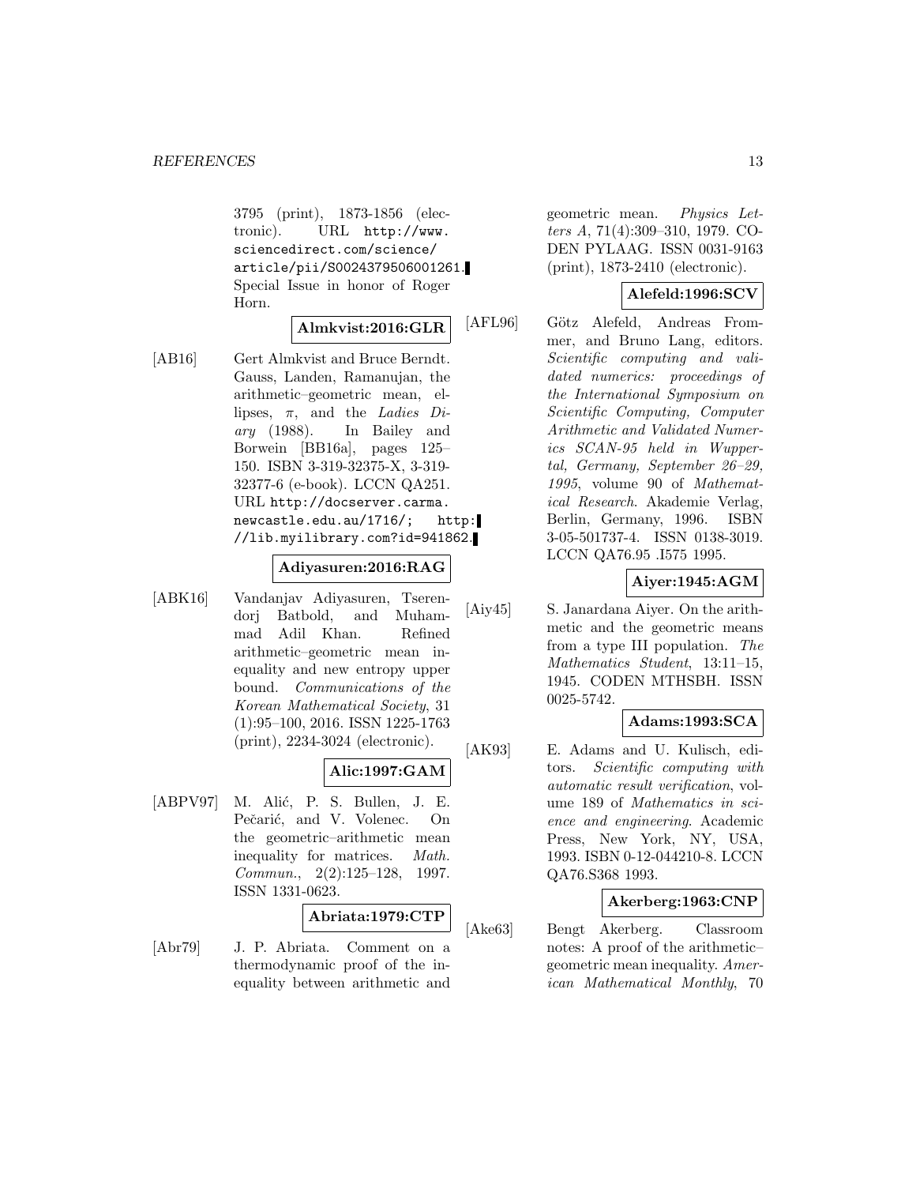3795 (print), 1873-1856 (electronic). URL http://www.sciencedirect.com/science/article/pii/S0024379506001261. Special Issue in honor of Roger Horn.

**Almkvist:2016:GLR**

[AB16] Gert Almkvist and Bruce Berndt. Gauss, Landen, Ramanujan, the arithmetic–geometric mean, ellipses, $\pi$, and the *Ladies Diary* (1988). In Bailey and Borwein [BB16a], pages 125–150. ISBN 3-319-32375-X, 3-319-32377-6 (e-book). LCCN QA251. URL http://docserver.carma.newcastle.edu.au/1716/; http://lib.myilibrary.com?id=941862.

**Adiyasuren:2016:RAG**

[ABK16] Vandanjav Adiyasuren, Tserendorj Batbold, and Muhammad Adil Khan. Refined arithmetic–geometric mean inequality and new entropy upper bound. *Communications of the Korean Mathematical Society*, 31 (1):95–100, 2016. ISSN 1225-1763 (print), 2234-3024 (electronic).

**Alic:1997:GAM**

[ABPV97] M. Alić, P. S. Bullen, J. E. Pečarić, and V. Volenec. On the geometric–arithmetic mean inequality for matrices. *Math. Commun.*, 2(2):125–128, 1997. ISSN 1331-0623.

**Abriata:1979:CTP**

[Abr79] J. P. Abriata. Comment on a thermodynamic proof of the inequality between arithmetic and geometric mean. *Physics Letters A*, 71(4):309–310, 1979. CODEN PYLAAG. ISSN 0031-9163 (print), 1873-2410 (electronic).

**Alefeld:1996:SCV**

[AFL96] Götz Alefeld, Andreas Frommer, and Bruno Lang, editors. *Scientific computing and validated numerics: proceedings of the International Symposium on Scientific Computing, Computer Arithmetic and Validated Numerics SCAN-95 held in Wuppertal, Germany, September 26–29, 1995*, volume 90 of *Mathematical Research*. Akademie Verlag, Berlin, Germany, 1996. ISBN 3-05-501737-4. ISSN 0138-3019. LCCN QA76.95 .I575 1995.

**Aiyer:1945:AGM**

[Aiy45] S. Janardana Aiyer. On the arithmetic and the geometric means from a type III population. *The Mathematics Student*, 13:11–15, 1945. CODEN MTHSBH. ISSN 0025-5742.

**Adams:1993:SCA**

[AK93] E. Adams and U. Kulisch, editors. *Scientific computing with automatic result verification*, volume 189 of *Mathematics in science and engineering*. Academic Press, New York, NY, USA, 1993. ISBN 0-12-044210-8. LCCN QA76.S368 1993.

**Akerberg:1963:CNP**

[Ake63] Bengt Akerberg. Classroom notes: A proof of the arithmetic–geometric mean inequality. *American Mathematical Monthly*, 70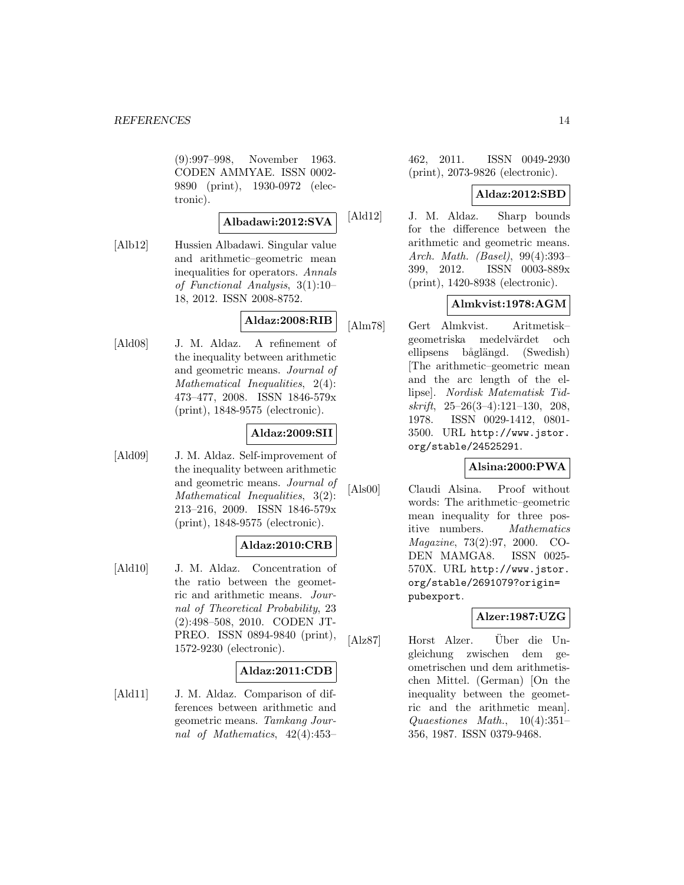(9):997–998, November 1963. CODEN AMMYAE. ISSN 0002-9890 (print), 1930-0972 (electronic).

**Albadawi:2012:SVA**

[Alb12] Hussien Albadawi. Singular value and arithmetic–geometric mean inequalities for operators. *Annals of Functional Analysis*, 3(1):10–18, 2012. ISSN 2008-8752.

**Aldaz:2008:RIB**

[Ald08] J. M. Aldaz. A refinement of the inequality between arithmetic and geometric means. *Journal of Mathematical Inequalities*, 2(4):473–477, 2008. ISSN 1846-579x (print), 1848-9575 (electronic).

**Aldaz:2009:SII**

[Ald09] J. M. Aldaz. Self-improvement of the inequality between arithmetic and geometric means. *Journal of Mathematical Inequalities*, 3(2):213–216, 2009. ISSN 1846-579x (print), 1848-9575 (electronic).

**Aldaz:2010:CRB**

[Ald10] J. M. Aldaz. Concentration of the ratio between the geometric and arithmetic means. *Journal of Theoretical Probability*, 23(2):498–508, 2010. CODEN JTPREO. ISSN 0894-9840 (print), 1572-9230 (electronic).

**Aldaz:2011:CDB**

[Ald11] J. M. Aldaz. Comparison of differences between arithmetic and geometric means. *Tamkang Journal of Mathematics*, 42(4):453–462, 2011. ISSN 0049-2930 (print), 2073-9826 (electronic).

**Aldaz:2012:SBD**

[Ald12] J. M. Aldaz. Sharp bounds for the difference between the arithmetic and geometric means. *Arch. Math. (Basel)*, 99(4):393–399, 2012. ISSN 0003-889x (print), 1420-8938 (electronic).

**Almkvist:1978:AGM**

[Alm78] Gert Almkvist. Aritmetisk–geometriska medelvärdet och ellipsens båglängd. (Swedish) [The arithmetic–geometric mean and the arc length of the ellipse]. *Nordisk Matematisk Tidskrift*, 25–26(3–4):121–130, 208, 1978. ISSN 0029-1412, 0801-3500. URL http://www.jstor.org/stable/24525291.

**Alsina:2000:PWA**

[Als00] Claudi Alsina. Proof without words: The arithmetic–geometric mean inequality for three positive numbers. *Mathematics Magazine*, 73(2):97, 2000. CODEN MAMGA8. ISSN 0025-570X. URL http://www.jstor.org/stable/2691079?origin=pubexport.

**Alzer:1987:UZG**

[Alz87] Horst Alzer. Über die Ungleichung zwischen dem geometrischen und dem arithmetischen Mittel. (German) [On the inequality between the geometric and the arithmetic mean]. *Quaestiones Math.*, 10(4):351–356, 1987. ISSN 0379-9468.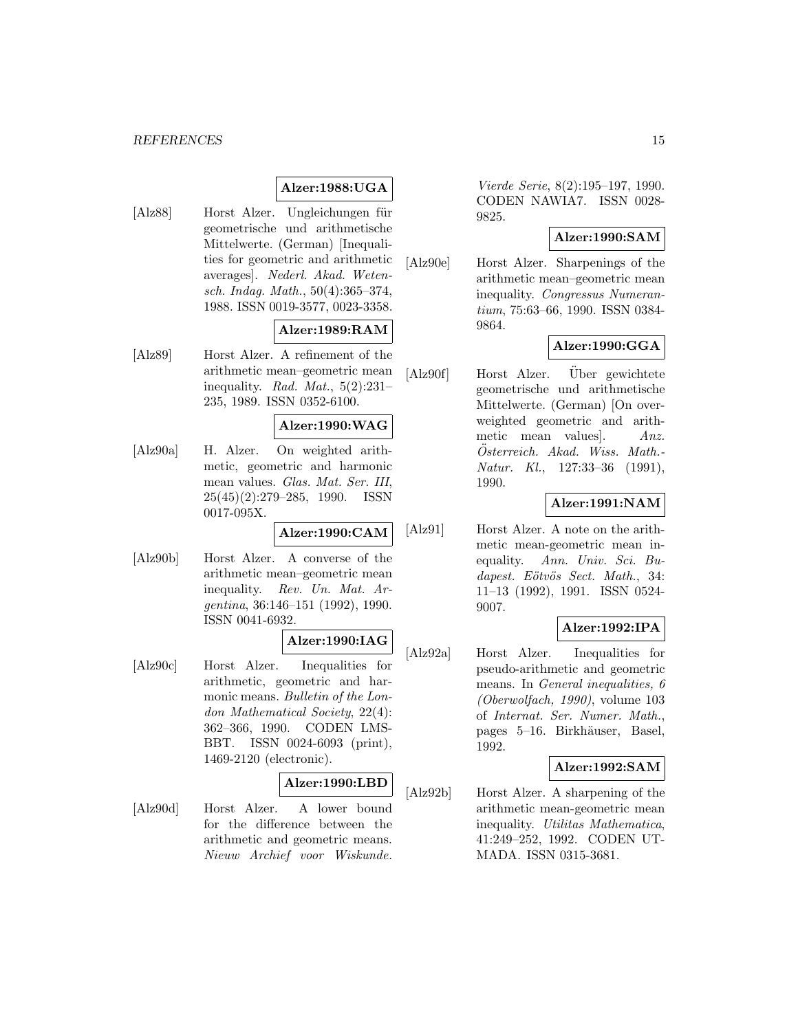**Alzer:1988:UGA**

[Alz88] Horst Alzer. Ungleichungen für geometrische und arithmetische Mittelwerte. (German) [Inequalities for geometric and arithmetic averages]. *Nederl. Akad. Wetensch. Indag. Math.*, 50(4):365–374, 1988. ISSN 0019-3577, 0023-3358.

**Alzer:1989:RAM**

[Alz89] Horst Alzer. A refinement of the arithmetic mean–geometric mean inequality. *Rad. Mat.*, 5(2):231–235, 1989. ISSN 0352-6100.

**Alzer:1990:WAG**

[Alz90a] H. Alzer. On weighted arithmetic, geometric and harmonic mean values. *Glas. Mat. Ser. III*, 25(45)(2):279–285, 1990. ISSN 0017-095X.

**Alzer:1990:CAM**

[Alz90b] Horst Alzer. A converse of the arithmetic mean–geometric mean inequality. *Rev. Un. Mat. Argentina*, 36:146–151 (1992), 1990. ISSN 0041-6932.

**Alzer:1990:IAG**

[Alz90c] Horst Alzer. Inequalities for arithmetic, geometric and harmonic means. *Bulletin of the London Mathematical Society*, 22(4): 362–366, 1990. CODEN LMSBBT. ISSN 0024-6093 (print), 1469-2120 (electronic).

**Alzer:1990:LBD**

[Alz90d] Horst Alzer. A lower bound for the difference between the arithmetic and geometric means. *Nieuw Archief voor Wiskunde. Vierde Serie*, 8(2):195–197, 1990. CODEN NAWIA7. ISSN 0028-9825.

**Alzer:1990:SAM**

[Alz90e] Horst Alzer. Sharpenings of the arithmetic mean–geometric mean inequality. *Congressus Numerantium*, 75:63–66, 1990. ISSN 0384-9864.

**Alzer:1990:GGA**

[Alz90f] Horst Alzer. Über gewichtete geometrische und arithmetische Mittelwerte. (German) [On overweighted geometric and arithmetic mean values]. *Anz. Österreich. Akad. Wiss. Math.-Natur. Kl.*, 127:33–36 (1991), 1990.

**Alzer:1991:NAM**

[Alz91] Horst Alzer. A note on the arithmetic mean-geometric mean inequality. *Ann. Univ. Sci. Budapest. Eötvös Sect. Math.*, 34: 11–13 (1992), 1991. ISSN 0524-9007.

**Alzer:1992:IPA**

[Alz92a] Horst Alzer. Inequalities for pseudo-arithmetic and geometric means. In *General inequalities, 6 (Oberwolfach, 1990)*, volume 103 of *Internat. Ser. Numer. Math.*, pages 5–16. Birkhäuser, Basel, 1992.

**Alzer:1992:SAM**

[Alz92b] Horst Alzer. A sharpening of the arithmetic mean-geometric mean inequality. *Utilitas Mathematica*, 41:249–252, 1992. CODEN UTMADA. ISSN 0315-3681.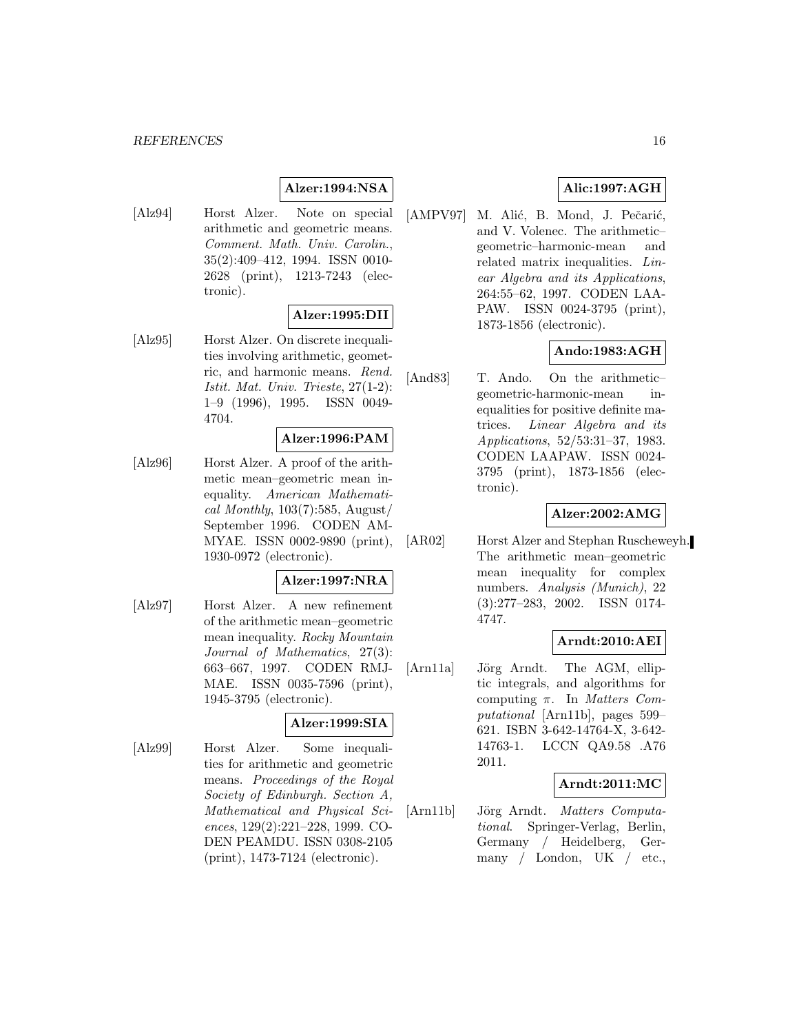**Alzer:1994:NSA**

[Alz94] Horst Alzer. Note on special arithmetic and geometric means. *Comment. Math. Univ. Carolin.*, 35(2):409–412, 1994. ISSN 0010-2628 (print), 1213-7243 (electronic).

**Alzer:1995:DII**

[Alz95] Horst Alzer. On discrete inequalities involving arithmetic, geometric, and harmonic means. *Rend. Istit. Mat. Univ. Trieste*, 27(1-2): 1–9 (1996), 1995. ISSN 0049-4704.

**Alzer:1996:PAM**

[Alz96] Horst Alzer. A proof of the arithmetic mean–geometric mean inequality. *American Mathematical Monthly*, 103(7):585, August/ September 1996. CODEN AMMYAE. ISSN 0002-9890 (print), 1930-0972 (electronic).

**Alzer:1997:NRA**

[Alz97] Horst Alzer. A new refinement of the arithmetic mean–geometric mean inequality. *Rocky Mountain Journal of Mathematics*, 27(3): 663–667, 1997. CODEN RMJMAE. ISSN 0035-7596 (print), 1945-3795 (electronic).

**Alzer:1999:SIA**

[Alz99] Horst Alzer. Some inequalities for arithmetic and geometric means. *Proceedings of the Royal Society of Edinburgh. Section A, Mathematical and Physical Sciences*, 129(2):221–228, 1999. CODEN PEAMDU. ISSN 0308-2105 (print), 1473-7124 (electronic).

**Alic:1997:AGH**

[AMPV97] M. Alić, B. Mond, J. Pečarić, and V. Volenec. The arithmetic–geometric–harmonic-mean and related matrix inequalities. *Linear Algebra and its Applications*, 264:55–62, 1997. CODEN LAAPAW. ISSN 0024-3795 (print), 1873-1856 (electronic).

**Ando:1983:AGH**

[And83] T. Ando. On the arithmetic–geometric-harmonic-mean inequalities for positive definite matrices. *Linear Algebra and its Applications*, 52/53:31–37, 1983. CODEN LAAPAW. ISSN 0024-3795 (print), 1873-1856 (electronic).

**Alzer:2002:AMG**

[AR02] Horst Alzer and Stephan Ruscheweyh. The arithmetic mean–geometric mean inequality for complex numbers. *Analysis (Munich)*, 22 (3):277–283, 2002. ISSN 0174-4747.

**Arndt:2010:AEI**

[Arn11a] Jörg Arndt. The AGM, elliptic integrals, and algorithms for computing $\pi$. In *Matters Computational* [Arn11b], pages 599–621. ISBN 3-642-14764-X, 3-642-14763-1. LCCN QA9.58 .A76 2011.

**Arndt:2011:MC**

[Arn11b] Jörg Arndt. *Matters Computational*. Springer-Verlag, Berlin, Germany / Heidelberg, Germany / London, UK / etc.,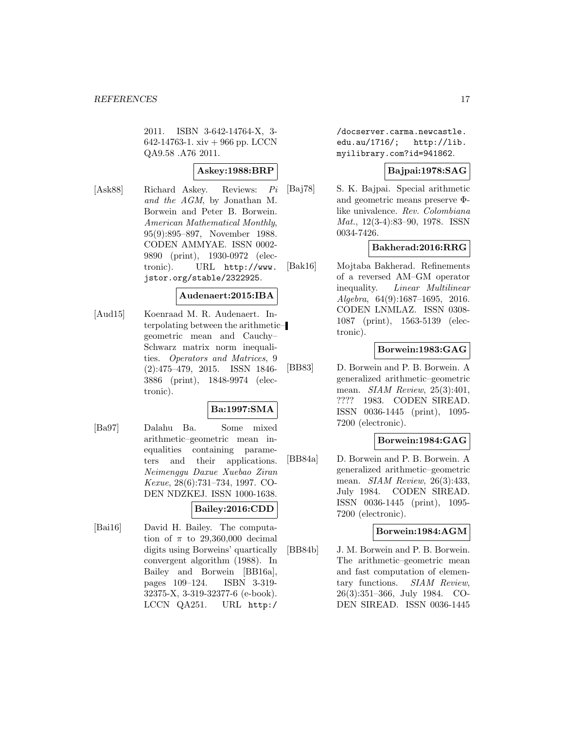2011. ISBN 3-642-14764-X, 3-642-14763-1. xiv + 966 pp. LCCN QA9.58 .A76 2011.

**Askey:1988:BRP**

[Ask88] Richard Askey. Reviews: *Pi and the AGM*, by Jonathan M. Borwein and Peter B. Borwein. *American Mathematical Monthly*, 95(9):895–897, November 1988. CODEN AMMYAE. ISSN 0002-9890 (print), 1930-0972 (electronic). URL http://www.jstor.org/stable/2322925.

**Audenaert:2015:IBA**

[Aud15] Koenraad M. R. Audenaert. Interpolating between the arithmetic–geometric mean and Cauchy–Schwarz matrix norm inequalities. *Operators and Matrices*, 9 (2):475–479, 2015. ISSN 1846-3886 (print), 1848-9974 (electronic).

**Ba:1997:SMA**

[Ba97] Dalahu Ba. Some mixed arithmetic–geometric mean inequalities containing parameters and their applications. *Neimenggu Daxue Xuebao Ziran Kexue*, 28(6):731–734, 1997. CODEN NDZKEJ. ISSN 1000-1638.

**Bailey:2016:CDD**

[Bai16] David H. Bailey. The computation of $\pi$ to 29,360,000 decimal digits using Borweins' quartically convergent algorithm (1988). In Bailey and Borwein [BB16a], pages 109–124. ISBN 3-319-32375-X, 3-319-32377-6 (e-book). LCCN QA251. URL http://docserver.carma.newcastle.edu.au/1716/; http://lib.myilibrary.com?id=941862.

**Bajpai:1978:SAG**

[Baj78] S. K. Bajpai. Special arithmetic and geometric means preserve $\Phi$-like univalence. *Rev. Colombiana Mat.*, 12(3-4):83–90, 1978. ISSN 0034-7426.

**Bakherad:2016:RRG**

[Bak16] Mojtaba Bakherad. Refinements of a reversed AM–GM operator inequality. *Linear Multilinear Algebra*, 64(9):1687–1695, 2016. CODEN LNMLAZ. ISSN 0308-1087 (print), 1563-5139 (electronic).

**Borwein:1983:GAG**

[BB83] D. Borwein and P. B. Borwein. A generalized arithmetic–geometric mean. *SIAM Review*, 25(3):401, ???? 1983. CODEN SIREAD. ISSN 0036-1445 (print), 1095-7200 (electronic).

**Borwein:1984:GAG**

[BB84a] D. Borwein and P. B. Borwein. A generalized arithmetic–geometric mean. *SIAM Review*, 26(3):433, July 1984. CODEN SIREAD. ISSN 0036-1445 (print), 1095-7200 (electronic).

**Borwein:1984:AGM**

[BB84b] J. M. Borwein and P. B. Borwein. The arithmetic–geometric mean and fast computation of elementary functions. *SIAM Review*, 26(3):351–366, July 1984. CODEN SIREAD. ISSN 0036-1445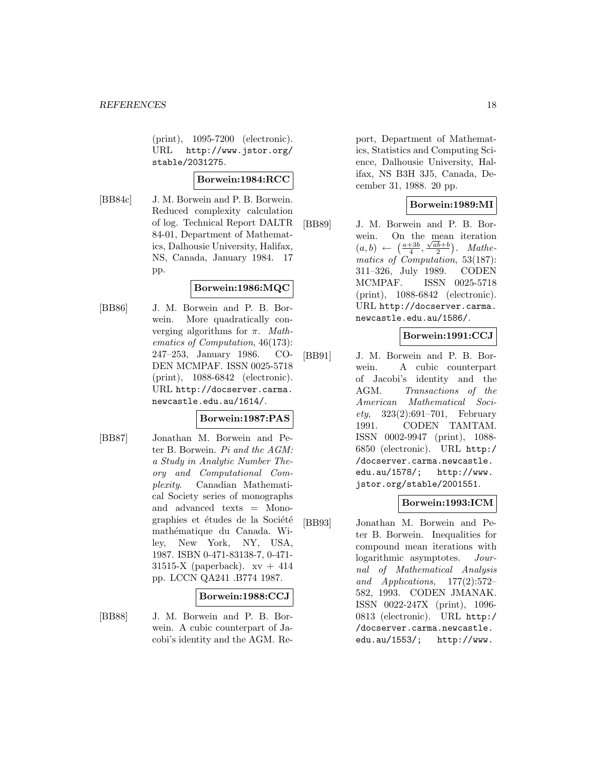(print), 1095-7200 (electronic). URL http://www.jstor.org/stable/2031275.

**Borwein:1984:RCC**

[BB84c] J. M. Borwein and P. B. Borwein. Reduced complexity calculation of log. Technical Report DALTR 84-01, Department of Mathematics, Dalhousie University, Halifax, NS, Canada, January 1984. 17 pp.

**Borwein:1986:MQC**

[BB86] J. M. Borwein and P. B. Borwein. More quadratically converging algorithms for $\pi$. *Mathematics of Computation*, 46(173): 247–253, January 1986. CODEN MCMPAF. ISSN 0025-5718 (print), 1088-6842 (electronic). URL http://docserver.carma.newcastle.edu.au/1614/.

**Borwein:1987:PAS**

[BB87] Jonathan M. Borwein and Peter B. Borwein. *Pi and the AGM: a Study in Analytic Number Theory and Computational Complexity*. Canadian Mathematical Society series of monographs and advanced texts = Monographies et études de la Société mathématique du Canada. Wiley, New York, NY, USA, 1987. ISBN 0-471-83138-7, 0-471-31515-X (paperback). xv + 414 pp. LCCN QA241 .B774 1987.

**Borwein:1988:CCJ**

[BB88] J. M. Borwein and P. B. Borwein. A cubic counterpart of Jacobi's identity and the AGM. Report, Department of Mathematics, Statistics and Computing Science, Dalhousie University, Halifax, NS B3H 3J5, Canada, December 31, 1988. 20 pp.

**Borwein:1989:MI**

[BB89] J. M. Borwein and P. B. Borwein. On the mean iteration $(a, b) \leftarrow \left(\frac{a+3b}{4}, \frac{\sqrt{ab}+b}{2}\right)$. *Mathematics of Computation*, 53(187): 311–326, July 1989. CODEN MCMPAF. ISSN 0025-5718 (print), 1088-6842 (electronic). URL http://docserver.carma.newcastle.edu.au/1586/.

**Borwein:1991:CCJ**

[BB91] J. M. Borwein and P. B. Borwein. A cubic counterpart of Jacobi's identity and the AGM. *Transactions of the American Mathematical Society*, 323(2):691–701, February 1991. CODEN TAMTAM. ISSN 0002-9947 (print), 1088-6850 (electronic). URL http://docserver.carma.newcastle.edu.au/1578/; http://www.jstor.org/stable/2001551.

**Borwein:1993:ICM**

[BB93] Jonathan M. Borwein and Peter B. Borwein. Inequalities for compound mean iterations with logarithmic asymptotes. *Journal of Mathematical Analysis and Applications*, 177(2):572–582, 1993. CODEN JMANAK. ISSN 0022-247X (print), 1096-0813 (electronic). URL http://docserver.carma.newcastle.edu.au/1553/; http://www.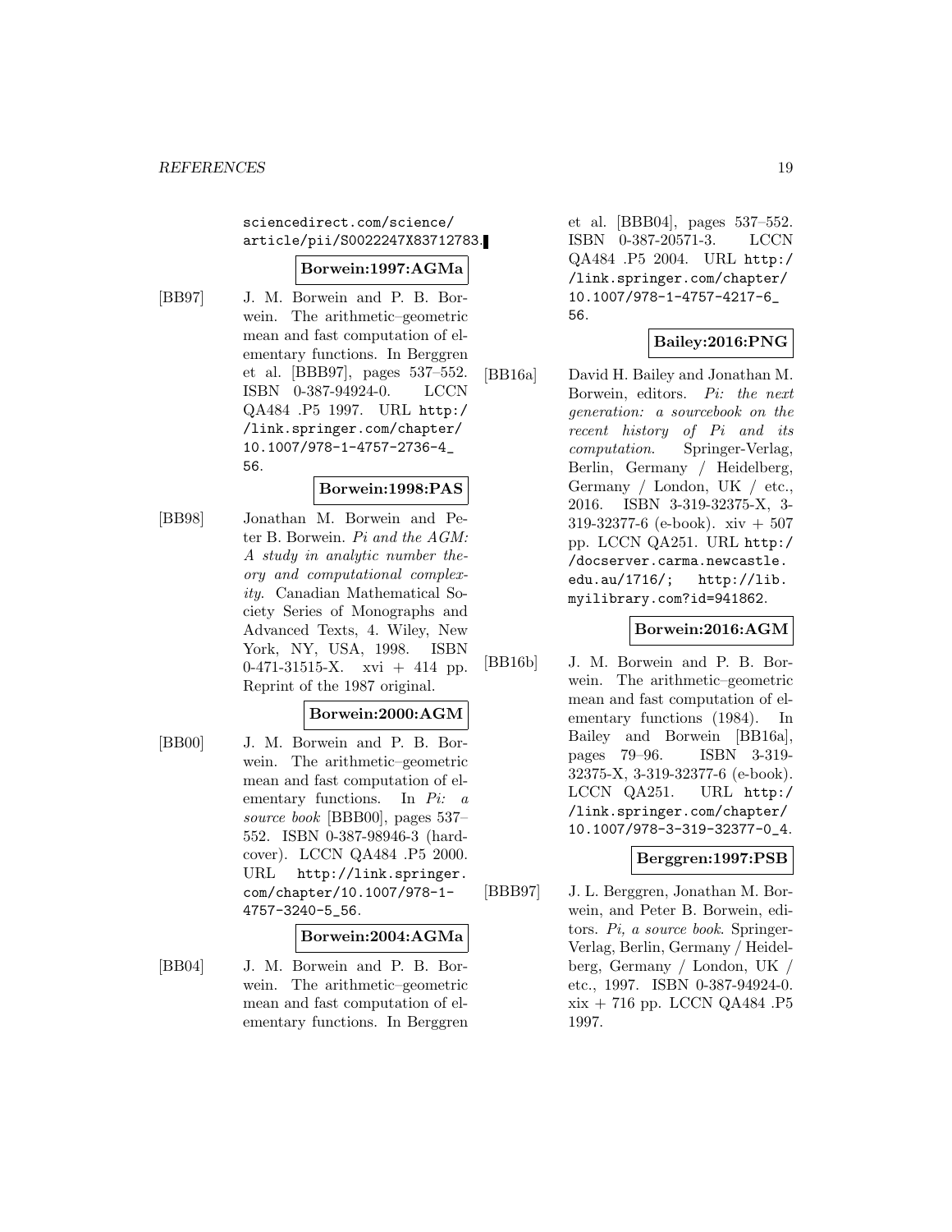sciencedirect.com/science/article/pii/S0022247X83712783.

**Borwein:1997:AGMa**

[BB97] J. M. Borwein and P. B. Borwein. The arithmetic–geometric mean and fast computation of elementary functions. In Berggren et al. [BBB97], pages 537–552. ISBN 0-387-94924-0. LCCN QA484 .P5 1997. URL http://link.springer.com/chapter/10.1007/978-1-4757-2736-4_56.

**Borwein:1998:PAS**

[BB98] Jonathan M. Borwein and Peter B. Borwein. *Pi and the AGM: A study in analytic number theory and computational complexity*. Canadian Mathematical Society Series of Monographs and Advanced Texts, 4. Wiley, New York, NY, USA, 1998. ISBN 0-471-31515-X. xvi + 414 pp. Reprint of the 1987 original.

**Borwein:2000:AGM**

[BB00] J. M. Borwein and P. B. Borwein. The arithmetic–geometric mean and fast computation of elementary functions. In *Pi: a source book* [BBB00], pages 537–552. ISBN 0-387-98946-3 (hardcover). LCCN QA484 .P5 2000. URL http://link.springer.com/chapter/10.1007/978-1-4757-3240-5_56.

**Borwein:2004:AGMa**

[BB04] J. M. Borwein and P. B. Borwein. The arithmetic–geometric mean and fast computation of elementary functions. In Berggren et al. [BBB04], pages 537–552. ISBN 0-387-20571-3. LCCN QA484 .P5 2004. URL http://link.springer.com/chapter/10.1007/978-1-4757-4217-6_56.

**Bailey:2016:PNG**

[BB16a] David H. Bailey and Jonathan M. Borwein, editors. *Pi: the next generation: a sourcebook on the recent history of Pi and its computation*. Springer-Verlag, Berlin, Germany / Heidelberg, Germany / London, UK / etc., 2016. ISBN 3-319-32375-X, 3-319-32377-6 (e-book). xiv + 507 pp. LCCN QA251. URL http://docserver.carma.newcastle.edu.au/1716/; http://lib.myilibrary.com?id=941862.

**Borwein:2016:AGM**

[BB16b] J. M. Borwein and P. B. Borwein. The arithmetic–geometric mean and fast computation of elementary functions (1984). In Bailey and Borwein [BB16a], pages 79–96. ISBN 3-319-32375-X, 3-319-32377-6 (e-book). LCCN QA251. URL http://link.springer.com/chapter/10.1007/978-3-319-32377-0_4.

**Berggren:1997:PSB**

[BBB97] J. L. Berggren, Jonathan M. Borwein, and Peter B. Borwein, editors. *Pi, a source book*. Springer-Verlag, Berlin, Germany / Heidelberg, Germany / London, UK / etc., 1997. ISBN 0-387-94924-0. xix + 716 pp. LCCN QA484 .P5 1997.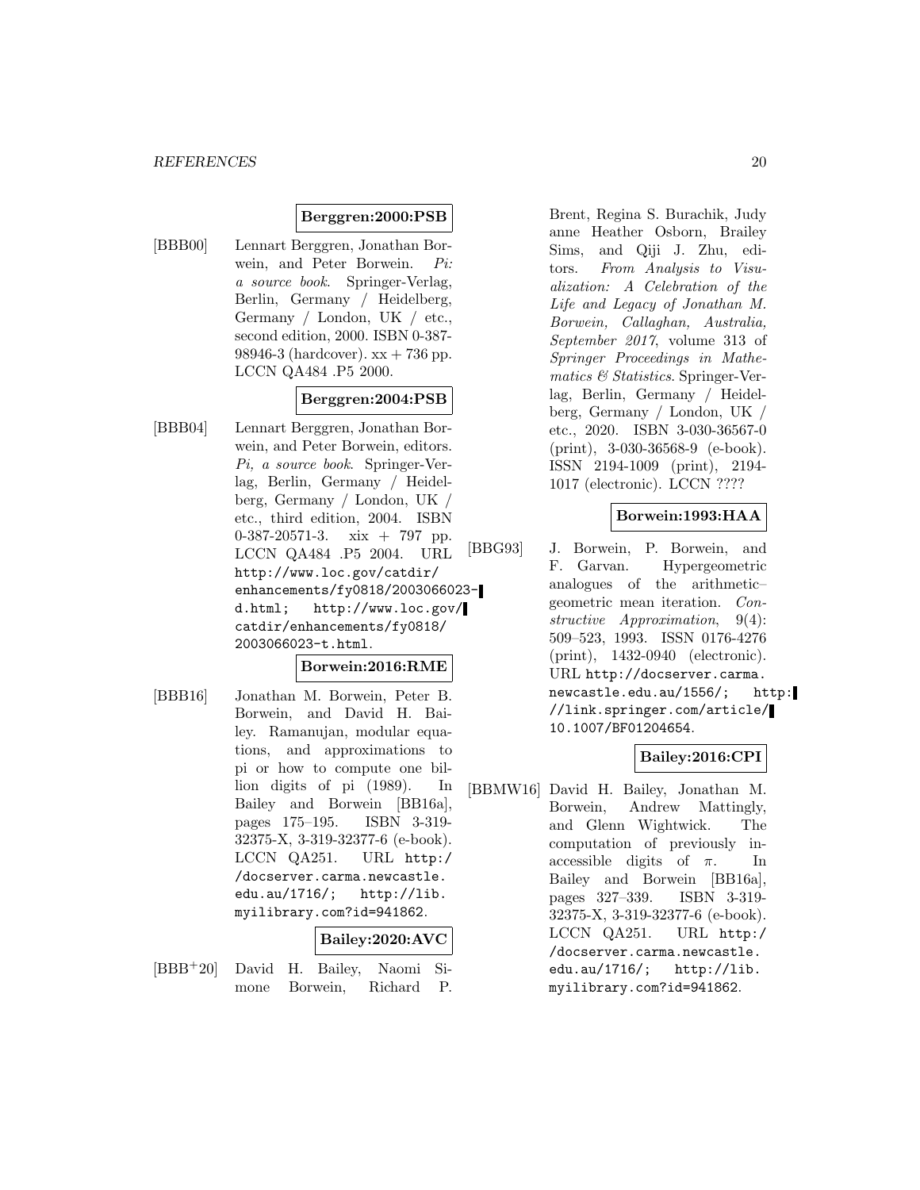**Berggren:2000:PSB**

[BBB00] Lennart Berggren, Jonathan Borwein, and Peter Borwein. *Pi: a source book*. Springer-Verlag, Berlin, Germany / Heidelberg, Germany / London, UK / etc., second edition, 2000. ISBN 0-387-98946-3 (hardcover). xx + 736 pp. LCCN QA484 .P5 2000.

**Berggren:2004:PSB**

[BBB04] Lennart Berggren, Jonathan Borwein, and Peter Borwein, editors. *Pi, a source book*. Springer-Verlag, Berlin, Germany / Heidelberg, Germany / London, UK / etc., third edition, 2004. ISBN 0-387-20571-3. xix + 797 pp. LCCN QA484 .P5 2004. URL http://www.loc.gov/catdir/enhancements/fy0818/2003066023-d.html; http://www.loc.gov/catdir/enhancements/fy0818/2003066023-t.html.

**Borwein:2016:RME**

[BBB16] Jonathan M. Borwein, Peter B. Borwein, and David H. Bailey. Ramanujan, modular equations, and approximations to pi or how to compute one billion digits of pi (1989). In Bailey and Borwein [BB16a], pages 175–195. ISBN 3-319-32375-X, 3-319-32377-6 (e-book). LCCN QA251. URL http://docserver.carma.newcastle.edu.au/1716/; http://lib.myilibrary.com?id=941862.

**Bailey:2020:AVC**

[BBB+20] David H. Bailey, Naomi Simone Borwein, Richard P. Brent, Regina S. Burachik, Judy anne Heather Osborn, Brailey Sims, and Qiji J. Zhu, editors. *From Analysis to Visualization: A Celebration of the Life and Legacy of Jonathan M. Borwein, Callaghan, Australia, September 2017*, volume 313 of *Springer Proceedings in Mathematics & Statistics*. Springer-Verlag, Berlin, Germany / Heidelberg, Germany / London, UK / etc., 2020. ISBN 3-030-36567-0 (print), 3-030-36568-9 (e-book). ISSN 2194-1009 (print), 2194-1017 (electronic). LCCN ????

**Borwein:1993:HAA**

[BBG93] J. Borwein, P. Borwein, and F. Garvan. Hypergeometric analogues of the arithmetic–geometric mean iteration. *Constructive Approximation*, 9(4): 509–523, 1993. ISSN 0176-4276 (print), 1432-0940 (electronic). URL http://docserver.carma.newcastle.edu.au/1556/; http://link.springer.com/article/10.1007/BF01204654.

**Bailey:2016:CPI**

[BBMW16] David H. Bailey, Jonathan M. Borwein, Andrew Mattingly, and Glenn Wightwick. The computation of previously inaccessible digits of $\pi$. In Bailey and Borwein [BB16a], pages 327–339. ISBN 3-319-32375-X, 3-319-32377-6 (e-book). LCCN QA251. URL http://docserver.carma.newcastle.edu.au/1716/; http://lib.myilibrary.com?id=941862.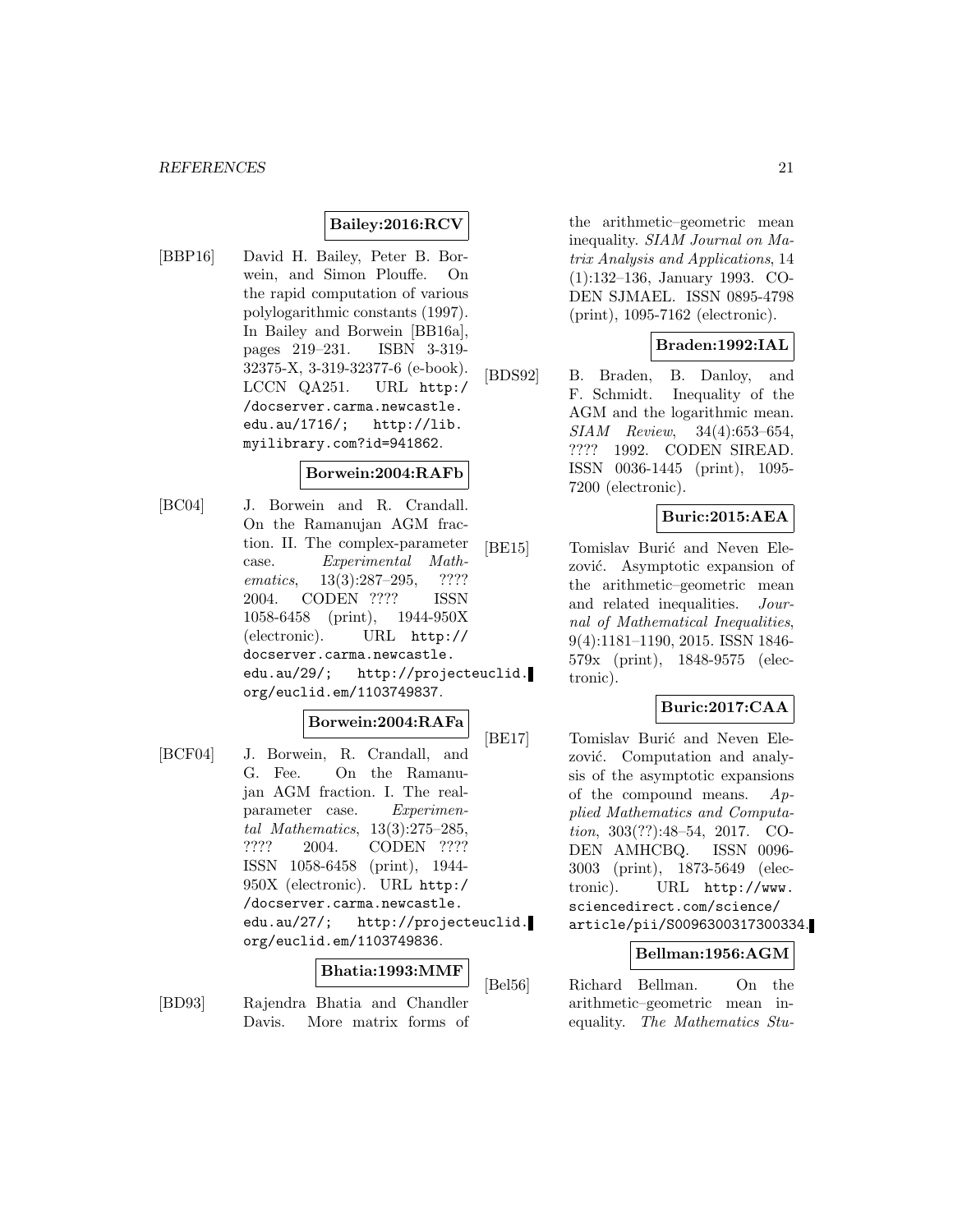**Bailey:2016:RCV**

[BBP16] David H. Bailey, Peter B. Borwein, and Simon Plouffe. On the rapid computation of various polylogarithmic constants (1997). In Bailey and Borwein [BB16a], pages 219–231. ISBN 3-319-32375-X, 3-319-32377-6 (e-book). LCCN QA251. URL http://docserver.carma.newcastle.edu.au/1716/; http://lib.myilibrary.com?id=941862.

**Borwein:2004:RAFb**

[BC04] J. Borwein and R. Crandall. On the Ramanujan AGM fraction. II. The complex-parameter case. *Experimental Mathematics*, 13(3):287–295, ???? 2004. CODEN ???? ISSN 1058-6458 (print), 1944-950X (electronic). URL http://docserver.carma.newcastle.edu.au/29/; http://projecteuclid.org/euclid.em/1103749837.

**Borwein:2004:RAFa**

[BCF04] J. Borwein, R. Crandall, and G. Fee. On the Ramanujan AGM fraction. I. The real-parameter case. *Experimental Mathematics*, 13(3):275–285, ???? 2004. CODEN ???? ISSN 1058-6458 (print), 1944-950X (electronic). URL http://docserver.carma.newcastle.edu.au/27/; http://projecteuclid.org/euclid.em/1103749836.

**Bhatia:1993:MMF**

[BD93] Rajendra Bhatia and Chandler Davis. More matrix forms of the arithmetic–geometric mean inequality. *SIAM Journal on Matrix Analysis and Applications*, 14 (1):132–136, January 1993. CODEN SJMAEL. ISSN 0895-4798 (print), 1095-7162 (electronic).

**Braden:1992:IAL**

[BDS92] B. Braden, B. Danloy, and F. Schmidt. Inequality of the AGM and the logarithmic mean. *SIAM Review*, 34(4):653–654, ???? 1992. CODEN SIREAD. ISSN 0036-1445 (print), 1095-7200 (electronic).

**Buric:2015:AEA**

[BE15] Tomislav Burić and Neven Elezović. Asymptotic expansion of the arithmetic–geometric mean and related inequalities. *Journal of Mathematical Inequalities*, 9(4):1181–1190, 2015. ISSN 1846-579x (print), 1848-9575 (electronic).

**Buric:2017:CAA**

[BE17] Tomislav Burić and Neven Elezović. Computation and analysis of the asymptotic expansions of the compound means. *Applied Mathematics and Computation*, 303(??):48–54, 2017. CODEN AMHCBQ. ISSN 0096-3003 (print), 1873-5649 (electronic). URL http://www.sciencedirect.com/science/article/pii/S0096300317300334.

**Bellman:1956:AGM**

[Bel56] Richard Bellman. On the arithmetic–geometric mean inequality. *The Mathematics Stu-*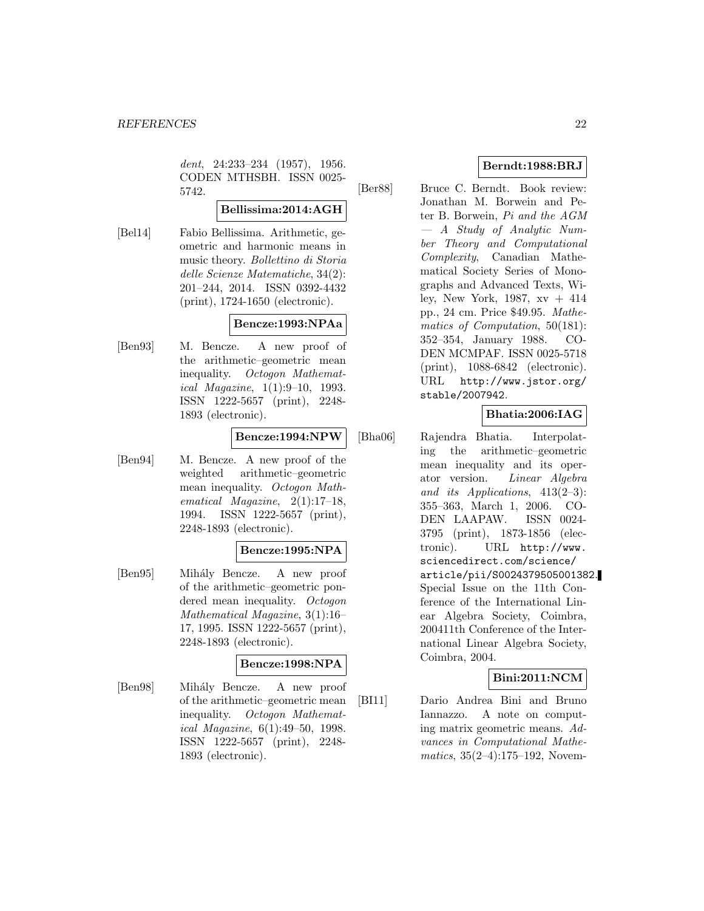*dent*, 24:233–234 (1957), 1956. CODEN MTHSBH. ISSN 0025-5742.

**Bellissima:2014:AGH**

[Bel14] Fabio Bellissima. Arithmetic, geometric and harmonic means in music theory. *Bollettino di Storia delle Scienze Matematiche*, 34(2): 201–244, 2014. ISSN 0392-4432 (print), 1724-1650 (electronic).

**Bencze:1993:NPAa**

[Ben93] M. Bencze. A new proof of the arithmetic–geometric mean inequality. *Octogon Mathematical Magazine*, 1(1):9–10, 1993. ISSN 1222-5657 (print), 2248-1893 (electronic).

**Bencze:1994:NPW**

[Ben94] M. Bencze. A new proof of the weighted arithmetic–geometric mean inequality. *Octogon Mathematical Magazine*, 2(1):17–18, 1994. ISSN 1222-5657 (print), 2248-1893 (electronic).

**Bencze:1995:NPA**

[Ben95] Mihály Bencze. A new proof of the arithmetic–geometric pondered mean inequality. *Octogon Mathematical Magazine*, 3(1):16–17, 1995. ISSN 1222-5657 (print), 2248-1893 (electronic).

**Bencze:1998:NPA**

[Ben98] Mihály Bencze. A new proof of the arithmetic–geometric mean inequality. *Octogon Mathematical Magazine*, 6(1):49–50, 1998. ISSN 1222-5657 (print), 2248-1893 (electronic).

**Berndt:1988:BRJ**

[Ber88] Bruce C. Berndt. Book review: Jonathan M. Borwein and Peter B. Borwein, *Pi and the AGM — A Study of Analytic Number Theory and Computational Complexity*, Canadian Mathematical Society Series of Monographs and Advanced Texts, Wiley, New York, 1987, xv + 414 pp., 24 cm. Price $49.95. *Mathematics of Computation*, 50(181): 352–354, January 1988. CODEN MCMPAF. ISSN 0025-5718 (print), 1088-6842 (electronic). URL http://www.jstor.org/stable/2007942.

**Bhatia:2006:IAG**

[Bha06] Rajendra Bhatia. Interpolating the arithmetic–geometric mean inequality and its operator version. *Linear Algebra and its Applications*, 413(2–3): 355–363, March 1, 2006. CODEN LAAPAW. ISSN 0024-3795 (print), 1873-1856 (electronic). URL http://www.sciencedirect.com/science/article/pii/S0024379505001382. Special Issue on the 11th Conference of the International Linear Algebra Society, Coimbra, 200411th Conference of the International Linear Algebra Society, Coimbra, 2004.

**Bini:2011:NCM**

[BI11] Dario Andrea Bini and Bruno Iannazzo. A note on computing matrix geometric means. *Advances in Computational Mathematics*, 35(2–4):175–192, Novem-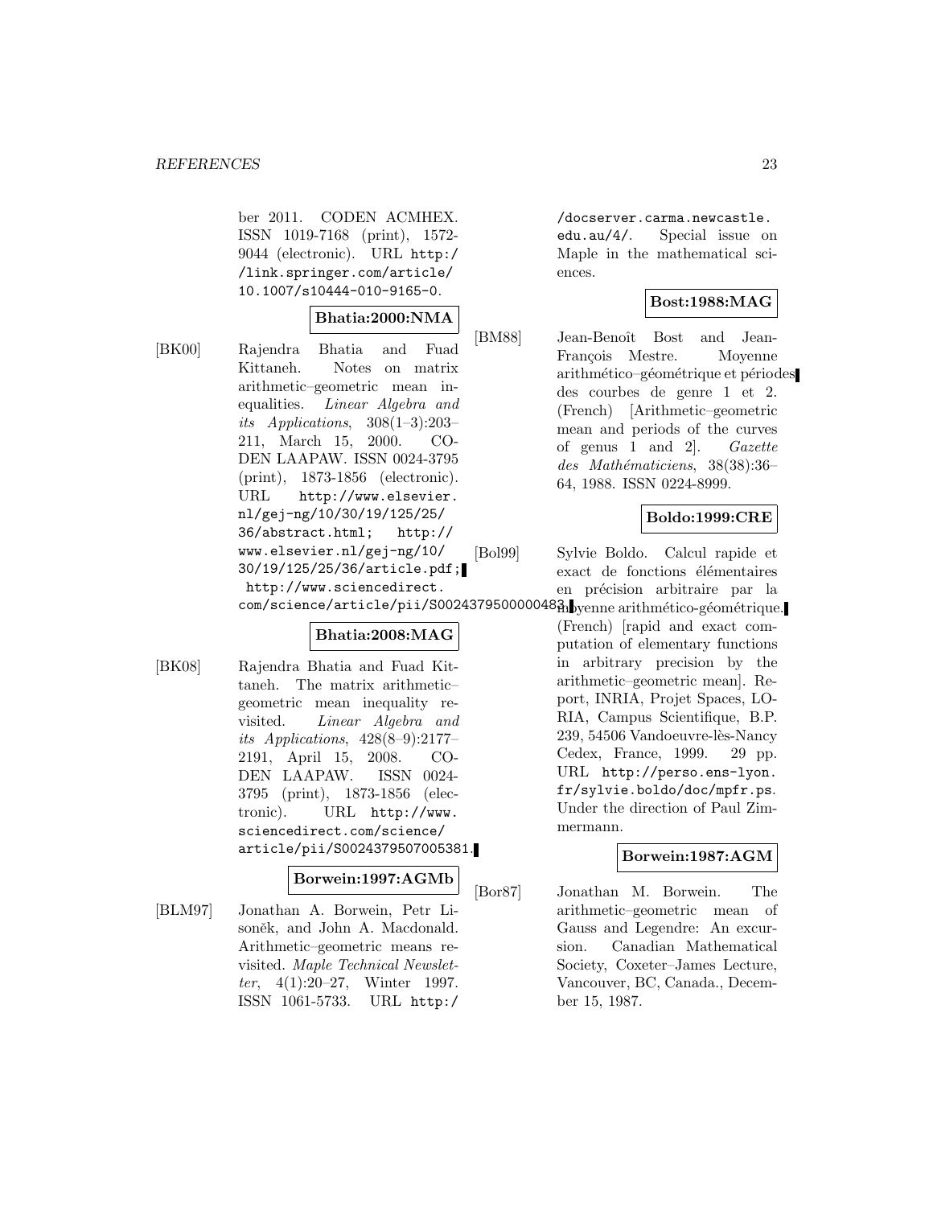ber 2011. CODEN ACMHEX. ISSN 1019-7168 (print), 1572-9044 (electronic). URL http://link.springer.com/article/10.1007/s10444-010-9165-0.

**Bhatia:2000:NMA**

[BK00] Rajendra Bhatia and Fuad Kittaneh. Notes on matrix arithmetic–geometric mean inequalities. *Linear Algebra and its Applications*, 308(1–3):203–211, March 15, 2000. CODEN LAAPAW. ISSN 0024-3795 (print), 1873-1856 (electronic). URL http://www.elsevier.nl/gej-ng/10/30/19/125/25/36/abstract.html; http://www.elsevier.nl/gej-ng/10/30/19/125/25/36/article.pdf; http://www.sciencedirect.com/science/article/pii/S0024379500000483.

**Bhatia:2008:MAG**

[BK08] Rajendra Bhatia and Fuad Kittaneh. The matrix arithmetic–geometric mean inequality revisited. *Linear Algebra and its Applications*, 428(8–9):2177–2191, April 15, 2008. CODEN LAAPAW. ISSN 0024-3795 (print), 1873-1856 (electronic). URL http://www.sciencedirect.com/science/article/pii/S0024379507005381.

**Borwein:1997:AGMb**

[BLM97] Jonathan A. Borwein, Petr Lisoněk, and John A. Macdonald. Arithmetic–geometric means revisited. *Maple Technical Newsletter*, 4(1):20–27, Winter 1997. ISSN 1061-5733. URL http://docserver.carma.newcastle.edu.au/4/. Special issue on Maple in the mathematical sciences.

**Bost:1988:MAG**

[BM88] Jean-Benoît Bost and Jean-François Mestre. Moyenne arithmético–géométrique et périodes des courbes de genre 1 et 2. (French) [Arithmetic–geometric mean and periods of the curves of genus 1 and 2]. *Gazette des Mathématiciens*, 38(38):36–64, 1988. ISSN 0224-8999.

**Boldo:1999:CRE**

[Bol99] Sylvie Boldo. Calcul rapide et exact de fonctions élémentaires en précision arbitraire par la moyenne arithmético-géométrique. (French) [rapid and exact computation of elementary functions in arbitrary precision by the arithmetic–geometric mean]. Report, INRIA, Projet Spaces, LORIA, Campus Scientifique, B.P. 239, 54506 Vandoeuvre-lès-Nancy Cedex, France, 1999. 29 pp. URL http://perso.ens-lyon.fr/sylvie.boldo/doc/mpfr.ps. Under the direction of Paul Zimmermann.

**Borwein:1987:AGM**

[Bor87] Jonathan M. Borwein. The arithmetic–geometric mean of Gauss and Legendre: An excursion. Canadian Mathematical Society, Coxeter–James Lecture, Vancouver, BC, Canada., December 15, 1987.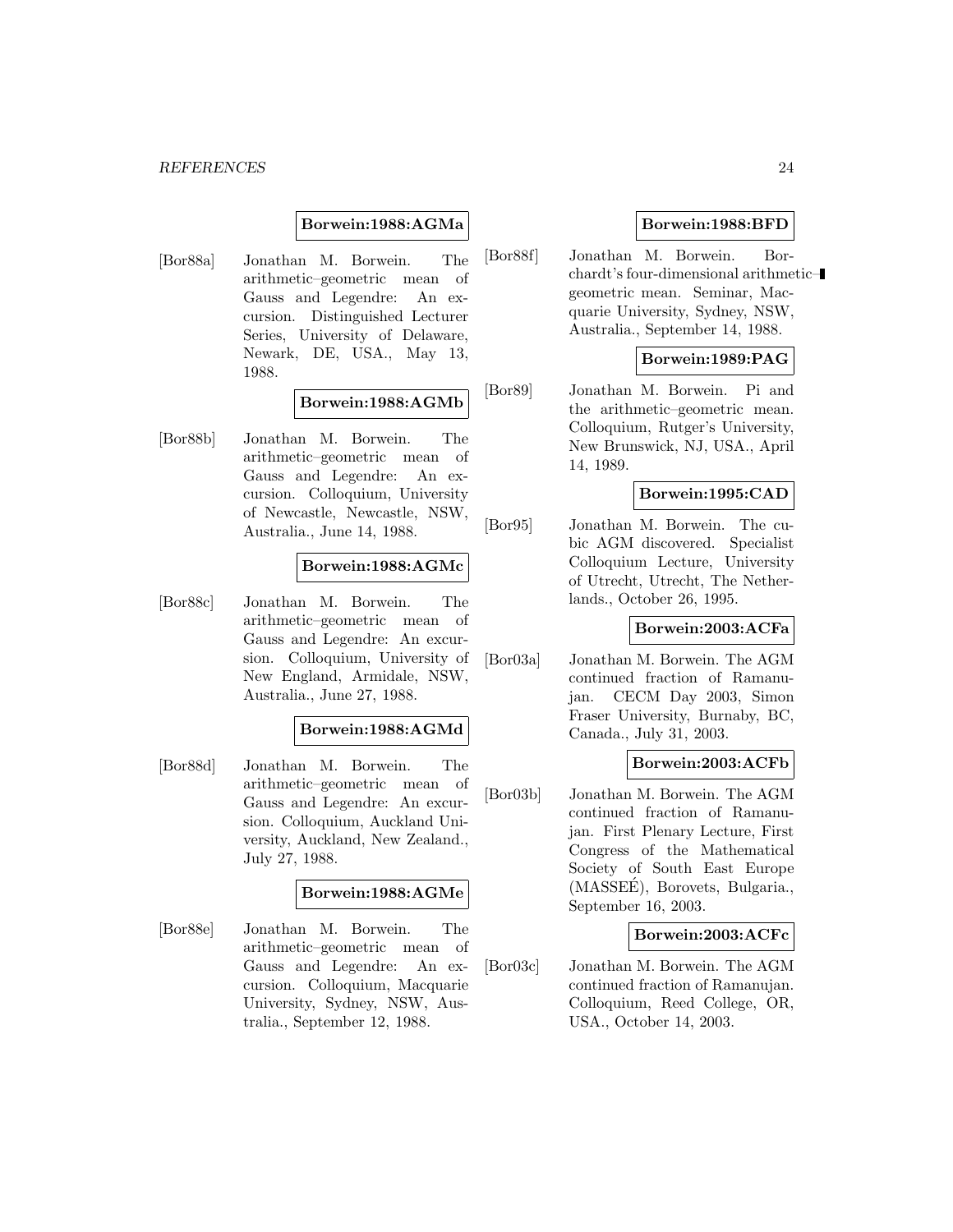**Borwein:1988:AGMa**

[Bor88a] Jonathan M. Borwein. The arithmetic–geometric mean of Gauss and Legendre: An excursion. Distinguished Lecturer Series, University of Delaware, Newark, DE, USA., May 13, 1988.

**Borwein:1988:AGMb**

[Bor88b] Jonathan M. Borwein. The arithmetic–geometric mean of Gauss and Legendre: An excursion. Colloquium, University of Newcastle, Newcastle, NSW, Australia., June 14, 1988.

**Borwein:1988:AGMc**

[Bor88c] Jonathan M. Borwein. The arithmetic–geometric mean of Gauss and Legendre: An excursion. Colloquium, University of New England, Armidale, NSW, Australia., June 27, 1988.

**Borwein:1988:AGMd**

[Bor88d] Jonathan M. Borwein. The arithmetic–geometric mean of Gauss and Legendre: An excursion. Colloquium, Auckland University, Auckland, New Zealand., July 27, 1988.

**Borwein:1988:AGMe**

[Bor88e] Jonathan M. Borwein. The arithmetic–geometric mean of Gauss and Legendre: An excursion. Colloquium, Macquarie University, Sydney, NSW, Australia., September 12, 1988.

**Borwein:1988:BFD**

[Bor88f] Jonathan M. Borwein. Borchardt's four-dimensional arithmetic–geometric mean. Seminar, Macquarie University, Sydney, NSW, Australia., September 14, 1988.

**Borwein:1989:PAG**

[Bor89] Jonathan M. Borwein. Pi and the arithmetic–geometric mean. Colloquium, Rutger's University, New Brunswick, NJ, USA., April 14, 1989.

**Borwein:1995:CAD**

[Bor95] Jonathan M. Borwein. The cubic AGM discovered. Specialist Colloquium Lecture, University of Utrecht, Utrecht, The Netherlands., October 26, 1995.

**Borwein:2003:ACFa**

[Bor03a] Jonathan M. Borwein. The AGM continued fraction of Ramanujan. CECM Day 2003, Simon Fraser University, Burnaby, BC, Canada., July 31, 2003.

**Borwein:2003:ACFb**

[Bor03b] Jonathan M. Borwein. The AGM continued fraction of Ramanujan. First Plenary Lecture, First Congress of the Mathematical Society of South East Europe (MASSEÉ), Borovets, Bulgaria., September 16, 2003.

**Borwein:2003:ACFc**

[Bor03c] Jonathan M. Borwein. The AGM continued fraction of Ramanujan. Colloquium, Reed College, OR, USA., October 14, 2003.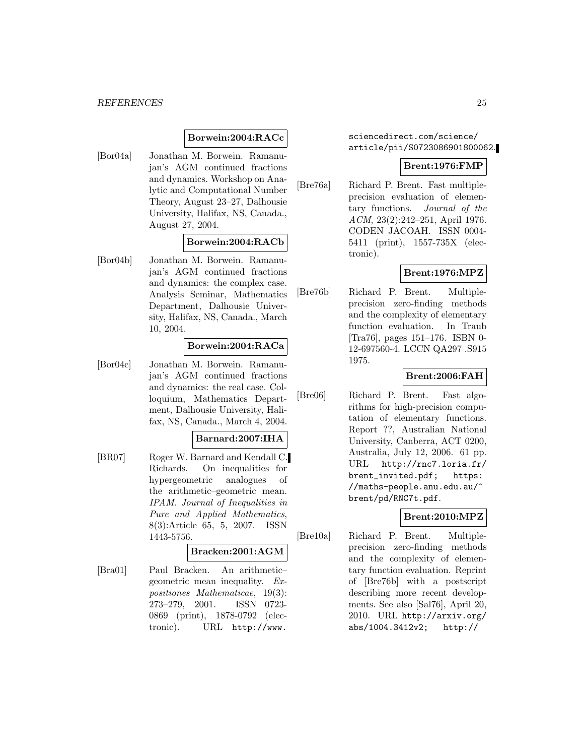**Borwein:2004:RACc**

[Bor04a] Jonathan M. Borwein. Ramanujan's AGM continued fractions and dynamics. Workshop on Analytic and Computational Number Theory, August 23–27, Dalhousie University, Halifax, NS, Canada., August 27, 2004.

**Borwein:2004:RACb**

[Bor04b] Jonathan M. Borwein. Ramanujan's AGM continued fractions and dynamics: the complex case. Analysis Seminar, Mathematics Department, Dalhousie University, Halifax, NS, Canada., March 10, 2004.

**Borwein:2004:RACa**

[Bor04c] Jonathan M. Borwein. Ramanujan's AGM continued fractions and dynamics: the real case. Colloquium, Mathematics Department, Dalhousie University, Halifax, NS, Canada., March 4, 2004.

**Barnard:2007:IHA**

[BR07] Roger W. Barnard and Kendall C. Richards. On inequalities for hypergeometric analogues of the arithmetic–geometric mean. *IPAM. Journal of Inequalities in Pure and Applied Mathematics*, 8(3):Article 65, 5, 2007. ISSN 1443-5756.

**Bracken:2001:AGM**

[Bra01] Paul Bracken. An arithmetic–geometric mean inequality. *Expositiones Mathematicae*, 19(3): 273–279, 2001. ISSN 0723-0869 (print), 1878-0792 (electronic). URL http://www.sciencedirect.com/science/article/pii/S0723086901800062.

**Brent:1976:FMP**

[Bre76a] Richard P. Brent. Fast multiple-precision evaluation of elementary functions. *Journal of the ACM*, 23(2):242–251, April 1976. CODEN JACOAH. ISSN 0004-5411 (print), 1557-735X (electronic).

**Brent:1976:MPZ**

[Bre76b] Richard P. Brent. Multiple-precision zero-finding methods and the complexity of elementary function evaluation. In Traub [Tra76], pages 151–176. ISBN 0-12-697560-4. LCCN QA297 .S915 1975.

**Brent:2006:FAH**

[Bre06] Richard P. Brent. Fast algorithms for high-precision computation of elementary functions. Report ??, Australian National University, Canberra, ACT 0200, Australia, July 12, 2006. 61 pp. URL http://rnc7.loria.fr/brent_invited.pdf; https://maths-people.anu.edu.au/~brent/pd/RNC7t.pdf.

**Brent:2010:MPZ**

[Bre10a] Richard P. Brent. Multiple-precision zero-finding methods and the complexity of elementary function evaluation. Reprint of [Bre76b] with a postscript describing more recent developments. See also [Sal76], April 20, 2010. URL http://arxiv.org/abs/1004.3412v2; http://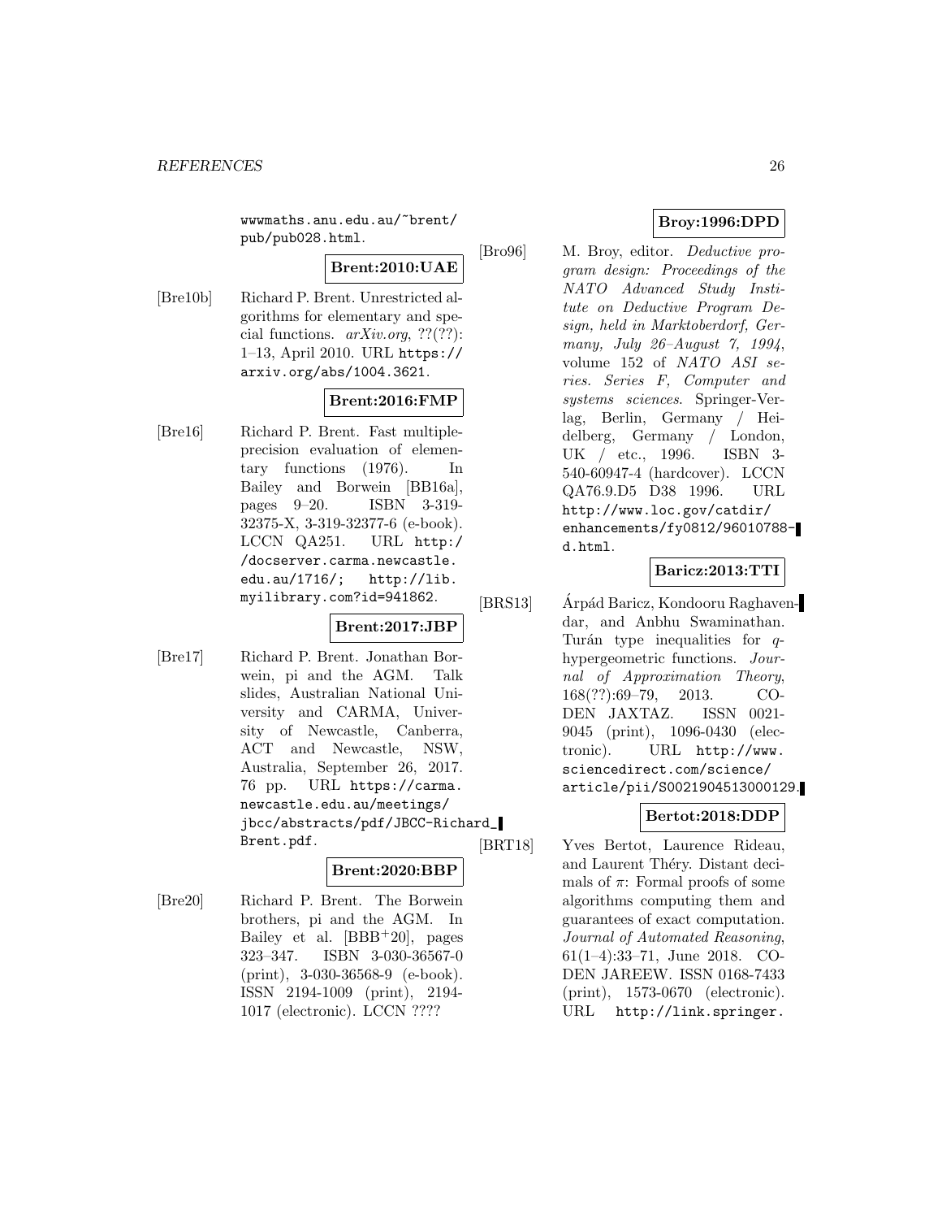wwwmaths.anu.edu.au/~brent/pub/pub028.html.

**Brent:2010:UAE**

[Bre10b] Richard P. Brent. Unrestricted algorithms for elementary and special functions. *arXiv.org*, ??(??): 1–13, April 2010. URL https://arxiv.org/abs/1004.3621.

**Brent:2016:FMP**

[Bre16] Richard P. Brent. Fast multiple-precision evaluation of elementary functions (1976). In Bailey and Borwein [BB16a], pages 9–20. ISBN 3-319-32375-X, 3-319-32377-6 (e-book). LCCN QA251. URL http://docserver.carma.newcastle.edu.au/1716/; http://lib.myilibrary.com?id=941862.

**Brent:2017:JBP**

[Bre17] Richard P. Brent. Jonathan Borwein, pi and the AGM. Talk slides, Australian National University and CARMA, University of Newcastle, Canberra, ACT and Newcastle, NSW, Australia, September 26, 2017. 76 pp. URL https://carma.newcastle.edu.au/meetings/jbcc/abstracts/pdf/JBCC-Richard_Brent.pdf.

**Brent:2020:BBP**

[Bre20] Richard P. Brent. The Borwein brothers, pi and the AGM. In Bailey et al. [BBB+20], pages 323–347. ISBN 3-030-36567-0 (print), 3-030-36568-9 (e-book). ISSN 2194-1009 (print), 2194-1017 (electronic). LCCN ????

**Broy:1996:DPD**

[Bro96] M. Broy, editor. *Deductive program design: Proceedings of the NATO Advanced Study Institute on Deductive Program Design, held in Marktoberdorf, Germany, July 26–August 7, 1994*, volume 152 of *NATO ASI series. Series F, Computer and systems sciences*. Springer-Verlag, Berlin, Germany / Heidelberg, Germany / London, UK / etc., 1996. ISBN 3-540-60947-4 (hardcover). LCCN QA76.9.D5 D38 1996. URL http://www.loc.gov/catdir/enhancements/fy0812/96010788-d.html.

**Baricz:2013:TTI**

[BRS13] Árpád Baricz, Kondooru Raghavendar, and Anbhu Swaminathan. Turán type inequalities for $q$-hypergeometric functions. *Journal of Approximation Theory*, 168(??):69–79, 2013. CODEN JAXTAZ. ISSN 0021-9045 (print), 1096-0430 (electronic). URL http://www.sciencedirect.com/science/article/pii/S0021904513000129.

**Bertot:2018:DDP**

[BRT18] Yves Bertot, Laurence Rideau, and Laurent Théry. Distant decimals of $\pi$: Formal proofs of some algorithms computing them and guarantees of exact computation. *Journal of Automated Reasoning*, 61(1–4):33–71, June 2018. CODEN JAREEW. ISSN 0168-7433 (print), 1573-0670 (electronic). URL http://link.springer.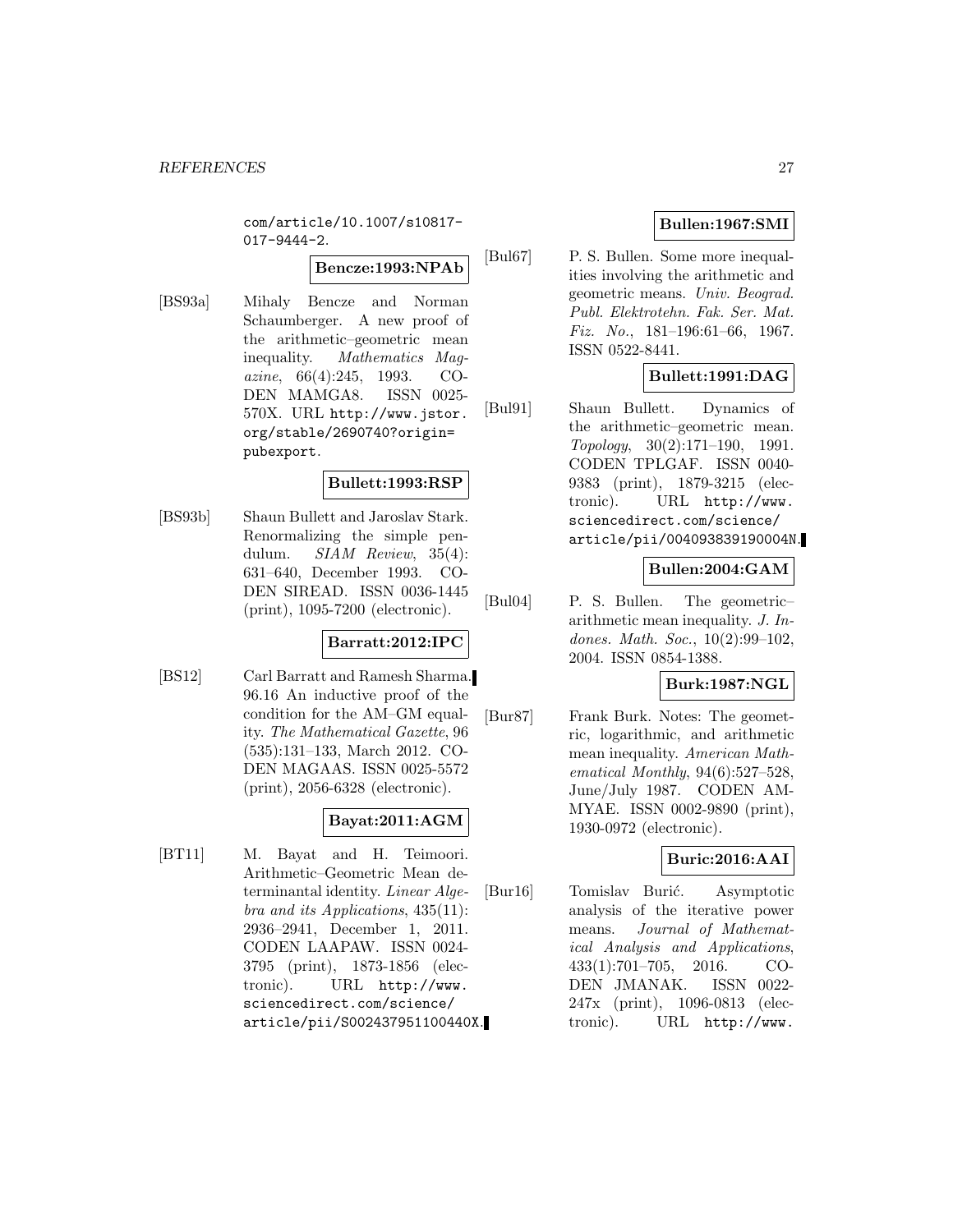com/article/10.1007/s10817-017-9444-2.

**Bencze:1993:NPAb**

[BS93a] Mihaly Bencze and Norman Schaumberger. A new proof of the arithmetic–geometric mean inequality. *Mathematics Magazine*, 66(4):245, 1993. CODEN MAMGA8. ISSN 0025-570X. URL http://www.jstor.org/stable/2690740?origin=pubexport.

**Bullett:1993:RSP**

[BS93b] Shaun Bullett and Jaroslav Stark. Renormalizing the simple pendulum. *SIAM Review*, 35(4):631–640, December 1993. CODEN SIREAD. ISSN 0036-1445 (print), 1095-7200 (electronic).

**Barratt:2012:IPC**

[BS12] Carl Barratt and Ramesh Sharma. 96.16 An inductive proof of the condition for the AM–GM equality. *The Mathematical Gazette*, 96 (535):131–133, March 2012. CODEN MAGAAS. ISSN 0025-5572 (print), 2056-6328 (electronic).

**Bayat:2011:AGM**

[BT11] M. Bayat and H. Teimoori. Arithmetic–Geometric Mean determinantal identity. *Linear Algebra and its Applications*, 435(11):2936–2941, December 1, 2011. CODEN LAAPAW. ISSN 0024-3795 (print), 1873-1856 (electronic). URL http://www.sciencedirect.com/science/article/pii/S002437951100440X.

**Bullen:1967:SMI**

[Bul67] P. S. Bullen. Some more inequalities involving the arithmetic and geometric means. *Univ. Beograd. Publ. Elektrotehn. Fak. Ser. Mat. Fiz. No.*, 181–196:61–66, 1967. ISSN 0522-8441.

**Bullett:1991:DAG**

[Bul91] Shaun Bullett. Dynamics of the arithmetic–geometric mean. *Topology*, 30(2):171–190, 1991. CODEN TPLGAF. ISSN 0040-9383 (print), 1879-3215 (electronic). URL http://www.sciencedirect.com/science/article/pii/004093839190004N.

**Bullen:2004:GAM**

[Bul04] P. S. Bullen. The geometric–arithmetic mean inequality. *J. Indones. Math. Soc.*, 10(2):99–102, 2004. ISSN 0854-1388.

**Burk:1987:NGL**

[Bur87] Frank Burk. Notes: The geometric, logarithmic, and arithmetic mean inequality. *American Mathematical Monthly*, 94(6):527–528, June/July 1987. CODEN AMMYAE. ISSN 0002-9890 (print), 1930-0972 (electronic).

**Buric:2016:AAI**

[Bur16] Tomislav Burić. Asymptotic analysis of the iterative power means. *Journal of Mathematical Analysis and Applications*, 433(1):701–705, 2016. CODEN JMANAK. ISSN 0022-247x (print), 1096-0813 (electronic). URL http://www.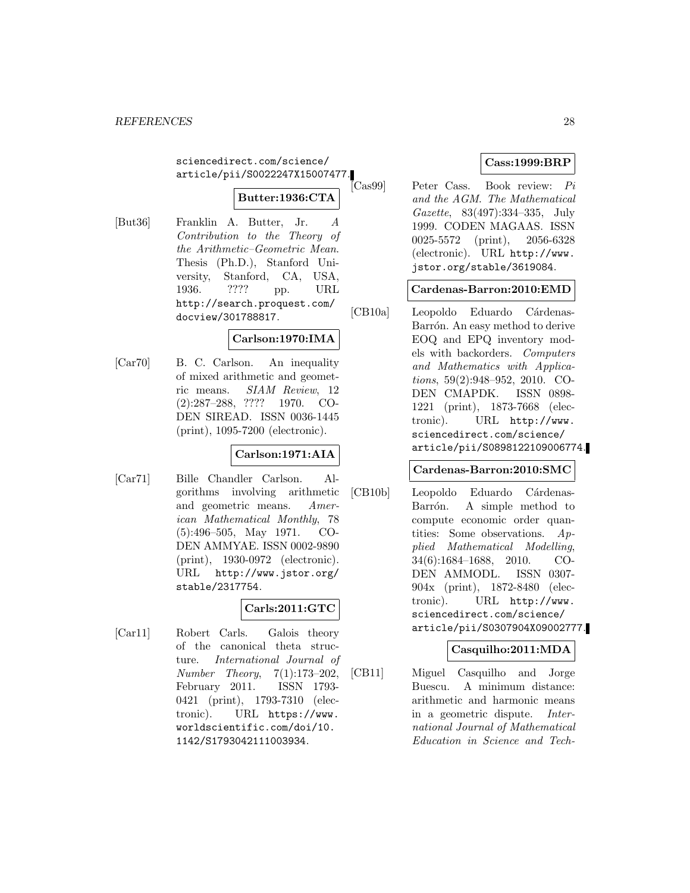sciencedirect.com/science/article/pii/S0022247X15007477.

**Butter:1936:CTA**

[But36] Franklin A. Butter, Jr. *A Contribution to the Theory of the Arithmetic–Geometric Mean*. Thesis (Ph.D.), Stanford University, Stanford, CA, USA, 1936. ???? pp. URL http://search.proquest.com/docview/301788817.

**Carlson:1970:IMA**

[Car70] B. C. Carlson. An inequality of mixed arithmetic and geometric means. *SIAM Review*, 12 (2):287–288, ???? 1970. CODEN SIREAD. ISSN 0036-1445 (print), 1095-7200 (electronic).

**Carlson:1971:AIA**

[Car71] Bille Chandler Carlson. Algorithms involving arithmetic and geometric means. *American Mathematical Monthly*, 78 (5):496–505, May 1971. CODEN AMMYAE. ISSN 0002-9890 (print), 1930-0972 (electronic). URL http://www.jstor.org/stable/2317754.

**Carls:2011:GTC**

[Car11] Robert Carls. Galois theory of the canonical theta structure. *International Journal of Number Theory*, 7(1):173–202, February 2011. ISSN 1793-0421 (print), 1793-7310 (electronic). URL https://www.worldscientific.com/doi/10.1142/S1793042111003934.

**Cass:1999:BRP**

[Cas99] Peter Cass. Book review: *Pi and the AGM*. *The Mathematical Gazette*, 83(497):334–335, July 1999. CODEN MAGAAS. ISSN 0025-5572 (print), 2056-6328 (electronic). URL http://www.jstor.org/stable/3619084.

**Cardenas-Barron:2010:EMD**

[CB10a] Leopoldo Eduardo Cárdenas-Barrón. An easy method to derive EOQ and EPQ inventory models with backorders. *Computers and Mathematics with Applications*, 59(2):948–952, 2010. CODEN CMAPDK. ISSN 0898-1221 (print), 1873-7668 (electronic). URL http://www.sciencedirect.com/science/article/pii/S0898122109006774.

**Cardenas-Barron:2010:SMC**

[CB10b] Leopoldo Eduardo Cárdenas-Barrón. A simple method to compute economic order quantities: Some observations. *Applied Mathematical Modelling*, 34(6):1684–1688, 2010. CODEN AMMODL. ISSN 0307-904x (print), 1872-8480 (electronic). URL http://www.sciencedirect.com/science/article/pii/S0307904X09002777.

**Casquilho:2011:MDA**

[CB11] Miguel Casquilho and Jorge Buescu. A minimum distance: arithmetic and harmonic means in a geometric dispute. *International Journal of Mathematical Education in Science and Tech-*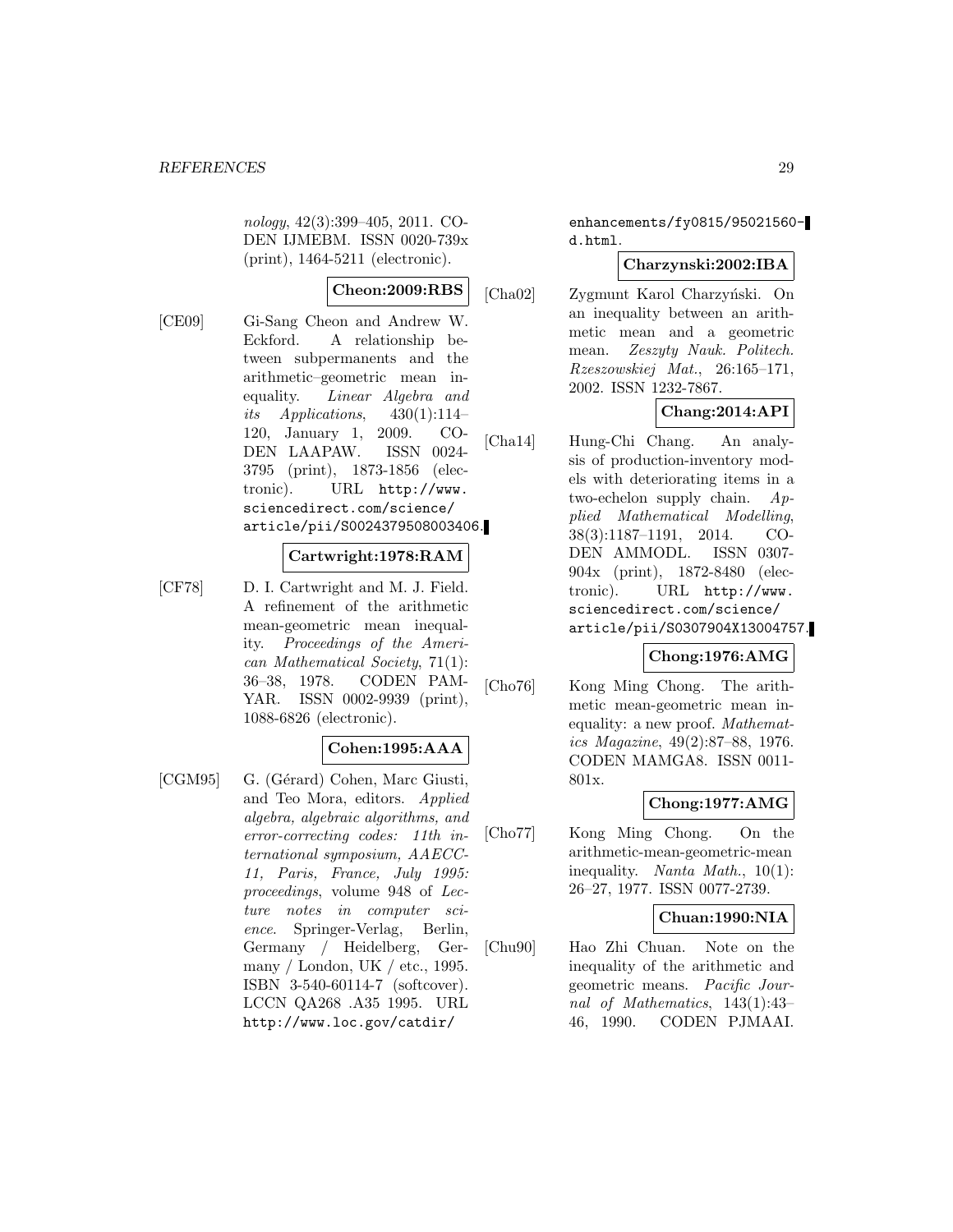*nology*, 42(3):399–405, 2011. CODEN IJMEBM. ISSN 0020-739x (print), 1464-5211 (electronic).

**Cheon:2009:RBS**

[CE09] Gi-Sang Cheon and Andrew W. Eckford. A relationship between subpermanents and the arithmetic–geometric mean inequality. *Linear Algebra and its Applications*, 430(1):114–120, January 1, 2009. CODEN LAAPAW. ISSN 0024-3795 (print), 1873-1856 (electronic). URL `http://www.sciencedirect.com/science/article/pii/S0024379508003406`.

**Cartwright:1978:RAM**

[CF78] D. I. Cartwright and M. J. Field. A refinement of the arithmetic mean-geometric mean inequality. *Proceedings of the American Mathematical Society*, 71(1): 36–38, 1978. CODEN PAMYAR. ISSN 0002-9939 (print), 1088-6826 (electronic).

**Cohen:1995:AAA**

[CGM95] G. (Gérard) Cohen, Marc Giusti, and Teo Mora, editors. *Applied algebra, algebraic algorithms, and error-correcting codes: 11th international symposium, AAECC-11, Paris, France, July 1995: proceedings*, volume 948 of *Lecture notes in computer science*. Springer-Verlag, Berlin, Germany / Heidelberg, Germany / London, UK / etc., 1995. ISBN 3-540-60114-7 (softcover). LCCN QA268 .A35 1995. URL `http://www.loc.gov/catdir/enhancements/fy0815/95021560-d.html`.

**Charzynski:2002:IBA**

[Cha02] Zygmunt Karol Charzyński. On an inequality between an arithmetic mean and a geometric mean. *Zeszyty Nauk. Politech. Rzeszowskiej Mat.*, 26:165–171, 2002. ISSN 1232-7867.

**Chang:2014:API**

[Cha14] Hung-Chi Chang. An analysis of production-inventory models with deteriorating items in a two-echelon supply chain. *Applied Mathematical Modelling*, 38(3):1187–1191, 2014. CODEN AMMODL. ISSN 0307-904x (print), 1872-8480 (electronic). URL `http://www.sciencedirect.com/science/article/pii/S0307904X13004757`.

**Chong:1976:AMG**

[Cho76] Kong Ming Chong. The arithmetic mean-geometric mean inequality: a new proof. *Mathematics Magazine*, 49(2):87–88, 1976. CODEN MAMGA8. ISSN 0011-801x.

**Chong:1977:AMG**

[Cho77] Kong Ming Chong. On the arithmetic-mean-geometric-mean inequality. *Nanta Math.*, 10(1): 26–27, 1977. ISSN 0077-2739.

**Chuan:1990:NIA**

[Chu90] Hao Zhi Chuan. Note on the inequality of the arithmetic and geometric means. *Pacific Journal of Mathematics*, 143(1):43–46, 1990. CODEN PJMAAI.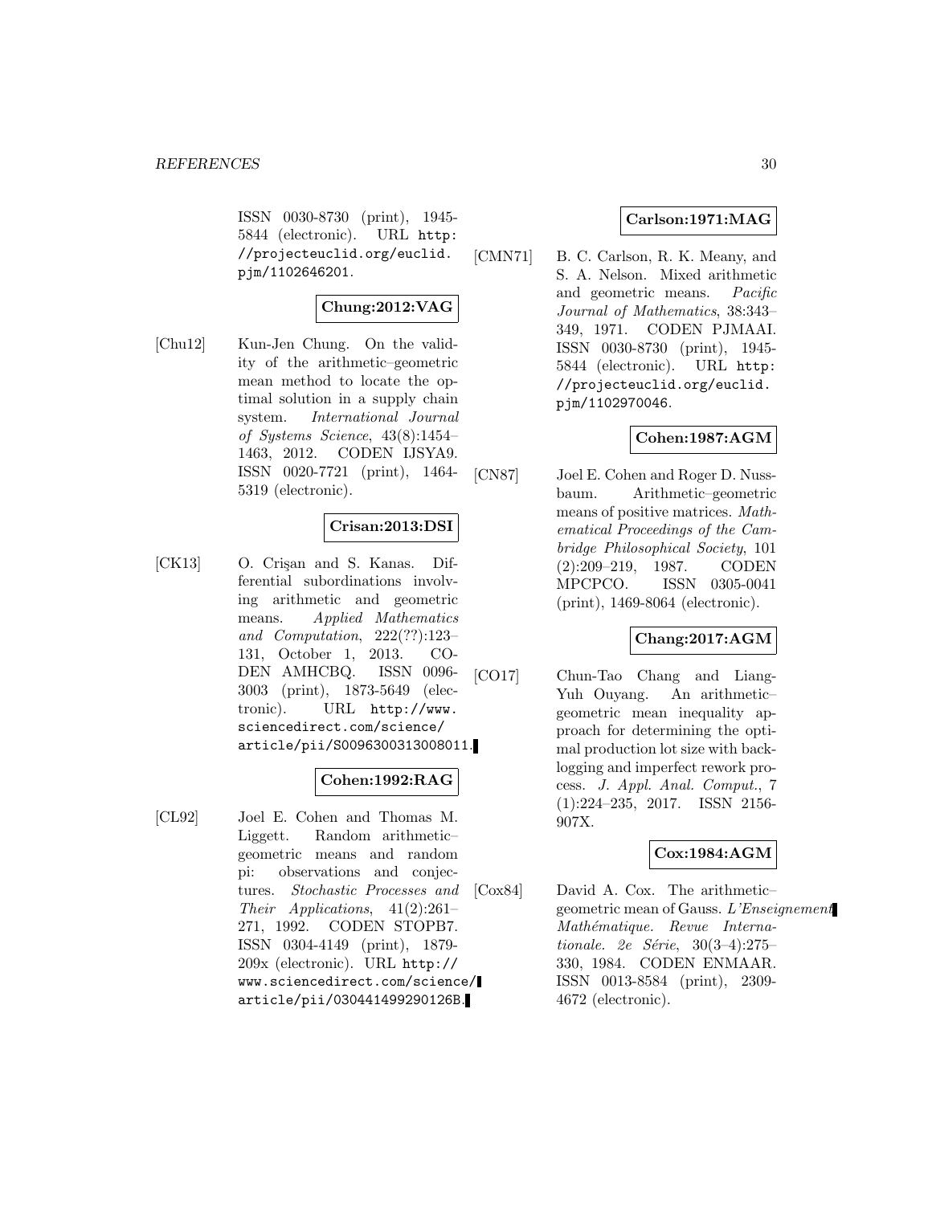ISSN 0030-8730 (print), 1945-5844 (electronic). URL http://projecteuclid.org/euclid.pjm/1102646201.

**Chung:2012:VAG**

[Chu12] Kun-Jen Chung. On the validity of the arithmetic–geometric mean method to locate the optimal solution in a supply chain system. *International Journal of Systems Science*, 43(8):1454–1463, 2012. CODEN IJSYA9. ISSN 0020-7721 (print), 1464-5319 (electronic).

**Crisan:2013:DSI**

[CK13] O. Crişan and S. Kanas. Differential subordinations involving arithmetic and geometric means. *Applied Mathematics and Computation*, 222(??):123–131, October 1, 2013. CODEN AMHCBQ. ISSN 0096-3003 (print), 1873-5649 (electronic). URL http://www.sciencedirect.com/science/article/pii/S0096300313008011.

**Cohen:1992:RAG**

[CL92] Joel E. Cohen and Thomas M. Liggett. Random arithmetic–geometric means and random pi: observations and conjectures. *Stochastic Processes and Their Applications*, 41(2):261–271, 1992. CODEN STOPB7. ISSN 0304-4149 (print), 1879-209x (electronic). URL http://www.sciencedirect.com/science/article/pii/030441499290126B.

**Carlson:1971:MAG**

[CMN71] B. C. Carlson, R. K. Meany, and S. A. Nelson. Mixed arithmetic and geometric means. *Pacific Journal of Mathematics*, 38:343–349, 1971. CODEN PJMAAI. ISSN 0030-8730 (print), 1945-5844 (electronic). URL http://projecteuclid.org/euclid.pjm/1102970046.

**Cohen:1987:AGM**

[CN87] Joel E. Cohen and Roger D. Nussbaum. Arithmetic–geometric means of positive matrices. *Mathematical Proceedings of the Cambridge Philosophical Society*, 101(2):209–219, 1987. CODEN MPCPCO. ISSN 0305-0041 (print), 1469-8064 (electronic).

**Chang:2017:AGM**

[CO17] Chun-Tao Chang and Liang-Yuh Ouyang. An arithmetic–geometric mean inequality approach for determining the optimal production lot size with backlogging and imperfect rework process. *J. Appl. Anal. Comput.*, 7(1):224–235, 2017. ISSN 2156-907X.

**Cox:1984:AGM**

[Cox84] David A. Cox. The arithmetic–geometric mean of Gauss. *L'Enseignement Mathématique. Revue Internationale. 2e Série*, 30(3–4):275–330, 1984. CODEN ENMAAR. ISSN 0013-8584 (print), 2309-4672 (electronic).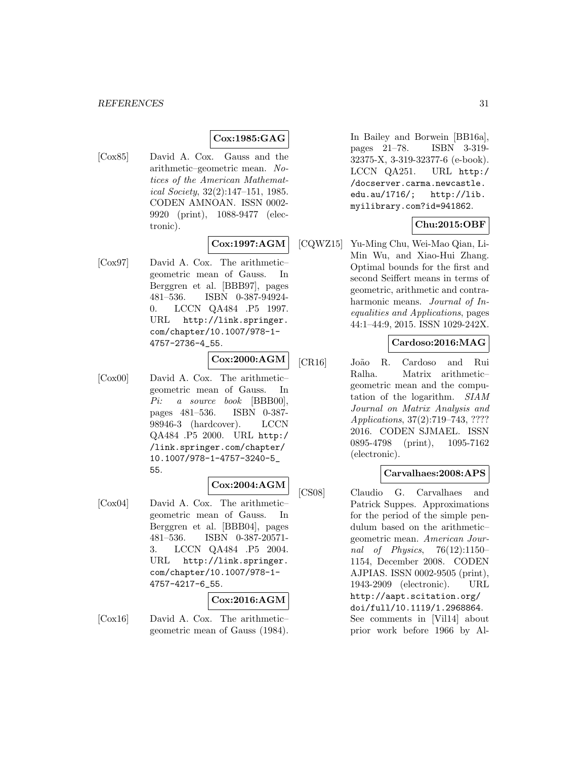**Cox:1985:GAG**

[Cox85] David A. Cox. Gauss and the arithmetic–geometric mean. *Notices of the American Mathematical Society*, 32(2):147–151, 1985. CODEN AMNOAN. ISSN 0002-9920 (print), 1088-9477 (electronic).

**Cox:1997:AGM**

[Cox97] David A. Cox. The arithmetic–geometric mean of Gauss. In Berggren et al. [BBB97], pages 481–536. ISBN 0-387-94924-0. LCCN QA484 .P5 1997. URL http://link.springer.com/chapter/10.1007/978-1-4757-2736-4_55.

**Cox:2000:AGM**

[Cox00] David A. Cox. The arithmetic–geometric mean of Gauss. In *Pi: a source book* [BBB00], pages 481–536. ISBN 0-387-98946-3 (hardcover). LCCN QA484 .P5 2000. URL http://link.springer.com/chapter/10.1007/978-1-4757-3240-5_55.

**Cox:2004:AGM**

[Cox04] David A. Cox. The arithmetic–geometric mean of Gauss. In Berggren et al. [BBB04], pages 481–536. ISBN 0-387-20571-3. LCCN QA484 .P5 2004. URL http://link.springer.com/chapter/10.1007/978-1-4757-4217-6_55.

**Cox:2016:AGM**

[Cox16] David A. Cox. The arithmetic–geometric mean of Gauss (1984). In Bailey and Borwein [BB16a], pages 21–78. ISBN 3-319-32375-X, 3-319-32377-6 (e-book). LCCN QA251. URL http://docserver.carma.newcastle.edu.au/1716/; http://lib.myilibrary.com?id=941862.

**Chu:2015:OBF**

[CQWZ15] Yu-Ming Chu, Wei-Mao Qian, Li-Min Wu, and Xiao-Hui Zhang. Optimal bounds for the first and second Seiffert means in terms of geometric, arithmetic and contraharmonic means. *Journal of Inequalities and Applications*, pages 44:1–44:9, 2015. ISSN 1029-242X.

**Cardoso:2016:MAG**

[CR16] João R. Cardoso and Rui Ralha. Matrix arithmetic–geometric mean and the computation of the logarithm. *SIAM Journal on Matrix Analysis and Applications*, 37(2):719–743, ???? 2016. CODEN SJMAEL. ISSN 0895-4798 (print), 1095-7162 (electronic).

**Carvalhaes:2008:APS**

[CS08] Claudio G. Carvalhaes and Patrick Suppes. Approximations for the period of the simple pendulum based on the arithmetic–geometric mean. *American Journal of Physics*, 76(12):1150–1154, December 2008. CODEN AJPIAS. ISSN 0002-9505 (print), 1943-2909 (electronic). URL http://aapt.scitation.org/doi/full/10.1119/1.2968864. See comments in [Vil14] about prior work before 1966 by Al-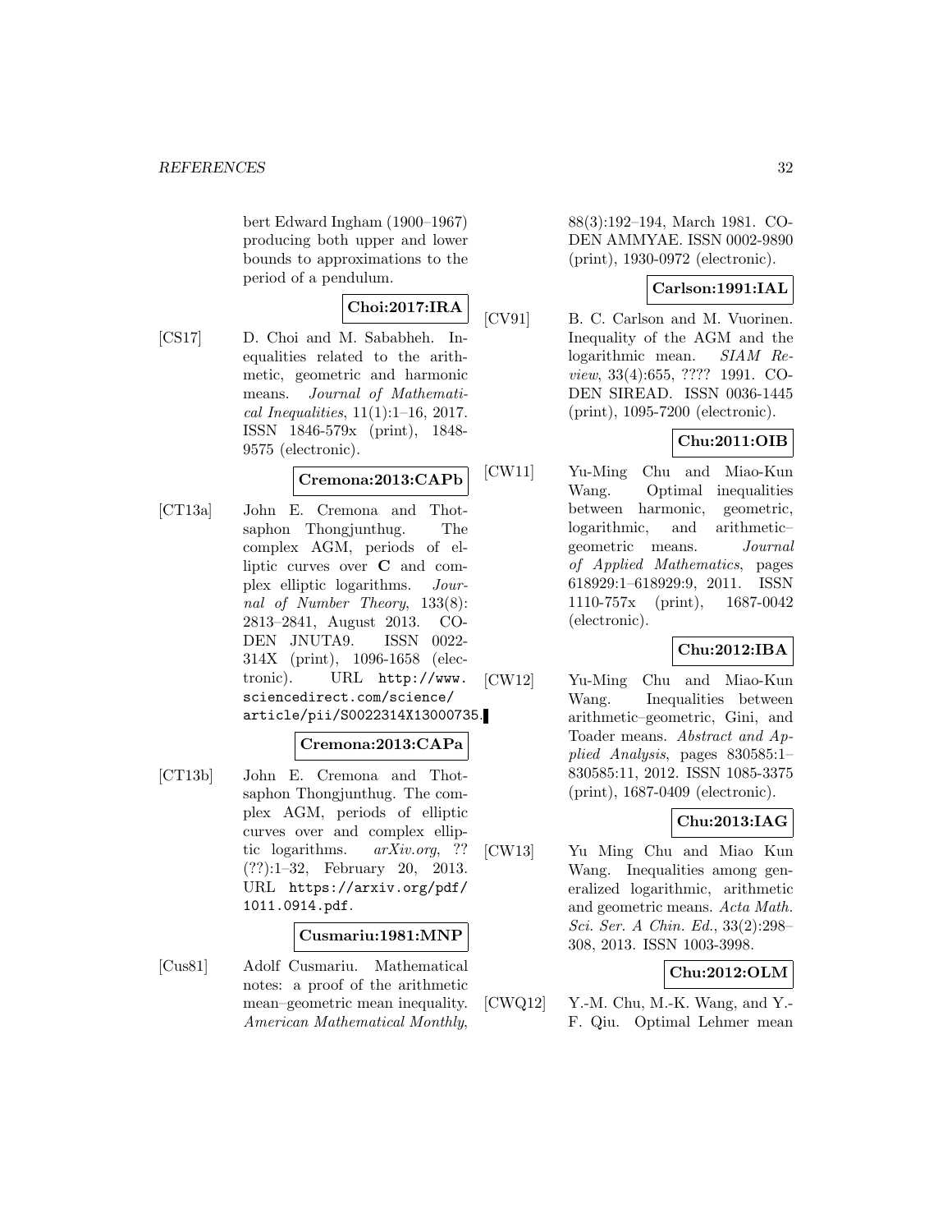bert Edward Ingham (1900–1967) producing both upper and lower bounds to approximations to the period of a pendulum.

**Choi:2017:IRA**

[CS17] D. Choi and M. Sababheh. Inequalities related to the arithmetic, geometric and harmonic means. *Journal of Mathematical Inequalities*, 11(1):1–16, 2017. ISSN 1846-579x (print), 1848-9575 (electronic).

**Cremona:2013:CAPb**

[CT13a] John E. Cremona and Thotsaphon Thongjunthug. The complex AGM, periods of elliptic curves over **C** and complex elliptic logarithms. *Journal of Number Theory*, 133(8): 2813–2841, August 2013. CODEN JNUTA9. ISSN 0022-314X (print), 1096-1658 (electronic). URL http://www.sciencedirect.com/science/article/pii/S0022314X13000735.

**Cremona:2013:CAPa**

[CT13b] John E. Cremona and Thotsaphon Thongjunthug. The complex AGM, periods of elliptic curves over and complex elliptic logarithms. *arXiv.org*, ?? (??):1–32, February 20, 2013. URL https://arxiv.org/pdf/1011.0914.pdf.

**Cusmariu:1981:MNP**

[Cus81] Adolf Cusmariu. Mathematical notes: a proof of the arithmetic mean–geometric mean inequality. *American Mathematical Monthly*, 88(3):192–194, March 1981. CODEN AMMYAE. ISSN 0002-9890 (print), 1930-0972 (electronic).

**Carlson:1991:IAL**

[CV91] B. C. Carlson and M. Vuorinen. Inequality of the AGM and the logarithmic mean. *SIAM Review*, 33(4):655, ???? 1991. CODEN SIREAD. ISSN 0036-1445 (print), 1095-7200 (electronic).

**Chu:2011:OIB**

[CW11] Yu-Ming Chu and Miao-Kun Wang. Optimal inequalities between harmonic, geometric, logarithmic, and arithmetic–geometric means. *Journal of Applied Mathematics*, pages 618929:1–618929:9, 2011. ISSN 1110-757x (print), 1687-0042 (electronic).

**Chu:2012:IBA**

[CW12] Yu-Ming Chu and Miao-Kun Wang. Inequalities between arithmetic–geometric, Gini, and Toader means. *Abstract and Applied Analysis*, pages 830585:1–830585:11, 2012. ISSN 1085-3375 (print), 1687-0409 (electronic).

**Chu:2013:IAG**

[CW13] Yu Ming Chu and Miao Kun Wang. Inequalities among generalized logarithmic, arithmetic and geometric means. *Acta Math. Sci. Ser. A Chin. Ed.*, 33(2):298–308, 2013. ISSN 1003-3998.

**Chu:2012:OLM**

[CWQ12] Y.-M. Chu, M.-K. Wang, and Y.-F. Qiu. Optimal Lehmer mean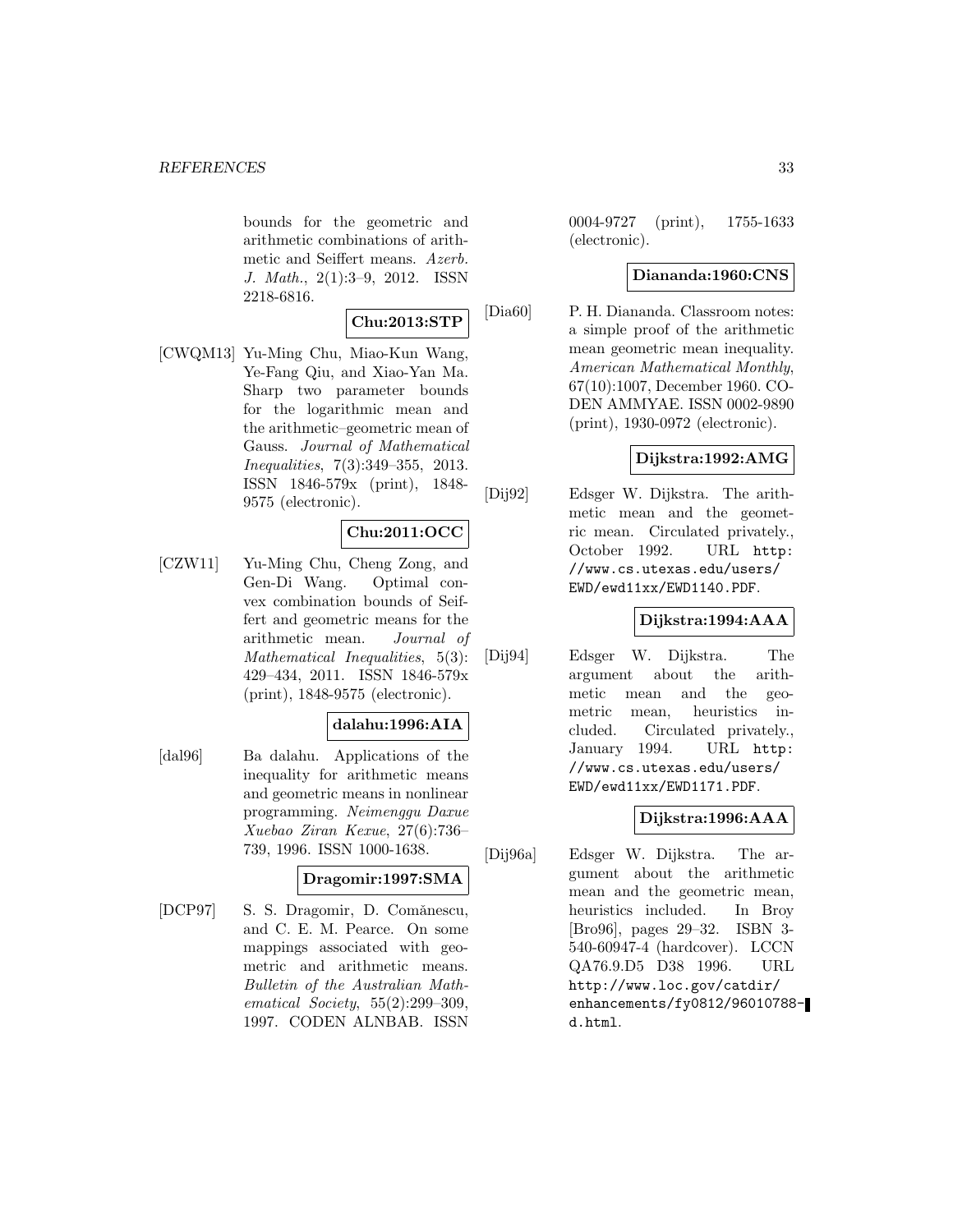bounds for the geometric and arithmetic combinations of arithmetic and Seiffert means. *Azerb. J. Math.*, 2(1):3–9, 2012. ISSN 2218-6816.

**Chu:2013:STP**

[CWQM13] Yu-Ming Chu, Miao-Kun Wang, Ye-Fang Qiu, and Xiao-Yan Ma. Sharp two parameter bounds for the logarithmic mean and the arithmetic–geometric mean of Gauss. *Journal of Mathematical Inequalities*, 7(3):349–355, 2013. ISSN 1846-579x (print), 1848-9575 (electronic).

**Chu:2011:OCC**

[CZW11] Yu-Ming Chu, Cheng Zong, and Gen-Di Wang. Optimal convex combination bounds of Seiffert and geometric means for the arithmetic mean. *Journal of Mathematical Inequalities*, 5(3): 429–434, 2011. ISSN 1846-579x (print), 1848-9575 (electronic).

**dalahu:1996:AIA**

[dal96] Ba dalahu. Applications of the inequality for arithmetic means and geometric means in nonlinear programming. *Neimenggu Daxue Xuebao Ziran Kexue*, 27(6):736–739, 1996. ISSN 1000-1638.

**Dragomir:1997:SMA**

[DCP97] S. S. Dragomir, D. Comănescu, and C. E. M. Pearce. On some mappings associated with geometric and arithmetic means. *Bulletin of the Australian Mathematical Society*, 55(2):299–309, 1997. CODEN ALNBAB. ISSN 0004-9727 (print), 1755-1633 (electronic).

**Diananda:1960:CNS**

[Dia60] P. H. Diananda. Classroom notes: a simple proof of the arithmetic mean geometric mean inequality. *American Mathematical Monthly*, 67(10):1007, December 1960. CODEN AMMYAE. ISSN 0002-9890 (print), 1930-0972 (electronic).

**Dijkstra:1992:AMG**

[Dij92] Edsger W. Dijkstra. The arithmetic mean and the geometric mean. Circulated privately., October 1992. URL `http://www.cs.utexas.edu/users/EWD/ewd11xx/EWD1140.PDF`.

**Dijkstra:1994:AAA**

[Dij94] Edsger W. Dijkstra. The argument about the arithmetic mean and the geometric mean, heuristics included. Circulated privately., January 1994. URL `http://www.cs.utexas.edu/users/EWD/ewd11xx/EWD1171.PDF`.

**Dijkstra:1996:AAA**

[Dij96a] Edsger W. Dijkstra. The argument about the arithmetic mean and the geometric mean, heuristics included. In Broy [Bro96], pages 29–32. ISBN 3-540-60947-4 (hardcover). LCCN QA76.9.D5 D38 1996. URL `http://www.loc.gov/catdir/enhancements/fy0812/96010788-d.html`.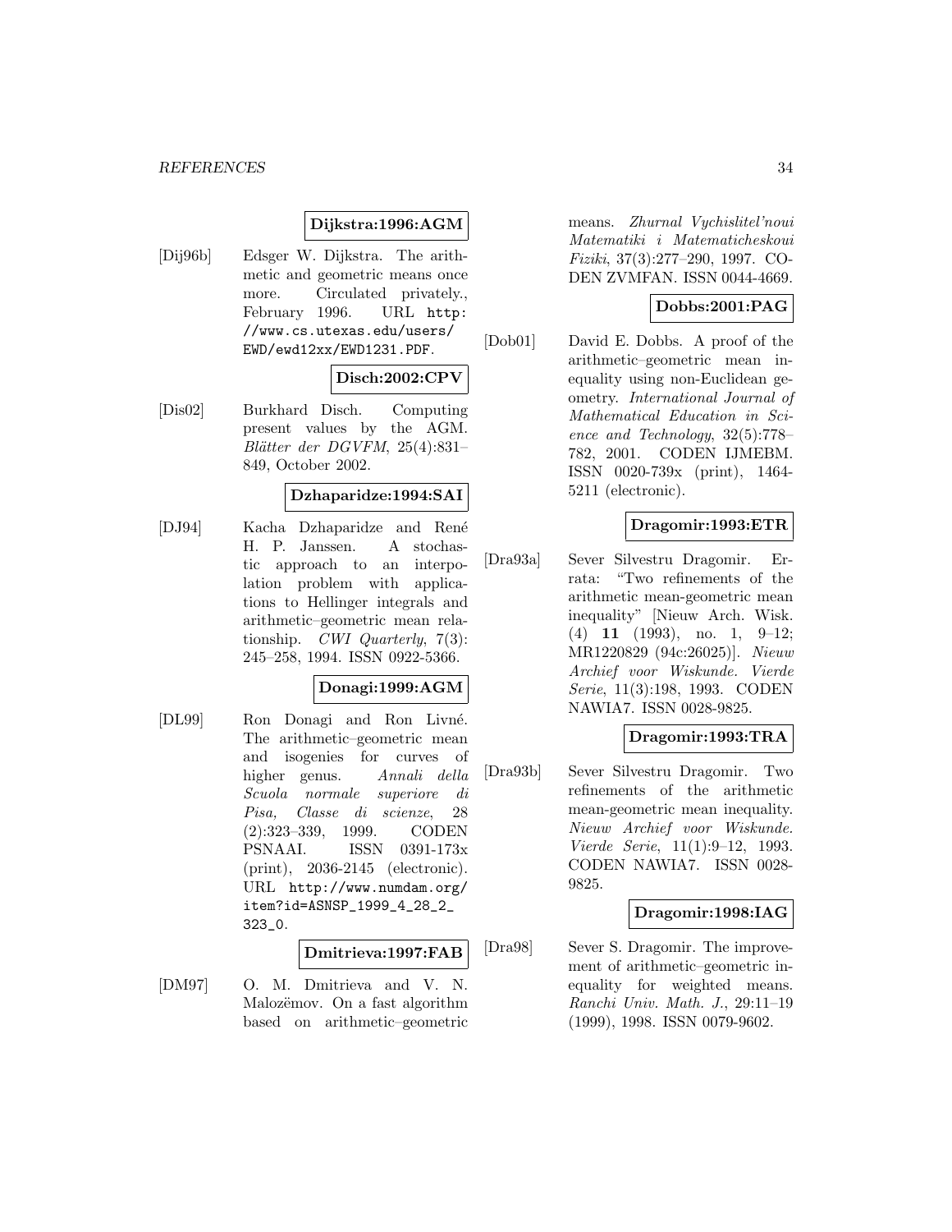**Dijkstra:1996:AGM**

[Dij96b] Edsger W. Dijkstra. The arithmetic and geometric means once more. Circulated privately., February 1996. URL http://www.cs.utexas.edu/users/EWD/ewd12xx/EWD1231.PDF.

**Disch:2002:CPV**

[Dis02] Burkhard Disch. Computing present values by the AGM. *Blätter der DGVFM*, 25(4):831–849, October 2002.

**Dzhaparidze:1994:SAI**

[DJ94] Kacha Dzhaparidze and René H. P. Janssen. A stochastic approach to an interpolation problem with applications to Hellinger integrals and arithmetic–geometric mean relationship. *CWI Quarterly*, 7(3): 245–258, 1994. ISSN 0922-5366.

**Donagi:1999:AGM**

[DL99] Ron Donagi and Ron Livné. The arithmetic–geometric mean and isogenies for curves of higher genus. *Annali della Scuola normale superiore di Pisa, Classe di scienze*, 28 (2):323–339, 1999. CODEN PSNAAI. ISSN 0391-173x (print), 2036-2145 (electronic). URL http://www.numdam.org/item?id=ASNSP_1999_4_28_2_323_0.

**Dmitrieva:1997:FAB**

[DM97] O. M. Dmitrieva and V. N. Malozëmov. On a fast algorithm based on arithmetic–geometric means. *Zhurnal Vychislitel'noui Matematiki i Matematicheskoui Fiziki*, 37(3):277–290, 1997. CODEN ZVMFAN. ISSN 0044-4669.

**Dobbs:2001:PAG**

[Dob01] David E. Dobbs. A proof of the arithmetic–geometric mean inequality using non-Euclidean geometry. *International Journal of Mathematical Education in Science and Technology*, 32(5):778–782, 2001. CODEN IJMEBM. ISSN 0020-739x (print), 1464-5211 (electronic).

**Dragomir:1993:ETR**

[Dra93a] Sever Silvestru Dragomir. Errata: "Two refinements of the arithmetic mean-geometric mean inequality" [Nieuw Arch. Wisk. (4) **11** (1993), no. 1, 9–12; MR1220829 (94c:26025)]. *Nieuw Archief voor Wiskunde. Vierde Serie*, 11(3):198, 1993. CODEN NAWIA7. ISSN 0028-9825.

**Dragomir:1993:TRA**

[Dra93b] Sever Silvestru Dragomir. Two refinements of the arithmetic mean-geometric mean inequality. *Nieuw Archief voor Wiskunde. Vierde Serie*, 11(1):9–12, 1993. CODEN NAWIA7. ISSN 0028-9825.

**Dragomir:1998:IAG**

[Dra98] Sever S. Dragomir. The improvement of arithmetic–geometric inequality for weighted means. *Ranchi Univ. Math. J.*, 29:11–19 (1999), 1998. ISSN 0079-9602.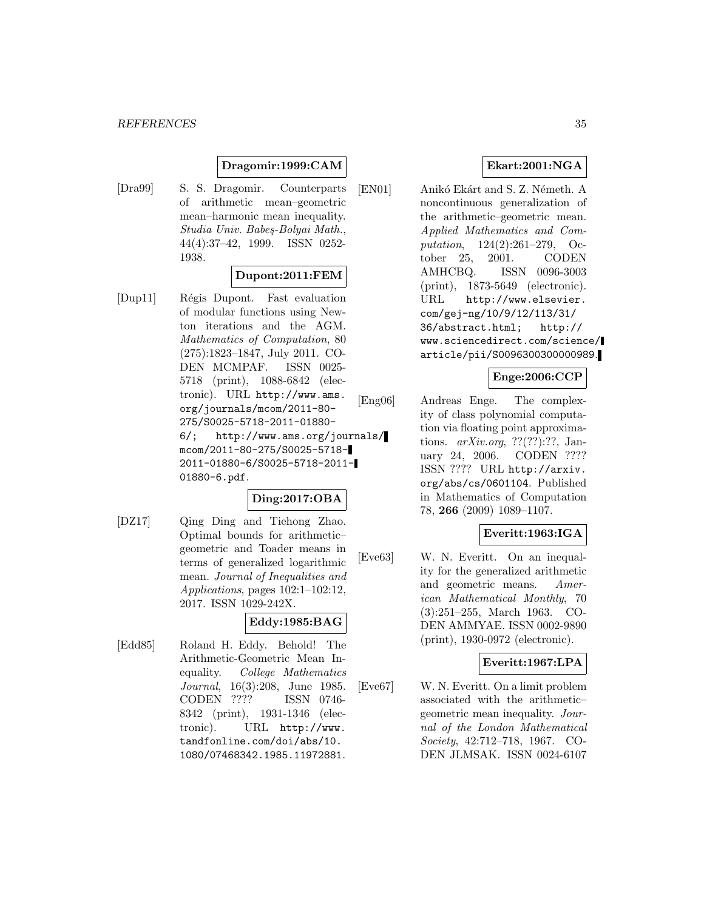**Dragomir:1999:CAM**

[Dra99] S. S. Dragomir. Counterparts of arithmetic mean–geometric mean–harmonic mean inequality. *Studia Univ. Babeş-Bolyai Math.*, 44(4):37–42, 1999. ISSN 0252-1938.

**Dupont:2011:FEM**

[Dup11] Régis Dupont. Fast evaluation of modular functions using Newton iterations and the AGM. *Mathematics of Computation*, 80 (275):1823–1847, July 2011. CODEN MCMPAF. ISSN 0025-5718 (print), 1088-6842 (electronic). URL http://www.ams.org/journals/mcom/2011-80-275/S0025-5718-2011-01880-6/; http://www.ams.org/journals/mcom/2011-80-275/S0025-5718-2011-01880-6/S0025-5718-2011-01880-6.pdf.

**Ding:2017:OBA**

[DZ17] Qing Ding and Tiehong Zhao. Optimal bounds for arithmetic–geometric and Toader means in terms of generalized logarithmic mean. *Journal of Inequalities and Applications*, pages 102:1–102:12, 2017. ISSN 1029-242X.

**Eddy:1985:BAG**

[Edd85] Roland H. Eddy. Behold! The Arithmetic-Geometric Mean Inequality. *College Mathematics Journal*, 16(3):208, June 1985. CODEN ???? ISSN 0746-8342 (print), 1931-1346 (electronic). URL http://www.tandfonline.com/doi/abs/10.1080/07468342.1985.11972881.

**Ekart:2001:NGA**

[EN01] Anikó Ekárt and S. Z. Németh. A noncontinuous generalization of the arithmetic–geometric mean. *Applied Mathematics and Computation*, 124(2):261–279, October 25, 2001. CODEN AMHCBQ. ISSN 0096-3003 (print), 1873-5649 (electronic). URL http://www.elsevier.com/gej-ng/10/9/12/113/31/36/abstract.html; http://www.sciencedirect.com/science/article/pii/S0096300300000989.

**Enge:2006:CCP**

[Eng06] Andreas Enge. The complexity of class polynomial computation via floating point approximations. *arXiv.org*, ??(??):??, January 24, 2006. CODEN ???? ISSN ???? URL http://arxiv.org/abs/cs/0601104. Published in Mathematics of Computation 78, **266** (2009) 1089–1107.

**Everitt:1963:IGA**

[Eve63] W. N. Everitt. On an inequality for the generalized arithmetic and geometric means. *American Mathematical Monthly*, 70 (3):251–255, March 1963. CODEN AMMYAE. ISSN 0002-9890 (print), 1930-0972 (electronic).

**Everitt:1967:LPA**

[Eve67] W. N. Everitt. On a limit problem associated with the arithmetic–geometric mean inequality. *Journal of the London Mathematical Society*, 42:712–718, 1967. CODEN JLMSAK. ISSN 0024-6107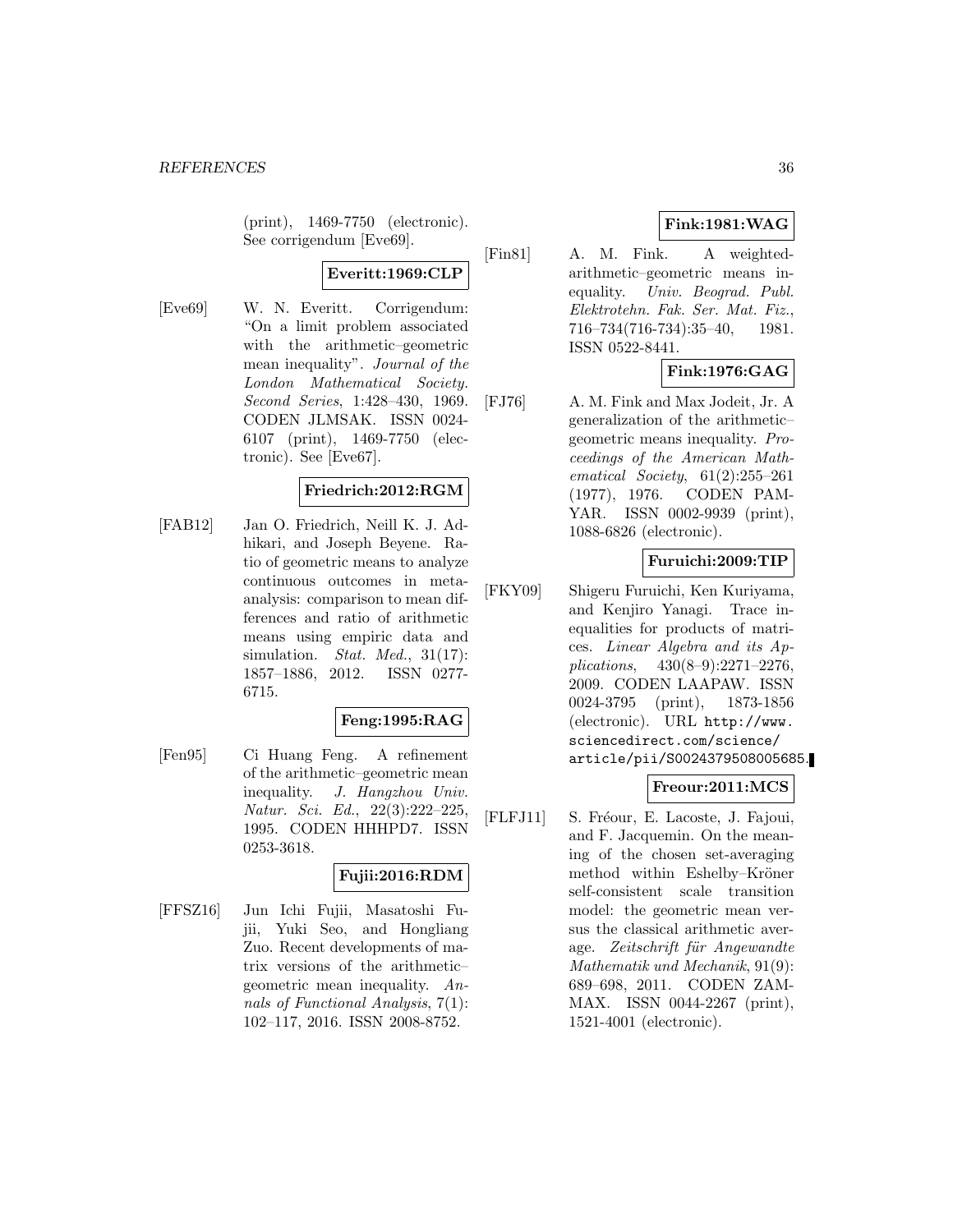(print), 1469-7750 (electronic). See corrigendum [Eve69].

**Everitt:1969:CLP**

[Eve69] W. N. Everitt. Corrigendum: "On a limit problem associated with the arithmetic–geometric mean inequality". *Journal of the London Mathematical Society. Second Series*, 1:428–430, 1969. CODEN JLMSAK. ISSN 0024-6107 (print), 1469-7750 (electronic). See [Eve67].

**Friedrich:2012:RGM**

[FAB12] Jan O. Friedrich, Neill K. J. Adhikari, and Joseph Beyene. Ratio of geometric means to analyze continuous outcomes in meta-analysis: comparison to mean differences and ratio of arithmetic means using empiric data and simulation. *Stat. Med.*, 31(17): 1857–1886, 2012. ISSN 0277-6715.

**Feng:1995:RAG**

[Fen95] Ci Huang Feng. A refinement of the arithmetic–geometric mean inequality. *J. Hangzhou Univ. Natur. Sci. Ed.*, 22(3):222–225, 1995. CODEN HHHPD7. ISSN 0253-3618.

**Fujii:2016:RDM**

[FFSZ16] Jun Ichi Fujii, Masatoshi Fujii, Yuki Seo, and Hongliang Zuo. Recent developments of matrix versions of the arithmetic–geometric mean inequality. *Annals of Functional Analysis*, 7(1): 102–117, 2016. ISSN 2008-8752.

**Fink:1981:WAG**

[Fin81] A. M. Fink. A weighted-arithmetic–geometric means inequality. *Univ. Beograd. Publ. Elektrotehn. Fak. Ser. Mat. Fiz.*, 716–734(716-734):35–40, 1981. ISSN 0522-8441.

**Fink:1976:GAG**

[FJ76] A. M. Fink and Max Jodeit, Jr. A generalization of the arithmetic–geometric means inequality. *Proceedings of the American Mathematical Society*, 61(2):255–261 (1977), 1976. CODEN PAMYAR. ISSN 0002-9939 (print), 1088-6826 (electronic).

**Furuichi:2009:TIP**

[FKY09] Shigeru Furuichi, Ken Kuriyama, and Kenjiro Yanagi. Trace inequalities for products of matrices. *Linear Algebra and its Applications*, 430(8–9):2271–2276, 2009. CODEN LAAPAW. ISSN 0024-3795 (print), 1873-1856 (electronic). URL http://www.sciencedirect.com/science/article/pii/S0024379508005685.

**Freour:2011:MCS**

[FLFJ11] S. Fréour, E. Lacoste, J. Fajoui, and F. Jacquemin. On the meaning of the chosen set-averaging method within Eshelby–Kröner self-consistent scale transition model: the geometric mean versus the classical arithmetic average. *Zeitschrift für Angewandte Mathematik und Mechanik*, 91(9): 689–698, 2011. CODEN ZAMMAX. ISSN 0044-2267 (print), 1521-4001 (electronic).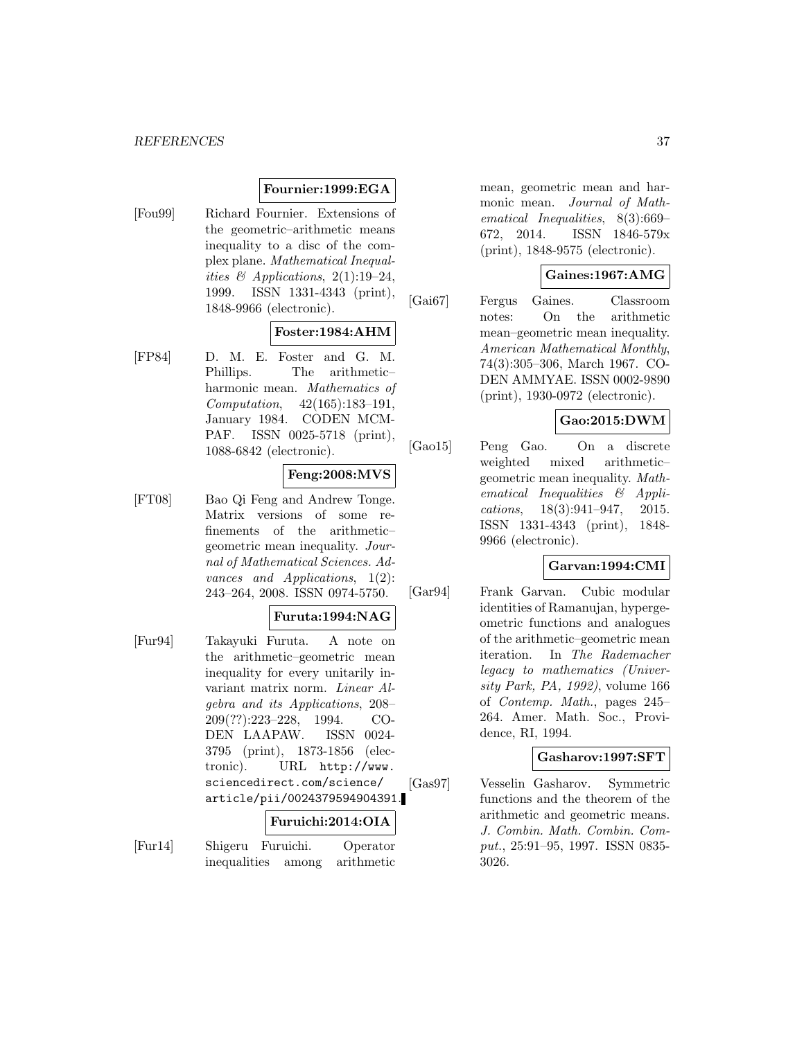**Fournier:1999:EGA**

[Fou99] Richard Fournier. Extensions of the geometric–arithmetic means inequality to a disc of the complex plane. *Mathematical Inequalities & Applications*, 2(1):19–24, 1999. ISSN 1331-4343 (print), 1848-9966 (electronic).

**Foster:1984:AHM**

[FP84] D. M. E. Foster and G. M. Phillips. The arithmetic–harmonic mean. *Mathematics of Computation*, 42(165):183–191, January 1984. CODEN MCMPAF. ISSN 0025-5718 (print), 1088-6842 (electronic).

**Feng:2008:MVS**

[FT08] Bao Qi Feng and Andrew Tonge. Matrix versions of some refinements of the arithmetic–geometric mean inequality. *Journal of Mathematical Sciences. Advances and Applications*, 1(2): 243–264, 2008. ISSN 0974-5750.

**Furuta:1994:NAG**

[Fur94] Takayuki Furuta. A note on the arithmetic–geometric mean inequality for every unitarily invariant matrix norm. *Linear Algebra and its Applications*, 208–209(??):223–228, 1994. CODEN LAAPAW. ISSN 0024-3795 (print), 1873-1856 (electronic). URL http://www.sciencedirect.com/science/article/pii/0024379594904391.

**Furuichi:2014:OIA**

[Fur14] Shigeru Furuichi. Operator inequalities among arithmetic mean, geometric mean and harmonic mean. *Journal of Mathematical Inequalities*, 8(3):669–672, 2014. ISSN 1846-579x (print), 1848-9575 (electronic).

**Gaines:1967:AMG**

[Gai67] Fergus Gaines. Classroom notes: On the arithmetic mean–geometric mean inequality. *American Mathematical Monthly*, 74(3):305–306, March 1967. CODEN AMMYAE. ISSN 0002-9890 (print), 1930-0972 (electronic).

**Gao:2015:DWM**

[Gao15] Peng Gao. On a discrete weighted mixed arithmetic–geometric mean inequality. *Mathematical Inequalities & Applications*, 18(3):941–947, 2015. ISSN 1331-4343 (print), 1848-9966 (electronic).

**Garvan:1994:CMI**

[Gar94] Frank Garvan. Cubic modular identities of Ramanujan, hypergeometric functions and analogues of the arithmetic–geometric mean iteration. In *The Rademacher legacy to mathematics (University Park, PA, 1992)*, volume 166 of *Contemp. Math.*, pages 245–264. Amer. Math. Soc., Providence, RI, 1994.

**Gasharov:1997:SFT**

[Gas97] Vesselin Gasharov. Symmetric functions and the theorem of the arithmetic and geometric means. *J. Combin. Math. Combin. Comput.*, 25:91–95, 1997. ISSN 0835-3026.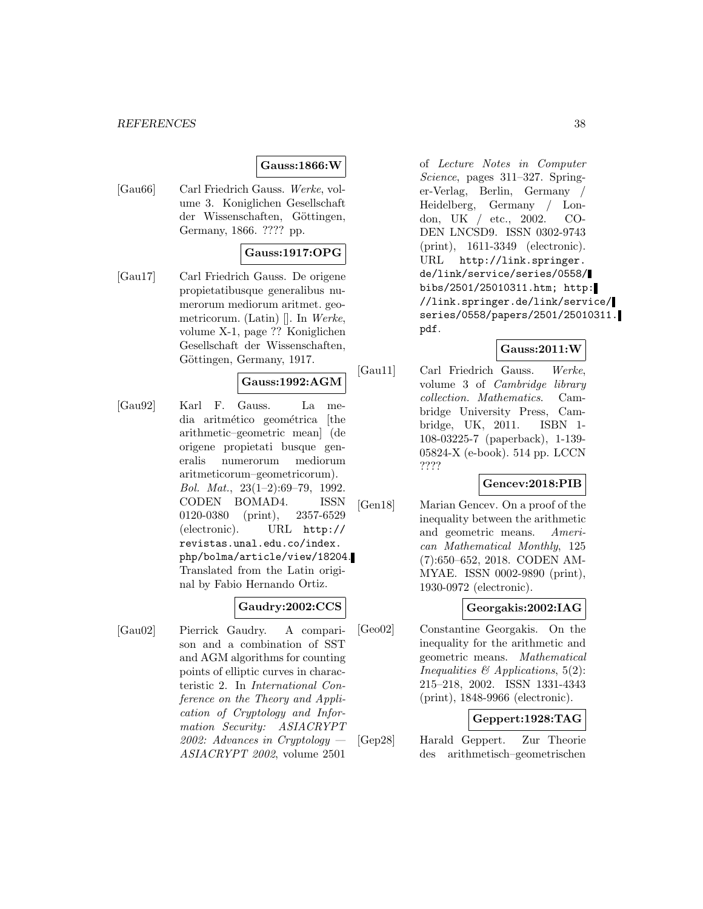**Gauss:1866:W**

[Gau66] Carl Friedrich Gauss. *Werke*, volume 3. Koniglichen Gesellschaft der Wissenschaften, Göttingen, Germany, 1866. ???? pp.

**Gauss:1917:OPG**

[Gau17] Carl Friedrich Gauss. De origene propietatibusque generalibus numerorum mediorum aritmet. geometricorum. (Latin) []. In *Werke*, volume X-1, page ?? Koniglichen Gesellschaft der Wissenschaften, Göttingen, Germany, 1917.

**Gauss:1992:AGM**

[Gau92] Karl F. Gauss. La media aritmético geométrica [the arithmetic–geometric mean] (de origene propietati busque generalis numerorum mediorum aritmeticorum–geometricorum). *Bol. Mat.*, 23(1–2):69–79, 1992. CODEN BOMAD4. ISSN 0120-0380 (print), 2357-6529 (electronic). URL http://revistas.unal.edu.co/index.php/bolma/article/view/18204. Translated from the Latin original by Fabio Hernando Ortiz.

**Gaudry:2002:CCS**

[Gau02] Pierrick Gaudry. A comparison and a combination of SST and AGM algorithms for counting points of elliptic curves in characteristic 2. In *International Conference on the Theory and Application of Cryptology and Information Security: ASIACRYPT 2002: Advances in Cryptology — ASIACRYPT 2002*, volume 2501 of *Lecture Notes in Computer Science*, pages 311–327. Springer-Verlag, Berlin, Germany / Heidelberg, Germany / London, UK / etc., 2002. CODEN LNCSD9. ISSN 0302-9743 (print), 1611-3349 (electronic). URL http://link.springer.de/link/service/series/0558/bibs/2501/25010311.htm; http://link.springer.de/link/service/series/0558/papers/2501/25010311.pdf.

**Gauss:2011:W**

[Gau11] Carl Friedrich Gauss. *Werke*, volume 3 of *Cambridge library collection. Mathematics*. Cambridge University Press, Cambridge, UK, 2011. ISBN 1-108-03225-7 (paperback), 1-139-05824-X (e-book). 514 pp. LCCN ????

**Gencev:2018:PIB**

[Gen18] Marian Gencev. On a proof of the inequality between the arithmetic and geometric means. *American Mathematical Monthly*, 125 (7):650–652, 2018. CODEN AMMYAE. ISSN 0002-9890 (print), 1930-0972 (electronic).

**Georgakis:2002:IAG**

[Geo02] Constantine Georgakis. On the inequality for the arithmetic and geometric means. *Mathematical Inequalities & Applications*, 5(2): 215–218, 2002. ISSN 1331-4343 (print), 1848-9966 (electronic).

**Geppert:1928:TAG**

[Gep28] Harald Geppert. Zur Theorie des arithmetisch–geometrischen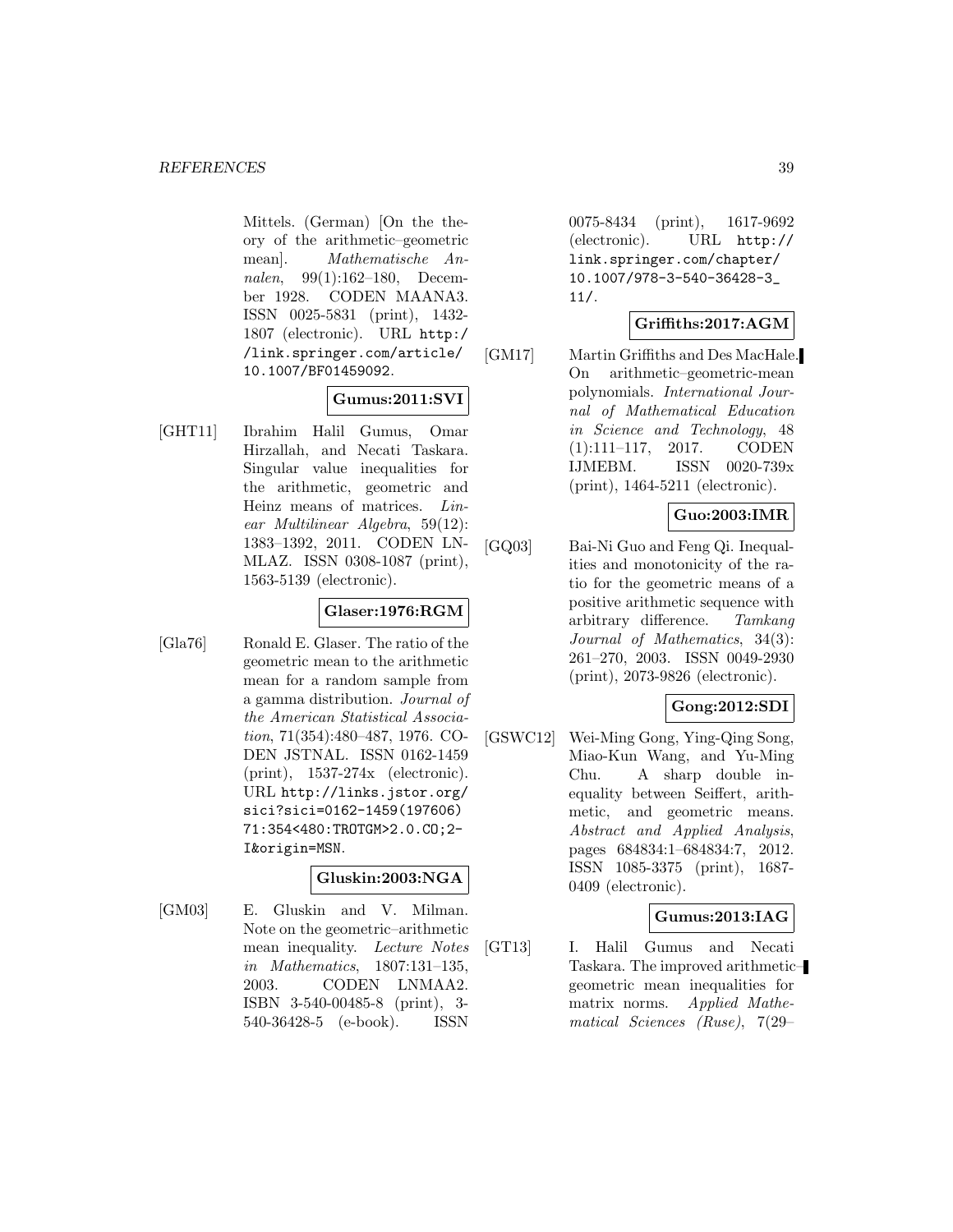Mittels. (German) [On the theory of the arithmetic–geometric mean]. *Mathematische Annalen*, 99(1):162–180, December 1928. CODEN MAANA3. ISSN 0025-5831 (print), 1432-1807 (electronic). URL http://link.springer.com/article/10.1007/BF01459092.

**Gumus:2011:SVI**

[GHT11] Ibrahim Halil Gumus, Omar Hirzallah, and Necati Taskara. Singular value inequalities for the arithmetic, geometric and Heinz means of matrices. *Linear Multilinear Algebra*, 59(12):1383–1392, 2011. CODEN LNMLAZ. ISSN 0308-1087 (print), 1563-5139 (electronic).

**Glaser:1976:RGM**

[Gla76] Ronald E. Glaser. The ratio of the geometric mean to the arithmetic mean for a random sample from a gamma distribution. *Journal of the American Statistical Association*, 71(354):480–487, 1976. CODEN JSTNAL. ISSN 0162-1459 (print), 1537-274x (electronic). URL http://links.jstor.org/sici?sici=0162-1459(197606)71:354<480:TROTGM>2.0.CO;2-I&origin=MSN.

**Gluskin:2003:NGA**

[GM03] E. Gluskin and V. Milman. Note on the geometric–arithmetic mean inequality. *Lecture Notes in Mathematics*, 1807:131–135, 2003. CODEN LNMAA2. ISBN 3-540-00485-8 (print), 3-540-36428-5 (e-book). ISSN 0075-8434 (print), 1617-9692 (electronic). URL http://link.springer.com/chapter/10.1007/978-3-540-36428-3_11/.

**Griffiths:2017:AGM**

[GM17] Martin Griffiths and Des MacHale. On arithmetic–geometric-mean polynomials. *International Journal of Mathematical Education in Science and Technology*, 48(1):111–117, 2017. CODEN IJMEBM. ISSN 0020-739x (print), 1464-5211 (electronic).

**Guo:2003:IMR**

[GQ03] Bai-Ni Guo and Feng Qi. Inequalities and monotonicity of the ratio for the geometric means of a positive arithmetic sequence with arbitrary difference. *Tamkang Journal of Mathematics*, 34(3):261–270, 2003. ISSN 0049-2930 (print), 2073-9826 (electronic).

**Gong:2012:SDI**

[GSWC12] Wei-Ming Gong, Ying-Qing Song, Miao-Kun Wang, and Yu-Ming Chu. A sharp double inequality between Seiffert, arithmetic, and geometric means. *Abstract and Applied Analysis*, pages 684834:1–684834:7, 2012. ISSN 1085-3375 (print), 1687-0409 (electronic).

**Gumus:2013:IAG**

[GT13] I. Halil Gumus and Necati Taskara. The improved arithmetic–geometric mean inequalities for matrix norms. *Applied Mathematical Sciences (Ruse)*, 7(29–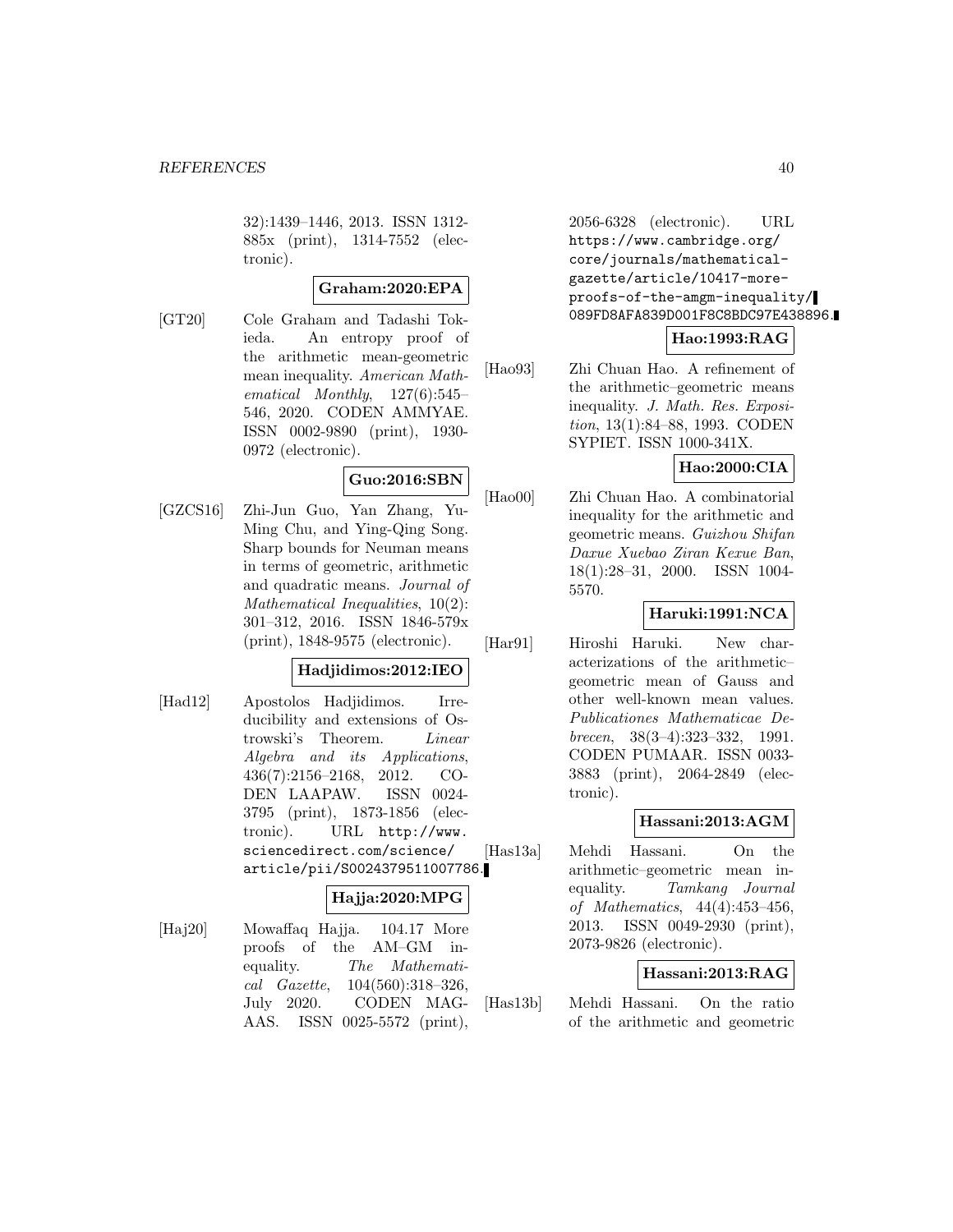32):1439–1446, 2013. ISSN 1312-885x (print), 1314-7552 (electronic).

**Graham:2020:EPA**

[GT20] Cole Graham and Tadashi Tokieda. An entropy proof of the arithmetic mean-geometric mean inequality. *American Mathematical Monthly*, 127(6):545–546, 2020. CODEN AMMYAE. ISSN 0002-9890 (print), 1930-0972 (electronic).

**Guo:2016:SBN**

[GZCS16] Zhi-Jun Guo, Yan Zhang, Yu-Ming Chu, and Ying-Qing Song. Sharp bounds for Neuman means in terms of geometric, arithmetic and quadratic means. *Journal of Mathematical Inequalities*, 10(2): 301–312, 2016. ISSN 1846-579x (print), 1848-9575 (electronic).

**Hadjidimos:2012:IEO**

[Had12] Apostolos Hadjidimos. Irreducibility and extensions of Ostrowski's Theorem. *Linear Algebra and its Applications*, 436(7):2156–2168, 2012. CODEN LAAPAW. ISSN 0024-3795 (print), 1873-1856 (electronic). URL http://www.sciencedirect.com/science/article/pii/S0024379511007786.

**Hajja:2020:MPG**

[Haj20] Mowaffaq Hajja. 104.17 More proofs of the AM–GM inequality. *The Mathematical Gazette*, 104(560):318–326, July 2020. CODEN MAGAAS. ISSN 0025-5572 (print), 2056-6328 (electronic). URL https://www.cambridge.org/core/journals/mathematical-gazette/article/10417-more-proofs-of-the-amgm-inequality/089FD8AFA839D001F8C8BDC97E438896.

**Hao:1993:RAG**

[Hao93] Zhi Chuan Hao. A refinement of the arithmetic–geometric means inequality. *J. Math. Res. Exposition*, 13(1):84–88, 1993. CODEN SYPIET. ISSN 1000-341X.

**Hao:2000:CIA**

[Hao00] Zhi Chuan Hao. A combinatorial inequality for the arithmetic and geometric means. *Guizhou Shifan Daxue Xuebao Ziran Kexue Ban*, 18(1):28–31, 2000. ISSN 1004-5570.

**Haruki:1991:NCA**

[Har91] Hiroshi Haruki. New characterizations of the arithmetic–geometric mean of Gauss and other well-known mean values. *Publicationes Mathematicae Debrecen*, 38(3–4):323–332, 1991. CODEN PUMAAR. ISSN 0033-3883 (print), 2064-2849 (electronic).

**Hassani:2013:AGM**

[Has13a] Mehdi Hassani. On the arithmetic–geometric mean inequality. *Tamkang Journal of Mathematics*, 44(4):453–456, 2013. ISSN 0049-2930 (print), 2073-9826 (electronic).

**Hassani:2013:RAG**

[Has13b] Mehdi Hassani. On the ratio of the arithmetic and geometric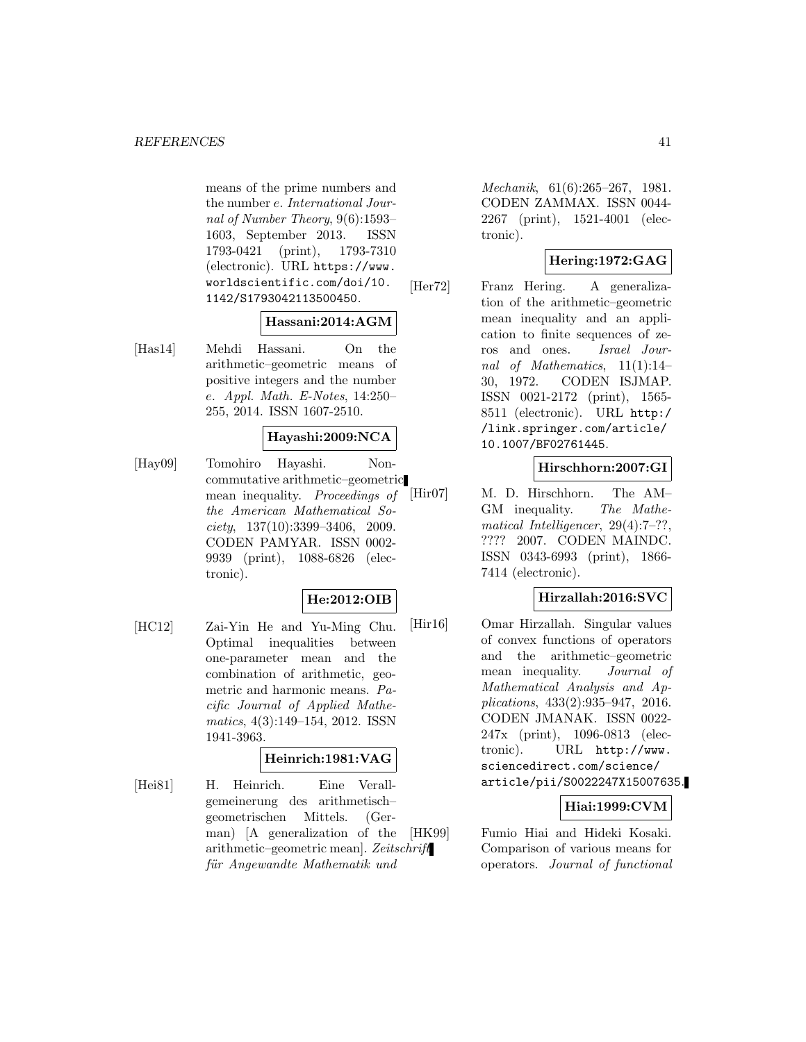means of the prime numbers and the number *e*. *International Journal of Number Theory*, 9(6):1593–1603, September 2013. ISSN 1793-0421 (print), 1793-7310 (electronic). URL `https://www.worldscientific.com/doi/10.1142/S1793042113500450`.

**Hassani:2014:AGM**

[Has14] Mehdi Hassani. On the arithmetic–geometric means of positive integers and the number *e*. *Appl. Math. E-Notes*, 14:250–255, 2014. ISSN 1607-2510.

**Hayashi:2009:NCA**

[Hay09] Tomohiro Hayashi. Non-commutative arithmetic–geometric mean inequality. *Proceedings of the American Mathematical Society*, 137(10):3399–3406, 2009. CODEN PAMYAR. ISSN 0002-9939 (print), 1088-6826 (electronic).

**He:2012:OIB**

[HC12] Zai-Yin He and Yu-Ming Chu. Optimal inequalities between one-parameter mean and the combination of arithmetic, geometric and harmonic means. *Pacific Journal of Applied Mathematics*, 4(3):149–154, 2012. ISSN 1941-3963.

**Heinrich:1981:VAG**

[Hei81] H. Heinrich. Eine Verallgemeinerung des arithmetisch–geometrischen Mittels. (German) [A generalization of the arithmetic–geometric mean]. *Zeitschrift für Angewandte Mathematik und Mechanik*, 61(6):265–267, 1981. CODEN ZAMMAX. ISSN 0044-2267 (print), 1521-4001 (electronic).

**Hering:1972:GAG**

[Her72] Franz Hering. A generalization of the arithmetic–geometric mean inequality and an application to finite sequences of zeros and ones. *Israel Journal of Mathematics*, 11(1):14–30, 1972. CODEN ISJMAP. ISSN 0021-2172 (print), 1565-8511 (electronic). URL `http://link.springer.com/article/10.1007/BF02761445`.

**Hirschhorn:2007:GI**

[Hir07] M. D. Hirschhorn. The AM–GM inequality. *The Mathematical Intelligencer*, 29(4):7–??, ???? 2007. CODEN MAINDC. ISSN 0343-6993 (print), 1866-7414 (electronic).

**Hirzallah:2016:SVC**

[Hir16] Omar Hirzallah. Singular values of convex functions of operators and the arithmetic–geometric mean inequality. *Journal of Mathematical Analysis and Applications*, 433(2):935–947, 2016. CODEN JMANAK. ISSN 0022-247x (print), 1096-0813 (electronic). URL `http://www.sciencedirect.com/science/article/pii/S0022247X15007635`.

**Hiai:1999:CVM**

[HK99] Fumio Hiai and Hideki Kosaki. Comparison of various means for operators. *Journal of functional*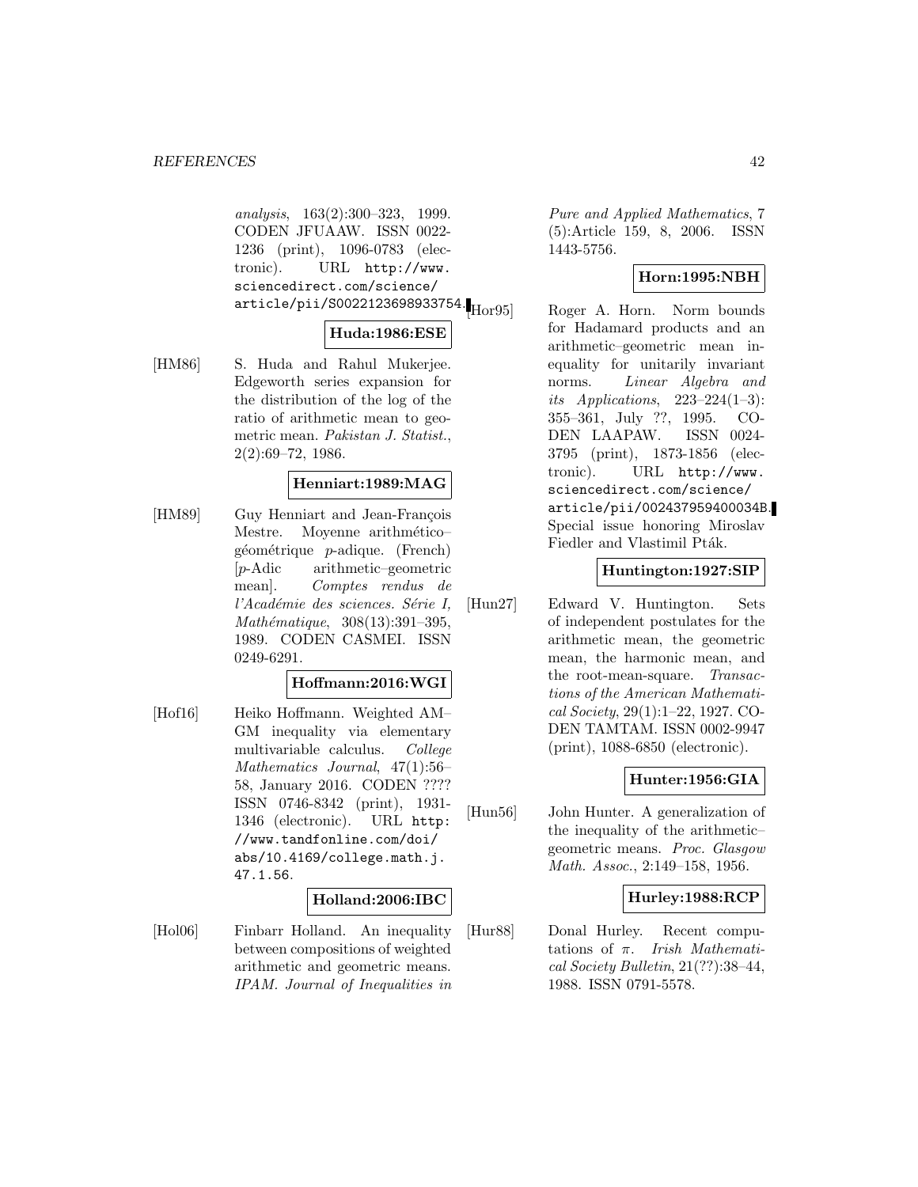*analysis*, 163(2):300–323, 1999. CODEN JFUAAW. ISSN 0022-1236 (print), 1096-0783 (electronic). URL http://www.sciencedirect.com/science/article/pii/S0022123698933754.

**Huda:1986:ESE**

[HM86] S. Huda and Rahul Mukerjee. Edgeworth series expansion for the distribution of the log of the ratio of arithmetic mean to geometric mean. *Pakistan J. Statist.*, 2(2):69–72, 1986.

**Henniart:1989:MAG**

[HM89] Guy Henniart and Jean-François Mestre. Moyenne arithmético–géométrique $p$-adique. (French) [$p$-Adic arithmetic–geometric mean]. *Comptes rendus de l'Académie des sciences. Série I, Mathématique*, 308(13):391–395, 1989. CODEN CASMEI. ISSN 0249-6291.

**Hoffmann:2016:WGI**

[Hof16] Heiko Hoffmann. Weighted AM–GM inequality via elementary multivariable calculus. *College Mathematics Journal*, 47(1):56–58, January 2016. CODEN ???? ISSN 0746-8342 (print), 1931-1346 (electronic). URL http://www.tandfonline.com/doi/abs/10.4169/college.math.j.47.1.56.

**Holland:2006:IBC**

[Hol06] Finbarr Holland. An inequality between compositions of weighted arithmetic and geometric means. *IPAM. Journal of Inequalities in Pure and Applied Mathematics*, 7 (5):Article 159, 8, 2006. ISSN 1443-5756.

**Horn:1995:NBH**

[Hor95] Roger A. Horn. Norm bounds for Hadamard products and an arithmetic–geometric mean inequality for unitarily invariant norms. *Linear Algebra and its Applications*, 223–224(1–3): 355–361, July ??, 1995. CODEN LAAPAW. ISSN 0024-3795 (print), 1873-1856 (electronic). URL http://www.sciencedirect.com/science/article/pii/002437959400034B. Special issue honoring Miroslav Fiedler and Vlastimil Pták.

**Huntington:1927:SIP**

[Hun27] Edward V. Huntington. Sets of independent postulates for the arithmetic mean, the geometric mean, the harmonic mean, and the root-mean-square. *Transactions of the American Mathematical Society*, 29(1):1–22, 1927. CODEN TAMTAM. ISSN 0002-9947 (print), 1088-6850 (electronic).

**Hunter:1956:GIA**

[Hun56] John Hunter. A generalization of the inequality of the arithmetic–geometric means. *Proc. Glasgow Math. Assoc.*, 2:149–158, 1956.

**Hurley:1988:RCP**

[Hur88] Donal Hurley. Recent computations of $\pi$. *Irish Mathematical Society Bulletin*, 21(??):38–44, 1988. ISSN 0791-5578.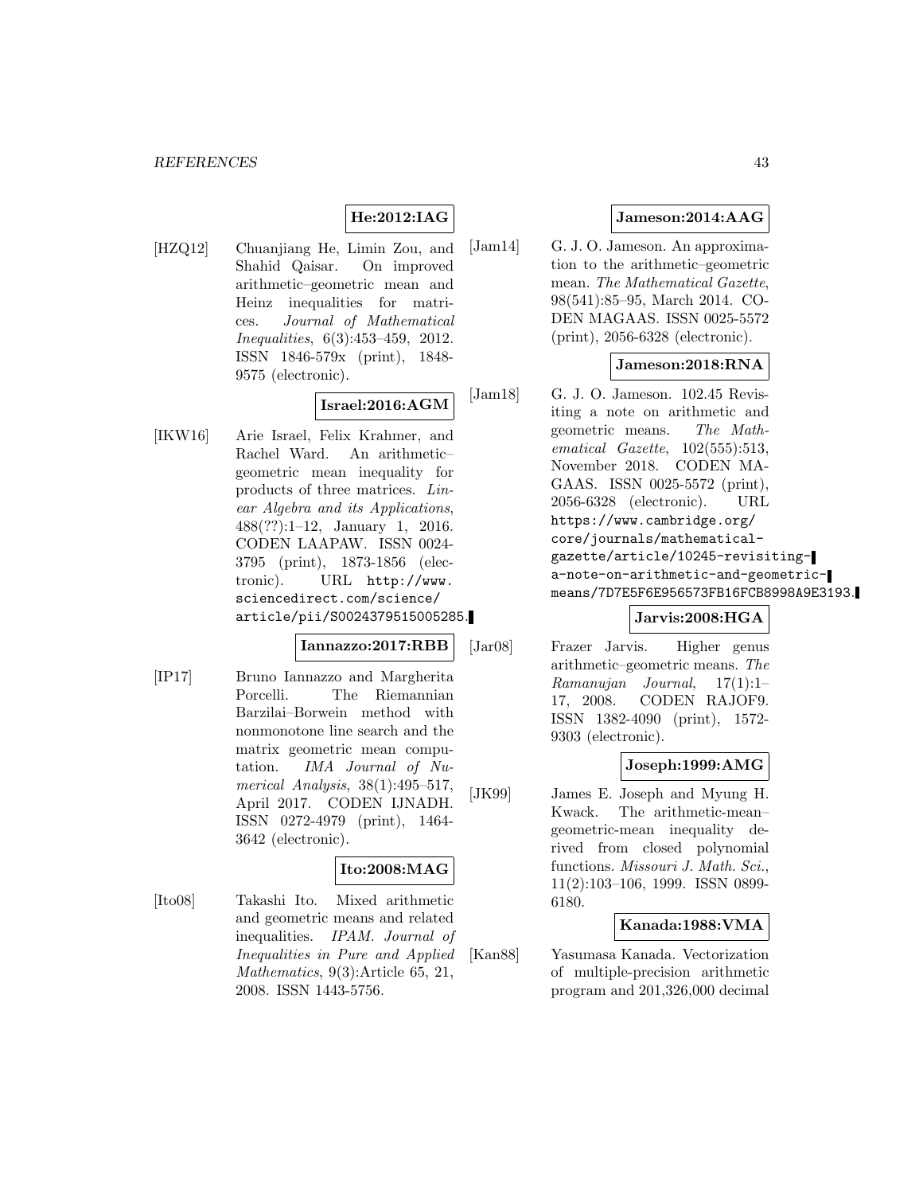**He:2012:IAG**

[HZQ12] Chuanjiang He, Limin Zou, and Shahid Qaisar. On improved arithmetic–geometric mean and Heinz inequalities for matrices. *Journal of Mathematical Inequalities*, 6(3):453–459, 2012. ISSN 1846-579x (print), 1848-9575 (electronic).

**Israel:2016:AGM**

[IKW16] Arie Israel, Felix Krahmer, and Rachel Ward. An arithmetic–geometric mean inequality for products of three matrices. *Linear Algebra and its Applications*, 488(??):1–12, January 1, 2016. CODEN LAAPAW. ISSN 0024-3795 (print), 1873-1856 (electronic). URL http://www.sciencedirect.com/science/article/pii/S0024379515005285.

**Iannazzo:2017:RBB**

[IP17] Bruno Iannazzo and Margherita Porcelli. The Riemannian Barzilai–Borwein method with nonmonotone line search and the matrix geometric mean computation. *IMA Journal of Numerical Analysis*, 38(1):495–517, April 2017. CODEN IJNADH. ISSN 0272-4979 (print), 1464-3642 (electronic).

**Ito:2008:MAG**

[Ito08] Takashi Ito. Mixed arithmetic and geometric means and related inequalities. *IPAM. Journal of Inequalities in Pure and Applied Mathematics*, 9(3):Article 65, 21, 2008. ISSN 1443-5756.

**Jameson:2014:AAG**

[Jam14] G. J. O. Jameson. An approximation to the arithmetic–geometric mean. *The Mathematical Gazette*, 98(541):85–95, March 2014. CODEN MAGAAS. ISSN 0025-5572 (print), 2056-6328 (electronic).

**Jameson:2018:RNA**

[Jam18] G. J. O. Jameson. 102.45 Revisiting a note on arithmetic and geometric means. *The Mathematical Gazette*, 102(555):513, November 2018. CODEN MAGAAS. ISSN 0025-5572 (print), 2056-6328 (electronic). URL https://www.cambridge.org/core/journals/mathematical-gazette/article/10245-revisiting-a-note-on-arithmetic-and-geometric-means/7D7E5F6E956573FB16FCB8998A9E3193.

**Jarvis:2008:HGA**

[Jar08] Frazer Jarvis. Higher genus arithmetic–geometric means. *The Ramanujan Journal*, 17(1):1–17, 2008. CODEN RAJOF9. ISSN 1382-4090 (print), 1572-9303 (electronic).

**Joseph:1999:AMG**

[JK99] James E. Joseph and Myung H. Kwack. The arithmetic-mean–geometric-mean inequality derived from closed polynomial functions. *Missouri J. Math. Sci.*, 11(2):103–106, 1999. ISSN 0899-6180.

**Kanada:1988:VMA**

[Kan88] Yasumasa Kanada. Vectorization of multiple-precision arithmetic program and 201,326,000 decimal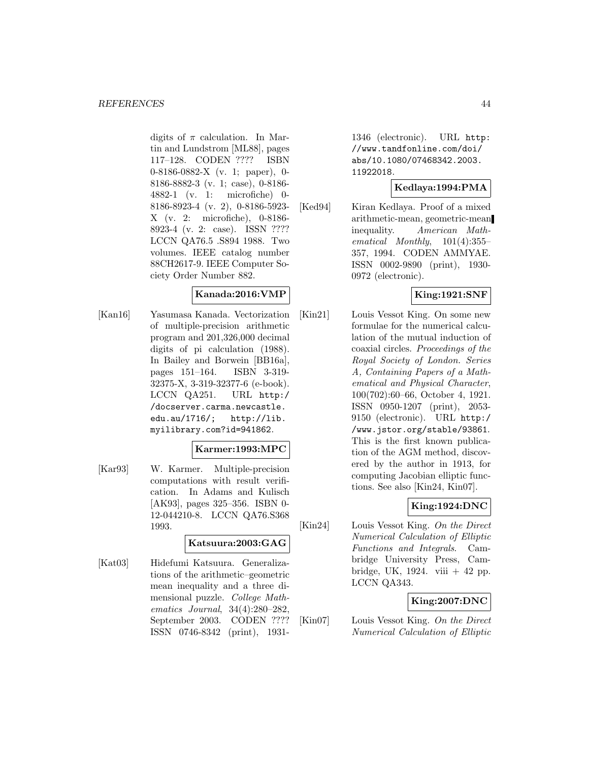digits of $\pi$ calculation. In Martin and Lundstrom [ML88], pages 117–128. CODEN ???? ISBN 0-8186-0882-X (v. 1; paper), 0-8186-8882-3 (v. 1; case), 0-8186-4882-1 (v. 1: microfiche) 0-8186-8923-4 (v. 2), 0-8186-5923-X (v. 2: microfiche), 0-8186-8923-4 (v. 2: case). ISSN ???? LCCN QA76.5 .S894 1988. Two volumes. IEEE catalog number 88CH2617-9. IEEE Computer Society Order Number 882.

**Kanada:2016:VMP**

[Kan16] Yasumasa Kanada. Vectorization of multiple-precision arithmetic program and 201,326,000 decimal digits of pi calculation (1988). In Bailey and Borwein [BB16a], pages 151–164. ISBN 3-319-32375-X, 3-319-32377-6 (e-book). LCCN QA251. URL http://docserver.carma.newcastle.edu.au/1716/; http://lib.myilibrary.com?id=941862.

**Karmer:1993:MPC**

[Kar93] W. Karmer. Multiple-precision computations with result verification. In Adams and Kulisch [AK93], pages 325–356. ISBN 0-12-044210-8. LCCN QA76.S368 1993.

**Katsuura:2003:GAG**

[Kat03] Hidefumi Katsuura. Generalizations of the arithmetic–geometric mean inequality and a three dimensional puzzle. *College Mathematics Journal*, 34(4):280–282, September 2003. CODEN ???? ISSN 0746-8342 (print), 1931-1346 (electronic). URL http://www.tandfonline.com/doi/abs/10.1080/07468342.2003.11922018.

**Kedlaya:1994:PMA**

[Ked94] Kiran Kedlaya. Proof of a mixed arithmetic-mean, geometric-mean inequality. *American Mathematical Monthly*, 101(4):355–357, 1994. CODEN AMMYAE. ISSN 0002-9890 (print), 1930-0972 (electronic).

**King:1921:SNF**

[Kin21] Louis Vessot King. On some new formulae for the numerical calculation of the mutual induction of coaxial circles. *Proceedings of the Royal Society of London. Series A, Containing Papers of a Mathematical and Physical Character*, 100(702):60–66, October 4, 1921. ISSN 0950-1207 (print), 2053-9150 (electronic). URL http://www.jstor.org/stable/93861. This is the first known publication of the AGM method, discovered by the author in 1913, for computing Jacobian elliptic functions. See also [Kin24, Kin07].

**King:1924:DNC**

[Kin24] Louis Vessot King. *On the Direct Numerical Calculation of Elliptic Functions and Integrals*. Cambridge University Press, Cambridge, UK, 1924. viii + 42 pp. LCCN QA343.

**King:2007:DNC**

[Kin07] Louis Vessot King. *On the Direct Numerical Calculation of Elliptic*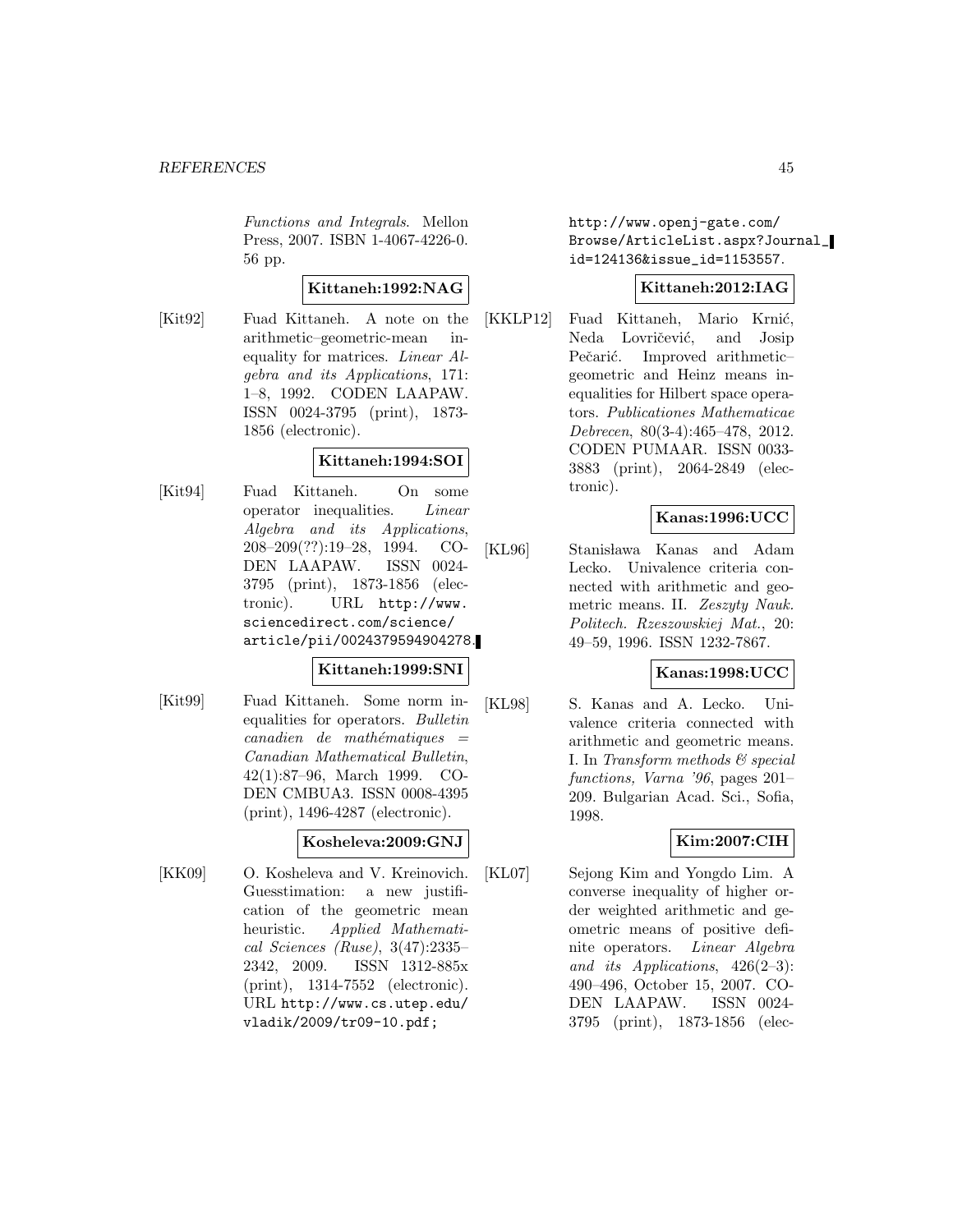*Functions and Integrals*. Mellon Press, 2007. ISBN 1-4067-4226-0. 56 pp.

**Kittaneh:1992:NAG**

[Kit92] Fuad Kittaneh. A note on the arithmetic–geometric-mean inequality for matrices. *Linear Algebra and its Applications*, 171: 1–8, 1992. CODEN LAAPAW. ISSN 0024-3795 (print), 1873-1856 (electronic).

**Kittaneh:1994:SOI**

[Kit94] Fuad Kittaneh. On some operator inequalities. *Linear Algebra and its Applications*, 208–209(??):19–28, 1994. CODEN LAAPAW. ISSN 0024-3795 (print), 1873-1856 (electronic). URL http://www.sciencedirect.com/science/article/pii/0024379594904278.

**Kittaneh:1999:SNI**

[Kit99] Fuad Kittaneh. Some norm inequalities for operators. *Bulletin canadien de mathématiques = Canadian Mathematical Bulletin*, 42(1):87–96, March 1999. CODEN CMBUA3. ISSN 0008-4395 (print), 1496-4287 (electronic).

**Kosheleva:2009:GNJ**

[KK09] O. Kosheleva and V. Kreinovich. Guesstimation: a new justification of the geometric mean heuristic. *Applied Mathematical Sciences (Ruse)*, 3(47):2335–2342, 2009. ISSN 1312-885x (print), 1314-7552 (electronic). URL http://www.cs.utep.edu/vladik/2009/tr09-10.pdf; http://www.openj-gate.com/Browse/ArticleList.aspx?Journal_id=124136&issue_id=1153557.

**Kittaneh:2012:IAG**

[KKLP12] Fuad Kittaneh, Mario Krnić, Neda Lovričević, and Josip Pečarić. Improved arithmetic–geometric and Heinz means inequalities for Hilbert space operators. *Publicationes Mathematicae Debrecen*, 80(3-4):465–478, 2012. CODEN PUMAAR. ISSN 0033-3883 (print), 2064-2849 (electronic).

**Kanas:1996:UCC**

[KL96] Stanisława Kanas and Adam Lecko. Univalence criteria connected with arithmetic and geometric means. II. *Zeszyty Nauk. Politech. Rzeszowskiej Mat.*, 20: 49–59, 1996. ISSN 1232-7867.

**Kanas:1998:UCC**

[KL98] S. Kanas and A. Lecko. Univalence criteria connected with arithmetic and geometric means. I. In *Transform methods & special functions, Varna '96*, pages 201–209. Bulgarian Acad. Sci., Sofia, 1998.

**Kim:2007:CIH**

[KL07] Sejong Kim and Yongdo Lim. A converse inequality of higher order weighted arithmetic and geometric means of positive definite operators. *Linear Algebra and its Applications*, 426(2–3): 490–496, October 15, 2007. CODEN LAAPAW. ISSN 0024-3795 (print), 1873-1856 (elec-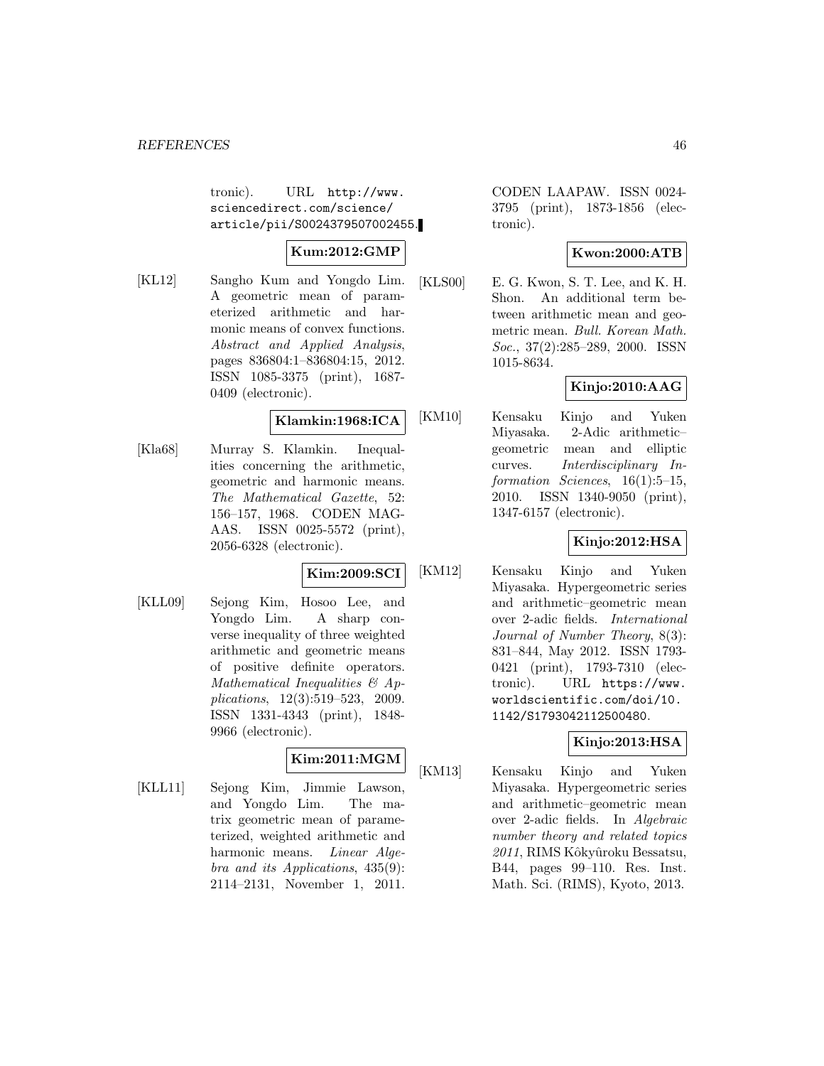tronic). URL http://www.sciencedirect.com/science/article/pii/S0024379507002455.

**Kum:2012:GMP**

[KL12] Sangho Kum and Yongdo Lim. A geometric mean of parameterized arithmetic and harmonic means of convex functions. *Abstract and Applied Analysis*, pages 836804:1–836804:15, 2012. ISSN 1085-3375 (print), 1687-0409 (electronic).

**Klamkin:1968:ICA**

[Kla68] Murray S. Klamkin. Inequalities concerning the arithmetic, geometric and harmonic means. *The Mathematical Gazette*, 52: 156–157, 1968. CODEN MAGAAS. ISSN 0025-5572 (print), 2056-6328 (electronic).

**Kim:2009:SCI**

[KLL09] Sejong Kim, Hosoo Lee, and Yongdo Lim. A sharp converse inequality of three weighted arithmetic and geometric means of positive definite operators. *Mathematical Inequalities & Applications*, 12(3):519–523, 2009. ISSN 1331-4343 (print), 1848-9966 (electronic).

**Kim:2011:MGM**

[KLL11] Sejong Kim, Jimmie Lawson, and Yongdo Lim. The matrix geometric mean of parameterized, weighted arithmetic and harmonic means. *Linear Algebra and its Applications*, 435(9): 2114–2131, November 1, 2011. CODEN LAAPAW. ISSN 0024-3795 (print), 1873-1856 (electronic).

**Kwon:2000:ATB**

[KLS00] E. G. Kwon, S. T. Lee, and K. H. Shon. An additional term between arithmetic mean and geometric mean. *Bull. Korean Math. Soc.*, 37(2):285–289, 2000. ISSN 1015-8634.

**Kinjo:2010:AAG**

[KM10] Kensaku Kinjo and Yuken Miyasaka. 2-Adic arithmetic–geometric mean and elliptic curves. *Interdisciplinary Information Sciences*, 16(1):5–15, 2010. ISSN 1340-9050 (print), 1347-6157 (electronic).

**Kinjo:2012:HSA**

[KM12] Kensaku Kinjo and Yuken Miyasaka. Hypergeometric series and arithmetic–geometric mean over 2-adic fields. *International Journal of Number Theory*, 8(3): 831–844, May 2012. ISSN 1793-0421 (print), 1793-7310 (electronic). URL https://www.worldscientific.com/doi/10.1142/S1793042112500480.

**Kinjo:2013:HSA**

[KM13] Kensaku Kinjo and Yuken Miyasaka. Hypergeometric series and arithmetic–geometric mean over 2-adic fields. In *Algebraic number theory and related topics 2011*, RIMS Kôkyûroku Bessatsu, B44, pages 99–110. Res. Inst. Math. Sci. (RIMS), Kyoto, 2013.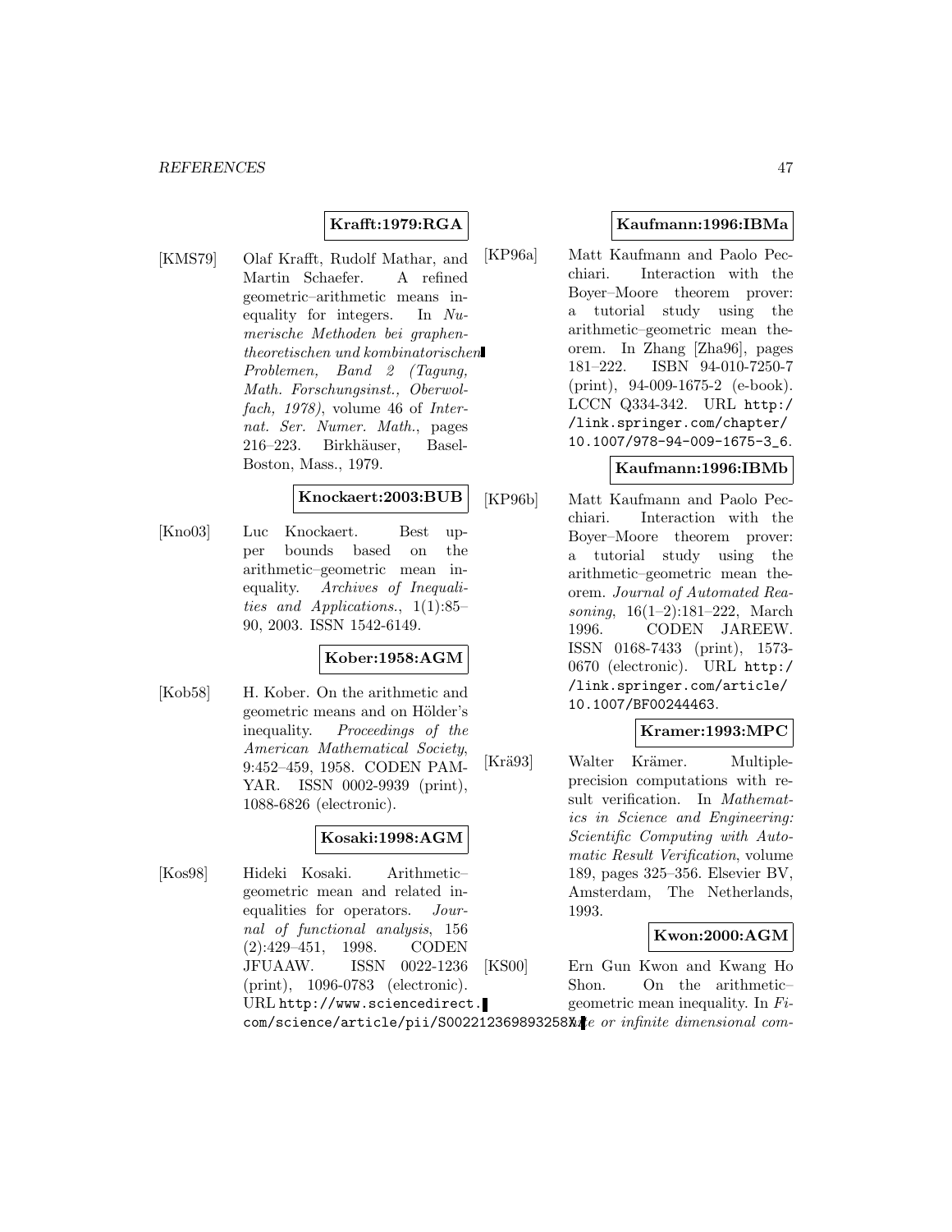**Krafft:1979:RGA**

[KMS79] Olaf Krafft, Rudolf Mathar, and Martin Schaefer. A refined geometric–arithmetic means inequality for integers. In *Numerische Methoden bei graphentheoretischen und kombinatorischen Problemen, Band 2 (Tagung, Math. Forschungsinst., Oberwolfach, 1978)*, volume 46 of *Internat. Ser. Numer. Math.*, pages 216–223. Birkhäuser, Basel-Boston, Mass., 1979.

**Knockaert:2003:BUB**

[Kno03] Luc Knockaert. Best upper bounds based on the arithmetic–geometric mean inequality. *Archives of Inequalities and Applications.*, 1(1):85–90, 2003. ISSN 1542-6149.

**Kober:1958:AGM**

[Kob58] H. Kober. On the arithmetic and geometric means and on Hölder's inequality. *Proceedings of the American Mathematical Society*, 9:452–459, 1958. CODEN PAMYAR. ISSN 0002-9939 (print), 1088-6826 (electronic).

**Kosaki:1998:AGM**

[Kos98] Hideki Kosaki. Arithmetic–geometric mean and related inequalities for operators. *Journal of functional analysis*, 156 (2):429–451, 1998. CODEN JFUAAW. ISSN 0022-1236 (print), 1096-0783 (electronic). URL http://www.sciencedirect.com/science/article/pii/S0022123698932587.

**Kaufmann:1996:IBMa**

[KP96a] Matt Kaufmann and Paolo Pecchiari. Interaction with the Boyer–Moore theorem prover: a tutorial study using the arithmetic–geometric mean theorem. In Zhang [Zha96], pages 181–222. ISBN 94-010-7250-7 (print), 94-009-1675-2 (e-book). LCCN Q334-342. URL http://link.springer.com/chapter/10.1007/978-94-009-1675-3_6.

**Kaufmann:1996:IBMb**

[KP96b] Matt Kaufmann and Paolo Pecchiari. Interaction with the Boyer–Moore theorem prover: a tutorial study using the arithmetic–geometric mean theorem. *Journal of Automated Reasoning*, 16(1–2):181–222, March 1996. CODEN JAREEW. ISSN 0168-7433 (print), 1573-0670 (electronic). URL http://link.springer.com/article/10.1007/BF00244463.

**Kramer:1993:MPC**

[Krä93] Walter Krämer. Multiple-precision computations with result verification. In *Mathematics in Science and Engineering: Scientific Computing with Automatic Result Verification*, volume 189, pages 325–356. Elsevier BV, Amsterdam, The Netherlands, 1993.

**Kwon:2000:AGM**

[KS00] Ern Gun Kwon and Kwang Ho Shon. On the arithmetic–geometric mean inequality. In *Finite or infinite dimensional com-*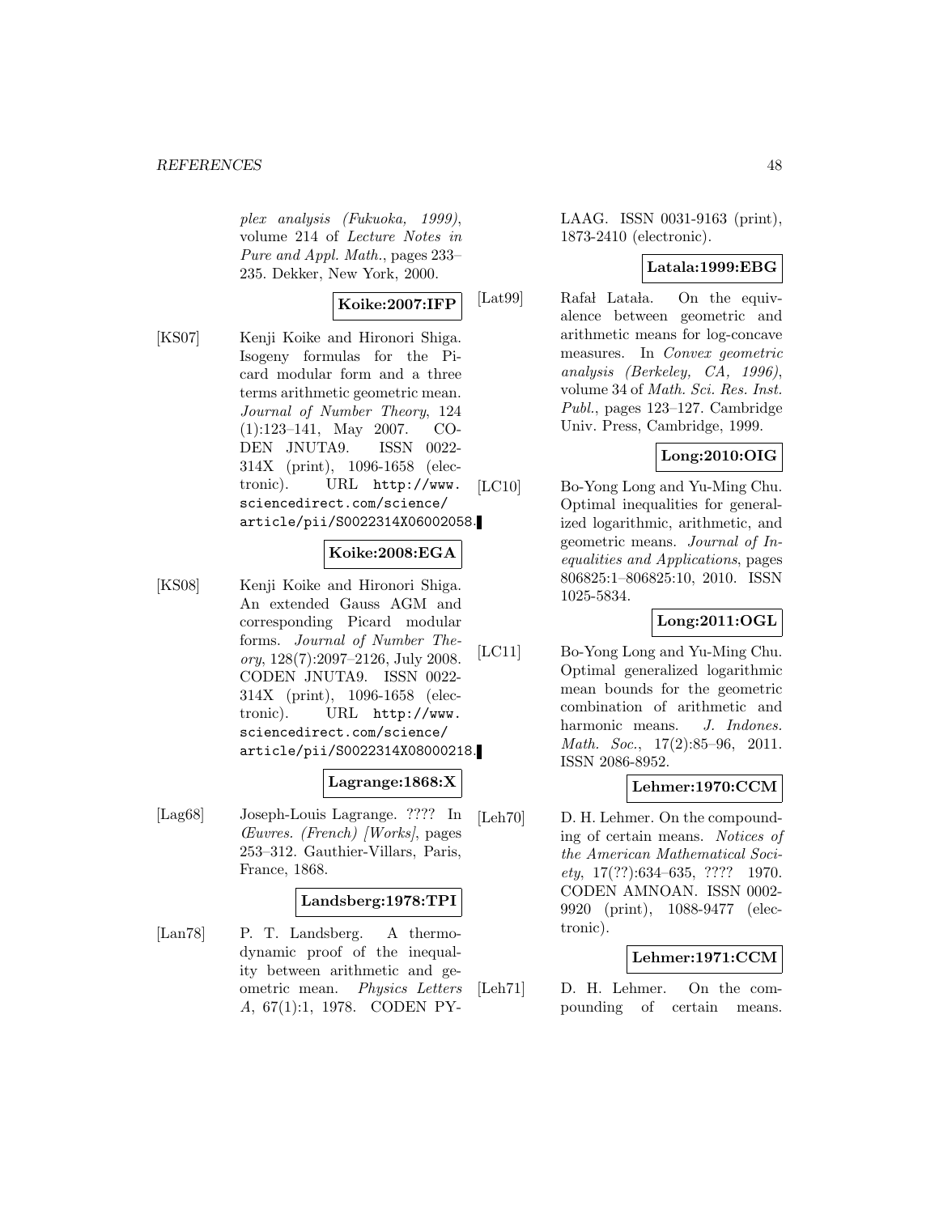*plex analysis (Fukuoka, 1999)*, volume 214 of *Lecture Notes in Pure and Appl. Math.*, pages 233–235. Dekker, New York, 2000.

**Koike:2007:IFP**

[KS07] Kenji Koike and Hironori Shiga. Isogeny formulas for the Picard modular form and a three terms arithmetic geometric mean. *Journal of Number Theory*, 124 (1):123–141, May 2007. CODEN JNUTA9. ISSN 0022-314X (print), 1096-1658 (electronic). URL http://www.sciencedirect.com/science/article/pii/S0022314X06002058.

**Koike:2008:EGA**

[KS08] Kenji Koike and Hironori Shiga. An extended Gauss AGM and corresponding Picard modular forms. *Journal of Number Theory*, 128(7):2097–2126, July 2008. CODEN JNUTA9. ISSN 0022-314X (print), 1096-1658 (electronic). URL http://www.sciencedirect.com/science/article/pii/S0022314X08000218.

**Lagrange:1868:X**

[Lag68] Joseph-Louis Lagrange. ???? In *Œuvres. (French) [Works]*, pages 253–312. Gauthier-Villars, Paris, France, 1868.

**Landsberg:1978:TPI**

[Lan78] P. T. Landsberg. A thermodynamic proof of the inequality between arithmetic and geometric mean. *Physics Letters A*, 67(1):1, 1978. CODEN PYLAAG. ISSN 0031-9163 (print), 1873-2410 (electronic).

**Latala:1999:EBG**

[Lat99] Rafał Latała. On the equivalence between geometric and arithmetic means for log-concave measures. In *Convex geometric analysis (Berkeley, CA, 1996)*, volume 34 of *Math. Sci. Res. Inst. Publ.*, pages 123–127. Cambridge Univ. Press, Cambridge, 1999.

**Long:2010:OIG**

[LC10] Bo-Yong Long and Yu-Ming Chu. Optimal inequalities for generalized logarithmic, arithmetic, and geometric means. *Journal of Inequalities and Applications*, pages 806825:1–806825:10, 2010. ISSN 1025-5834.

**Long:2011:OGL**

[LC11] Bo-Yong Long and Yu-Ming Chu. Optimal generalized logarithmic mean bounds for the geometric combination of arithmetic and harmonic means. *J. Indones. Math. Soc.*, 17(2):85–96, 2011. ISSN 2086-8952.

**Lehmer:1970:CCM**

[Leh70] D. H. Lehmer. On the compounding of certain means. *Notices of the American Mathematical Society*, 17(??):634–635, ???? 1970. CODEN AMNOAN. ISSN 0002-9920 (print), 1088-9477 (electronic).

**Lehmer:1971:CCM**

[Leh71] D. H. Lehmer. On the compounding of certain means.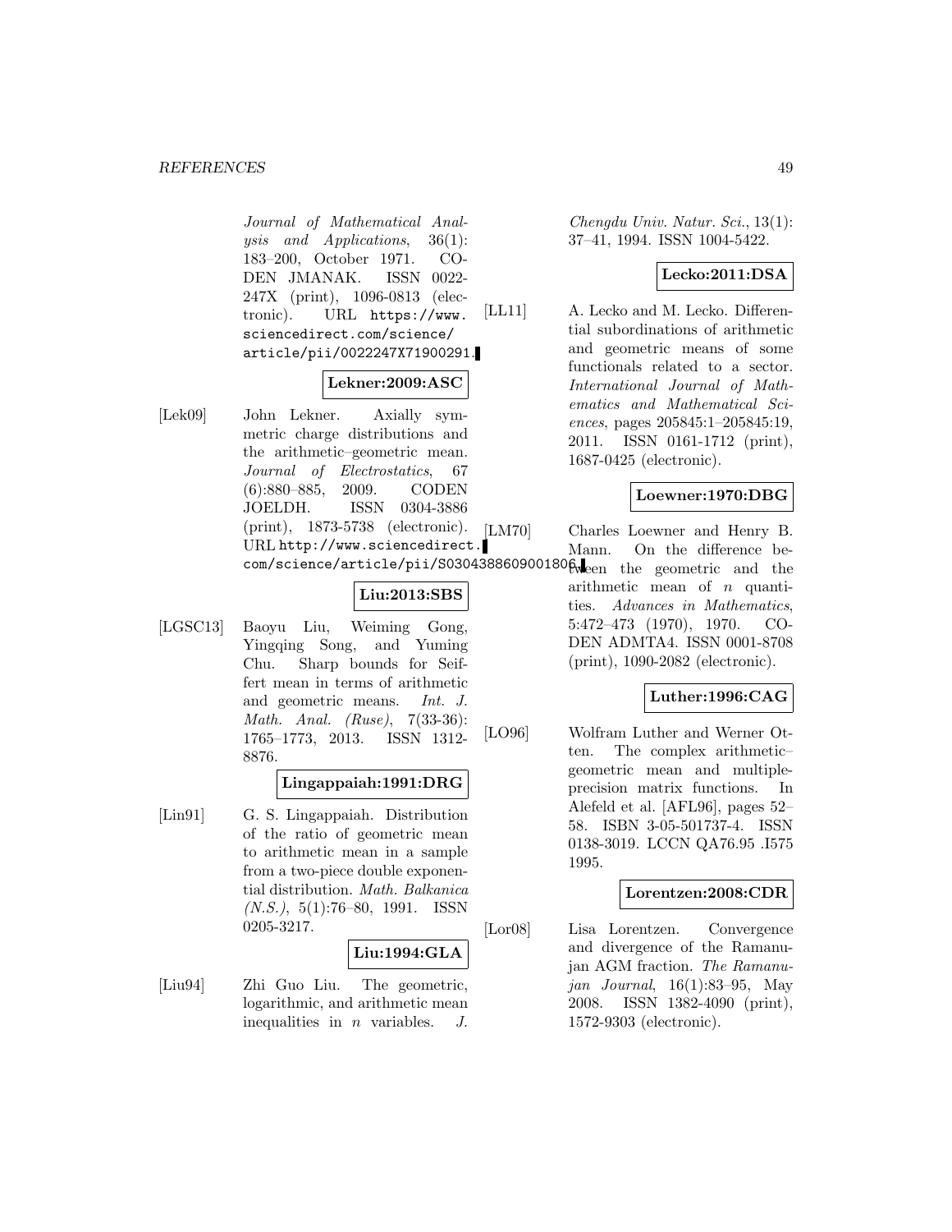*Journal of Mathematical Analysis and Applications*, 36(1): 183–200, October 1971. CODEN JMANAK. ISSN 0022-247X (print), 1096-0813 (electronic). URL https://www.sciencedirect.com/science/article/pii/0022247X71900291.

**Lekner:2009:ASC**

[Lek09] John Lekner. Axially symmetric charge distributions and the arithmetic–geometric mean. *Journal of Electrostatics*, 67 (6):880–885, 2009. CODEN JOELDH. ISSN 0304-3886 (print), 1873-5738 (electronic). URL http://www.sciencedirect.com/science/article/pii/S0304388609001806.

**Liu:2013:SBS**

[LGSC13] Baoyu Liu, Weiming Gong, Yingqing Song, and Yuming Chu. Sharp bounds for Seiffert mean in terms of arithmetic and geometric means. *Int. J. Math. Anal. (Ruse)*, 7(33-36): 1765–1773, 2013. ISSN 1312-8876.

**Lingappaiah:1991:DRG**

[Lin91] G. S. Lingappaiah. Distribution of the ratio of geometric mean to arithmetic mean in a sample from a two-piece double exponential distribution. *Math. Balkanica (N.S.)*, 5(1):76–80, 1991. ISSN 0205-3217.

**Liu:1994:GLA**

[Liu94] Zhi Guo Liu. The geometric, logarithmic, and arithmetic mean inequalities in $n$ variables. *J. Chengdu Univ. Natur. Sci.*, 13(1): 37–41, 1994. ISSN 1004-5422.

**Lecko:2011:DSA**

[LL11] A. Lecko and M. Lecko. Differential subordinations of arithmetic and geometric means of some functionals related to a sector. *International Journal of Mathematics and Mathematical Sciences*, pages 205845:1–205845:19, 2011. ISSN 0161-1712 (print), 1687-0425 (electronic).

**Loewner:1970:DBG**

[LM70] Charles Loewner and Henry B. Mann. On the difference between the geometric and the arithmetic mean of $n$ quantities. *Advances in Mathematics*, 5:472–473 (1970), 1970. CODEN ADMTA4. ISSN 0001-8708 (print), 1090-2082 (electronic).

**Luther:1996:CAG**

[LO96] Wolfram Luther and Werner Otten. The complex arithmetic–geometric mean and multiple-precision matrix functions. In Alefeld et al. [AFL96], pages 52–58. ISBN 3-05-501737-4. ISSN 0138-3019. LCCN QA76.95 .I575 1995.

**Lorentzen:2008:CDR**

[Lor08] Lisa Lorentzen. Convergence and divergence of the Ramanujan AGM fraction. *The Ramanujan Journal*, 16(1):83–95, May 2008. ISSN 1382-4090 (print), 1572-9303 (electronic).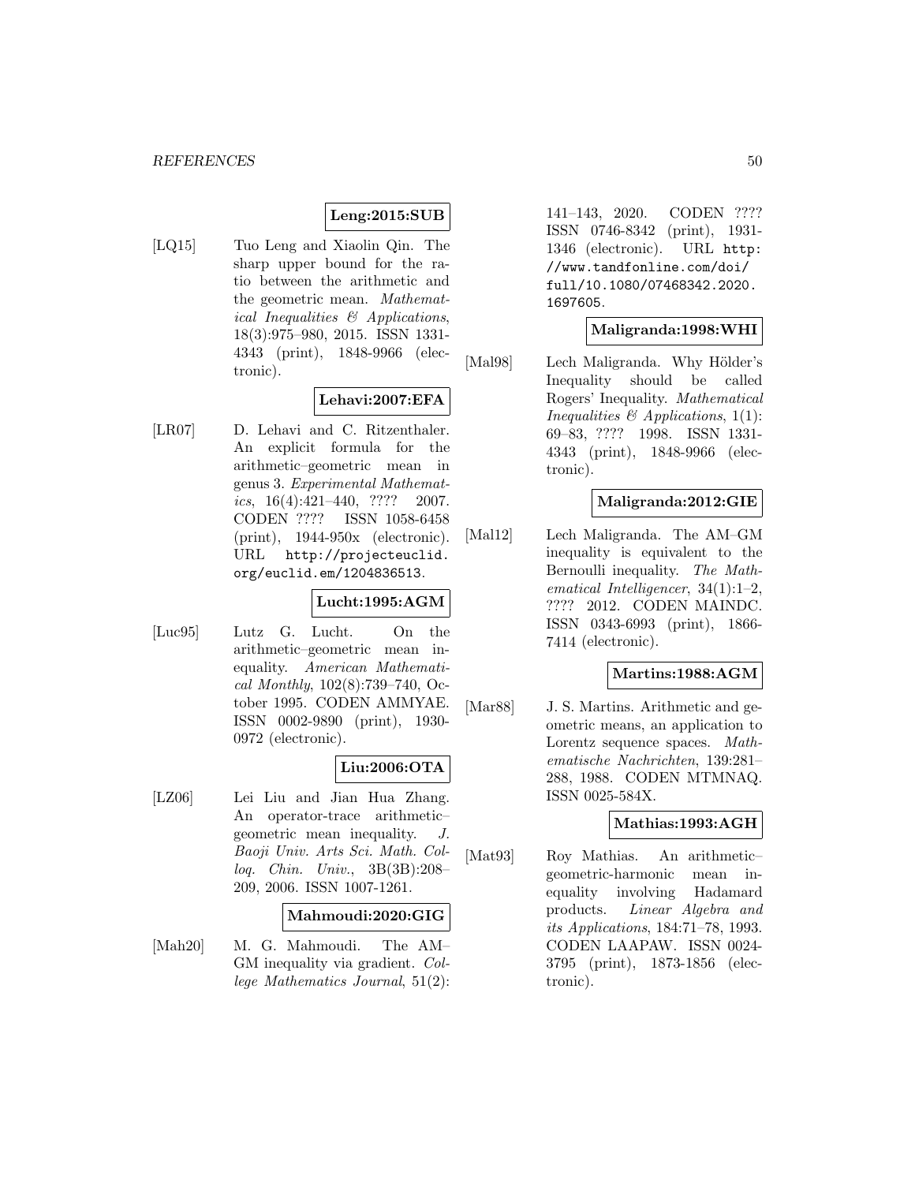**Leng:2015:SUB**

[LQ15] Tuo Leng and Xiaolin Qin. The sharp upper bound for the ratio between the arithmetic and the geometric mean. *Mathematical Inequalities & Applications*, 18(3):975–980, 2015. ISSN 1331-4343 (print), 1848-9966 (electronic).

**Lehavi:2007:EFA**

[LR07] D. Lehavi and C. Ritzenthaler. An explicit formula for the arithmetic–geometric mean in genus 3. *Experimental Mathematics*, 16(4):421–440, ???? 2007. CODEN ???? ISSN 1058-6458 (print), 1944-950x (electronic). URL http://projecteuclid.org/euclid.em/1204836513.

**Lucht:1995:AGM**

[Luc95] Lutz G. Lucht. On the arithmetic–geometric mean inequality. *American Mathematical Monthly*, 102(8):739–740, October 1995. CODEN AMMYAE. ISSN 0002-9890 (print), 1930-0972 (electronic).

**Liu:2006:OTA**

[LZ06] Lei Liu and Jian Hua Zhang. An operator-trace arithmetic–geometric mean inequality. *J. Baoji Univ. Arts Sci. Math. Colloq. Chin. Univ.*, 3B(3B):208–209, 2006. ISSN 1007-1261.

**Mahmoudi:2020:GIG**

[Mah20] M. G. Mahmoudi. The AM–GM inequality via gradient. *College Mathematics Journal*, 51(2):141–143, 2020. CODEN ???? ISSN 0746-8342 (print), 1931-1346 (electronic). URL http://www.tandfonline.com/doi/full/10.1080/07468342.2020.1697605.

**Maligranda:1998:WHI**

[Mal98] Lech Maligranda. Why Hölder's Inequality should be called Rogers' Inequality. *Mathematical Inequalities & Applications*, 1(1):69–83, ???? 1998. ISSN 1331-4343 (print), 1848-9966 (electronic).

**Maligranda:2012:GIE**

[Mal12] Lech Maligranda. The AM–GM inequality is equivalent to the Bernoulli inequality. *The Mathematical Intelligencer*, 34(1):1–2, ???? 2012. CODEN MAINDC. ISSN 0343-6993 (print), 1866-7414 (electronic).

**Martins:1988:AGM**

[Mar88] J. S. Martins. Arithmetic and geometric means, an application to Lorentz sequence spaces. *Mathematische Nachrichten*, 139:281–288, 1988. CODEN MTMNAQ. ISSN 0025-584X.

**Mathias:1993:AGH**

[Mat93] Roy Mathias. An arithmetic–geometric-harmonic mean inequality involving Hadamard products. *Linear Algebra and its Applications*, 184:71–78, 1993. CODEN LAAPAW. ISSN 0024-3795 (print), 1873-1856 (electronic).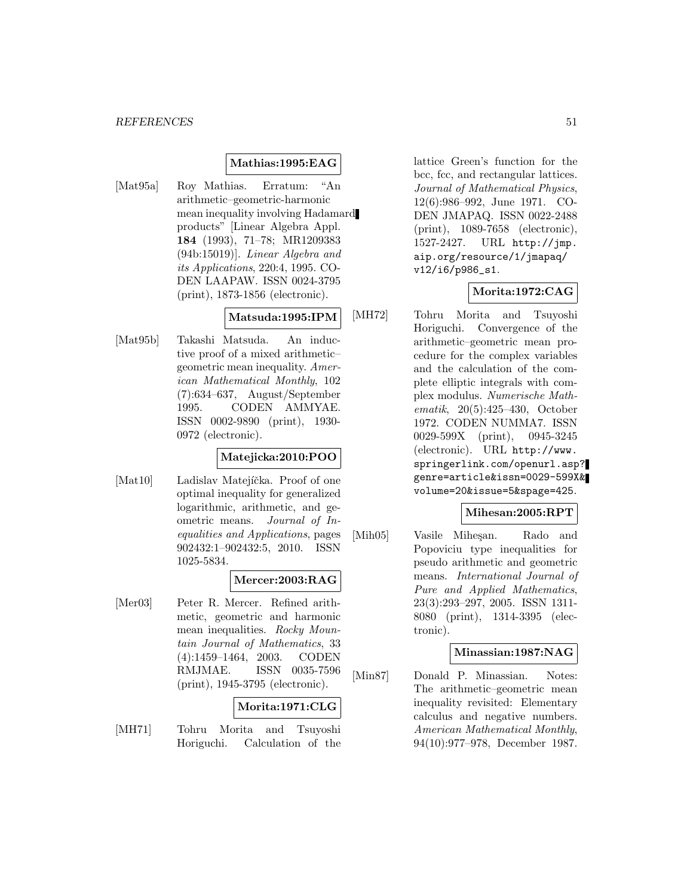**Mathias:1995:EAG**

[Mat95a] Roy Mathias. Erratum: "An arithmetic–geometric-harmonic mean inequality involving Hadamard products" [Linear Algebra Appl. **184** (1993), 71–78; MR1209383 (94b:15019)]. *Linear Algebra and its Applications*, 220:4, 1995. CODEN LAAPAW. ISSN 0024-3795 (print), 1873-1856 (electronic).

**Matsuda:1995:IPM**

[Mat95b] Takashi Matsuda. An inductive proof of a mixed arithmetic–geometric mean inequality. *American Mathematical Monthly*, 102 (7):634–637, August/September 1995. CODEN AMMYAE. ISSN 0002-9890 (print), 1930-0972 (electronic).

**Matejicka:2010:POO**

[Mat10] Ladislav Matejíčka. Proof of one optimal inequality for generalized logarithmic, arithmetic, and geometric means. *Journal of Inequalities and Applications*, pages 902432:1–902432:5, 2010. ISSN 1025-5834.

**Mercer:2003:RAG**

[Mer03] Peter R. Mercer. Refined arithmetic, geometric and harmonic mean inequalities. *Rocky Mountain Journal of Mathematics*, 33 (4):1459–1464, 2003. CODEN RMJMAE. ISSN 0035-7596 (print), 1945-3795 (electronic).

**Morita:1971:CLG**

[MH71] Tohru Morita and Tsuyoshi Horiguchi. Calculation of the lattice Green's function for the bcc, fcc, and rectangular lattices. *Journal of Mathematical Physics*, 12(6):986–992, June 1971. CODEN JMAPAQ. ISSN 0022-2488 (print), 1089-7658 (electronic), 1527-2427. URL http://jmp.aip.org/resource/1/jmapaq/v12/i6/p986_s1.

**Morita:1972:CAG**

[MH72] Tohru Morita and Tsuyoshi Horiguchi. Convergence of the arithmetic–geometric mean procedure for the complex variables and the calculation of the complete elliptic integrals with complex modulus. *Numerische Mathematik*, 20(5):425–430, October 1972. CODEN NUMMA7. ISSN 0029-599X (print), 0945-3245 (electronic). URL http://www.springerlink.com/openurl.asp?genre=article&issn=0029-599X&volume=20&issue=5&spage=425.

**Mihesan:2005:RPT**

[Mih05] Vasile Miheşan. Rado and Popoviciu type inequalities for pseudo arithmetic and geometric means. *International Journal of Pure and Applied Mathematics*, 23(3):293–297, 2005. ISSN 1311-8080 (print), 1314-3395 (electronic).

**Minassian:1987:NAG**

[Min87] Donald P. Minassian. Notes: The arithmetic–geometric mean inequality revisited: Elementary calculus and negative numbers. *American Mathematical Monthly*, 94(10):977–978, December 1987.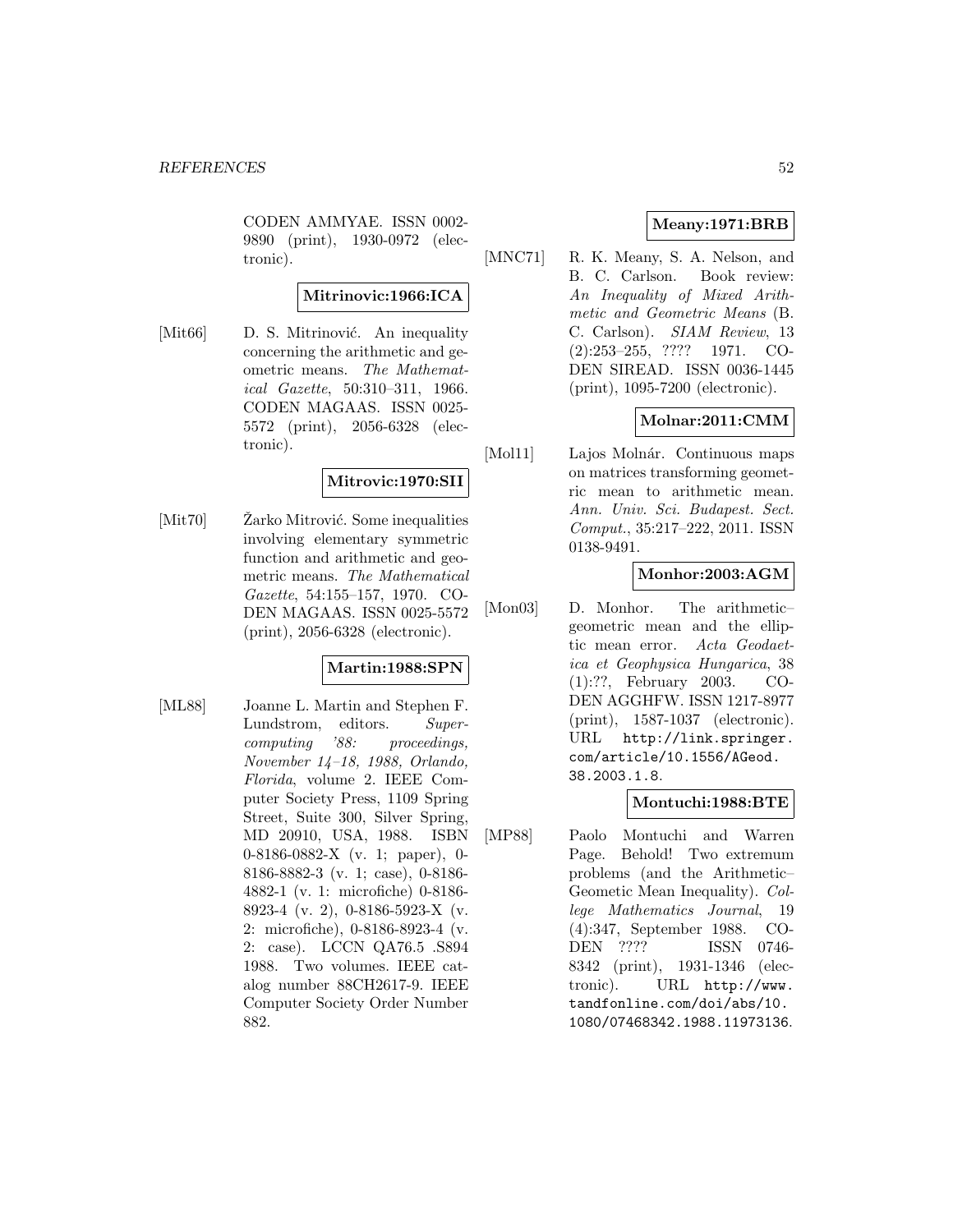CODEN AMMYAE. ISSN 0002-9890 (print), 1930-0972 (electronic).

**Mitrinovic:1966:ICA**

[Mit66] D. S. Mitrinović. An inequality concerning the arithmetic and geometric means. *The Mathematical Gazette*, 50:310–311, 1966. CODEN MAGAAS. ISSN 0025-5572 (print), 2056-6328 (electronic).

**Mitrovic:1970:SII**

[Mit70] Žarko Mitrović. Some inequalities involving elementary symmetric function and arithmetic and geometric means. *The Mathematical Gazette*, 54:155–157, 1970. CODEN MAGAAS. ISSN 0025-5572 (print), 2056-6328 (electronic).

**Martin:1988:SPN**

[ML88] Joanne L. Martin and Stephen F. Lundstrom, editors. *Supercomputing '88: proceedings, November 14–18, 1988, Orlando, Florida*, volume 2. IEEE Computer Society Press, 1109 Spring Street, Suite 300, Silver Spring, MD 20910, USA, 1988. ISBN 0-8186-0882-X (v. 1; paper), 0-8186-8882-3 (v. 1; case), 0-8186-4882-1 (v. 1: microfiche) 0-8186-8923-4 (v. 2), 0-8186-5923-X (v. 2: microfiche), 0-8186-8923-4 (v. 2: case). LCCN QA76.5 .S894 1988. Two volumes. IEEE catalog number 88CH2617-9. IEEE Computer Society Order Number 882.

**Meany:1971:BRB**

[MNC71] R. K. Meany, S. A. Nelson, and B. C. Carlson. Book review: *An Inequality of Mixed Arithmetic and Geometric Means* (B. C. Carlson). *SIAM Review*, 13 (2):253–255, ???? 1971. CODEN SIREAD. ISSN 0036-1445 (print), 1095-7200 (electronic).

**Molnar:2011:CMM**

[Mol11] Lajos Molnár. Continuous maps on matrices transforming geometric mean to arithmetic mean. *Ann. Univ. Sci. Budapest. Sect. Comput.*, 35:217–222, 2011. ISSN 0138-9491.

**Monhor:2003:AGM**

[Mon03] D. Monhor. The arithmetic–geometric mean and the elliptic mean error. *Acta Geodaetica et Geophysica Hungarica*, 38 (1):??, February 2003. CODEN AGGHFW. ISSN 1217-8977 (print), 1587-1037 (electronic). URL http://link.springer.com/article/10.1556/AGeod.38.2003.1.8.

**Montuchi:1988:BTE**

[MP88] Paolo Montuchi and Warren Page. Behold! Two extremum problems (and the Arithmetic–Geometic Mean Inequality). *College Mathematics Journal*, 19 (4):347, September 1988. CODEN ???? ISSN 0746-8342 (print), 1931-1346 (electronic). URL http://www.tandfonline.com/doi/abs/10.1080/07468342.1988.11973136.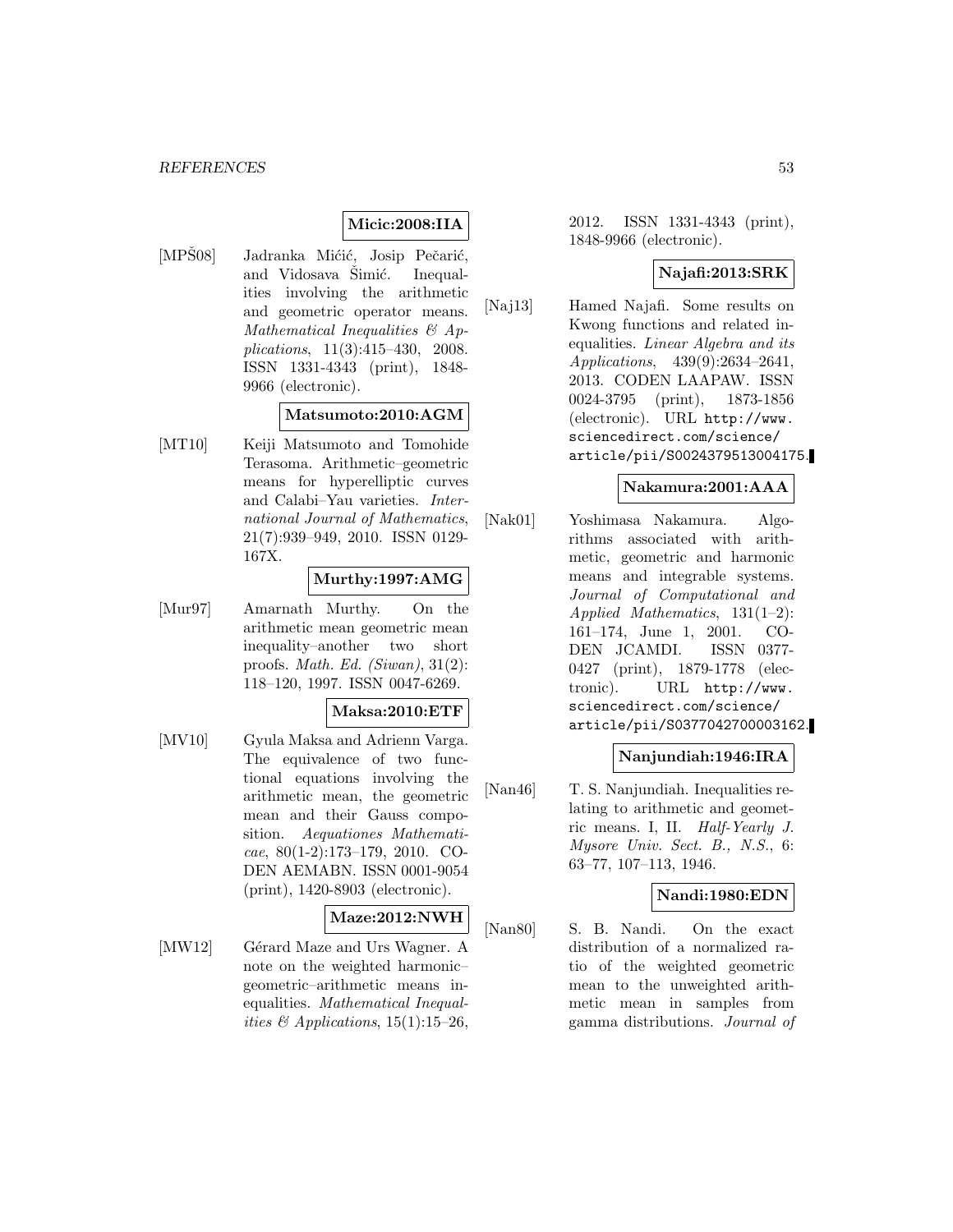**Micic:2008:IIA**

[MPŠ08] Jadranka Mićić, Josip Pečarić, and Vidosava Šimić. Inequalities involving the arithmetic and geometric operator means. *Mathematical Inequalities & Applications*, 11(3):415–430, 2008. ISSN 1331-4343 (print), 1848-9966 (electronic).

**Matsumoto:2010:AGM**

[MT10] Keiji Matsumoto and Tomohide Terasoma. Arithmetic–geometric means for hyperelliptic curves and Calabi–Yau varieties. *International Journal of Mathematics*, 21(7):939–949, 2010. ISSN 0129-167X.

**Murthy:1997:AMG**

[Mur97] Amarnath Murthy. On the arithmetic mean geometric mean inequality–another two short proofs. *Math. Ed. (Siwan)*, 31(2): 118–120, 1997. ISSN 0047-6269.

**Maksa:2010:ETF**

[MV10] Gyula Maksa and Adrienn Varga. The equivalence of two functional equations involving the arithmetic mean, the geometric mean and their Gauss composition. *Aequationes Mathematicae*, 80(1-2):173–179, 2010. CODEN AEMABN. ISSN 0001-9054 (print), 1420-8903 (electronic).

**Maze:2012:NWH**

[MW12] Gérard Maze and Urs Wagner. A note on the weighted harmonic–geometric–arithmetic means inequalities. *Mathematical Inequalities & Applications*, 15(1):15–26, 2012. ISSN 1331-4343 (print), 1848-9966 (electronic).

**Najafi:2013:SRK**

[Naj13] Hamed Najafi. Some results on Kwong functions and related inequalities. *Linear Algebra and its Applications*, 439(9):2634–2641, 2013. CODEN LAAPAW. ISSN 0024-3795 (print), 1873-1856 (electronic). URL http://www.sciencedirect.com/science/article/pii/S0024379513004175.

**Nakamura:2001:AAA**

[Nak01] Yoshimasa Nakamura. Algorithms associated with arithmetic, geometric and harmonic means and integrable systems. *Journal of Computational and Applied Mathematics*, 131(1–2): 161–174, June 1, 2001. CODEN JCAMDI. ISSN 0377-0427 (print), 1879-1778 (electronic). URL http://www.sciencedirect.com/science/article/pii/S0377042700003162.

**Nanjundiah:1946:IRA**

[Nan46] T. S. Nanjundiah. Inequalities relating to arithmetic and geometric means. I, II. *Half-Yearly J. Mysore Univ. Sect. B., N.S.*, 6: 63–77, 107–113, 1946.

**Nandi:1980:EDN**

[Nan80] S. B. Nandi. On the exact distribution of a normalized ratio of the weighted geometric mean to the unweighted arithmetic mean in samples from gamma distributions. *Journal of*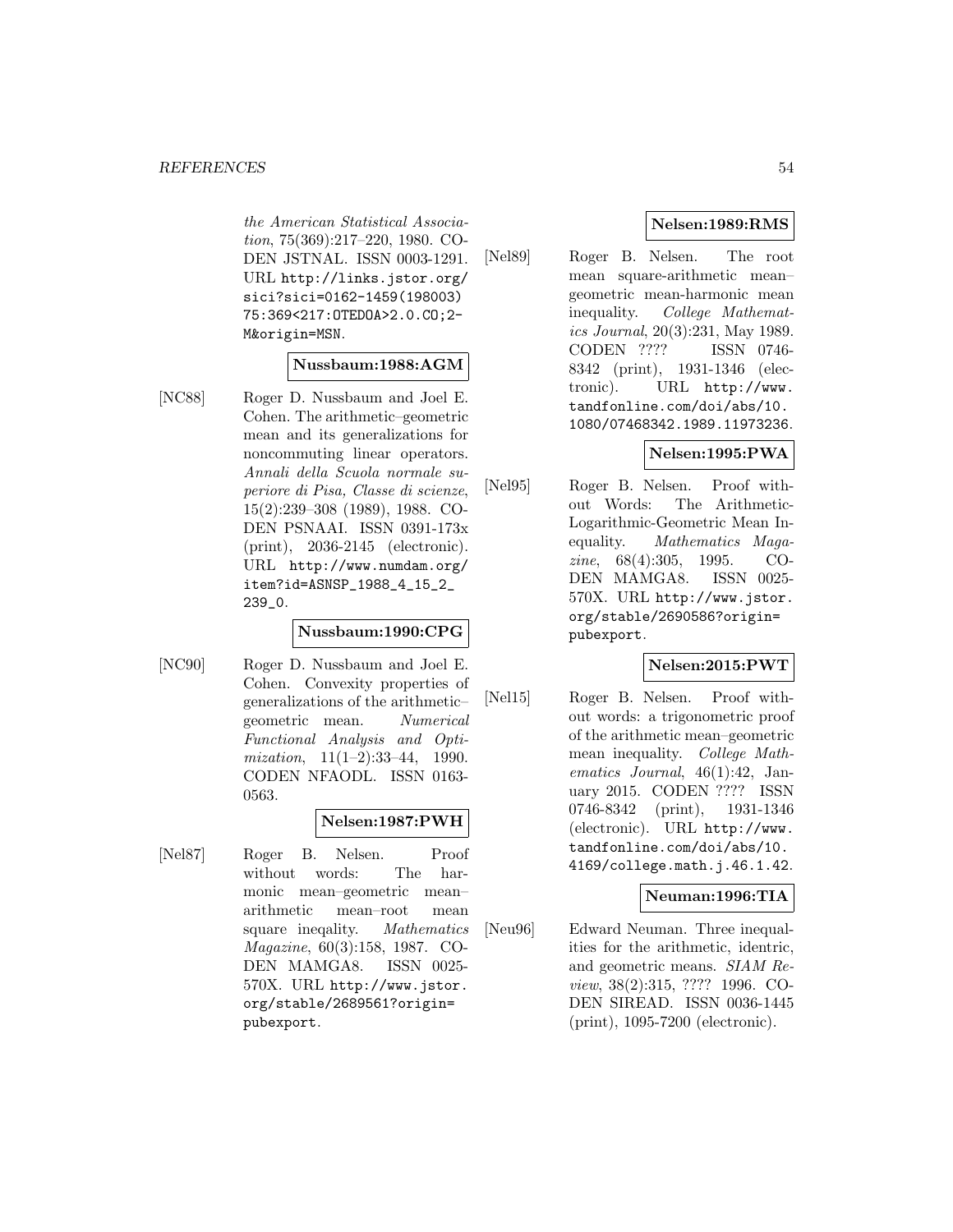*the American Statistical Association*, 75(369):217–220, 1980. CODEN JSTNAL. ISSN 0003-1291. URL http://links.jstor.org/sici?sici=0162-1459(198003)75:369<217:OTEDOA>2.0.CO;2-M&origin=MSN.

**Nussbaum:1988:AGM**

[NC88] Roger D. Nussbaum and Joel E. Cohen. The arithmetic–geometric mean and its generalizations for noncommuting linear operators. *Annali della Scuola normale superiore di Pisa, Classe di scienze*, 15(2):239–308 (1989), 1988. CODEN PSNAAI. ISSN 0391-173x (print), 2036-2145 (electronic). URL http://www.numdam.org/item?id=ASNSP_1988_4_15_2_239_0.

**Nussbaum:1990:CPG**

[NC90] Roger D. Nussbaum and Joel E. Cohen. Convexity properties of generalizations of the arithmetic–geometric mean. *Numerical Functional Analysis and Optimization*, 11(1–2):33–44, 1990. CODEN NFAODL. ISSN 0163-0563.

**Nelsen:1987:PWH**

[Nel87] Roger B. Nelsen. Proof without words: The harmonic mean–geometric mean–arithmetic mean–root mean square ineqality. *Mathematics Magazine*, 60(3):158, 1987. CODEN MAMGA8. ISSN 0025-570X. URL http://www.jstor.org/stable/2689561?origin=pubexport.

**Nelsen:1989:RMS**

[Nel89] Roger B. Nelsen. The root mean square-arithmetic mean–geometric mean-harmonic mean inequality. *College Mathematics Journal*, 20(3):231, May 1989. CODEN ???? ISSN 0746-8342 (print), 1931-1346 (electronic). URL http://www.tandfonline.com/doi/abs/10.1080/07468342.1989.11973236.

**Nelsen:1995:PWA**

[Nel95] Roger B. Nelsen. Proof without Words: The Arithmetic-Logarithmic-Geometric Mean Inequality. *Mathematics Magazine*, 68(4):305, 1995. CODEN MAMGA8. ISSN 0025-570X. URL http://www.jstor.org/stable/2690586?origin=pubexport.

**Nelsen:2015:PWT**

[Nel15] Roger B. Nelsen. Proof without words: a trigonometric proof of the arithmetic mean–geometric mean inequality. *College Mathematics Journal*, 46(1):42, January 2015. CODEN ???? ISSN 0746-8342 (print), 1931-1346 (electronic). URL http://www.tandfonline.com/doi/abs/10.4169/college.math.j.46.1.42.

**Neuman:1996:TIA**

[Neu96] Edward Neuman. Three inequalities for the arithmetic, identric, and geometric means. *SIAM Review*, 38(2):315, ???? 1996. CODEN SIREAD. ISSN 0036-1445 (print), 1095-7200 (electronic).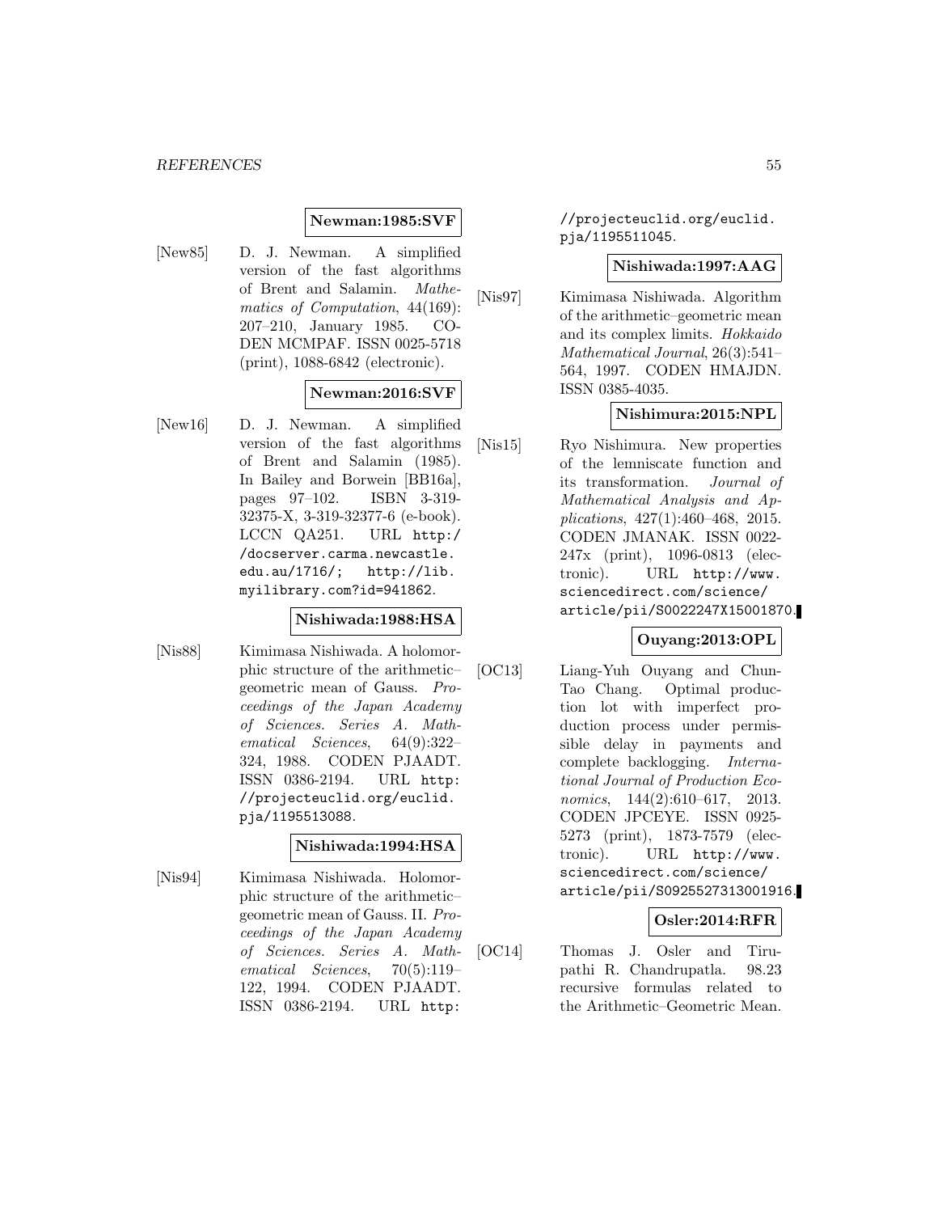**Newman:1985:SVF**

[New85] D. J. Newman. A simplified version of the fast algorithms of Brent and Salamin. *Mathematics of Computation*, 44(169): 207–210, January 1985. CODEN MCMPAF. ISSN 0025-5718 (print), 1088-6842 (electronic).

**Newman:2016:SVF**

[New16] D. J. Newman. A simplified version of the fast algorithms of Brent and Salamin (1985). In Bailey and Borwein [BB16a], pages 97–102. ISBN 3-319-32375-X, 3-319-32377-6 (e-book). LCCN QA251. URL `http://docserver.carma.newcastle.edu.au/1716/`; `http://lib.myilibrary.com?id=941862`.

**Nishiwada:1988:HSA**

[Nis88] Kimimasa Nishiwada. A holomorphic structure of the arithmetic–geometric mean of Gauss. *Proceedings of the Japan Academy of Sciences. Series A. Mathematical Sciences*, 64(9):322–324, 1988. CODEN PJAADT. ISSN 0386-2194. URL `http://projecteuclid.org/euclid.pja/1195513088`.

**Nishiwada:1994:HSA**

[Nis94] Kimimasa Nishiwada. Holomorphic structure of the arithmetic–geometric mean of Gauss. II. *Proceedings of the Japan Academy of Sciences. Series A. Mathematical Sciences*, 70(5):119–122, 1994. CODEN PJAADT. ISSN 0386-2194. URL `http://projecteuclid.org/euclid.pja/1195511045`.

**Nishiwada:1997:AAG**

[Nis97] Kimimasa Nishiwada. Algorithm of the arithmetic–geometric mean and its complex limits. *Hokkaido Mathematical Journal*, 26(3):541–564, 1997. CODEN HMAJDN. ISSN 0385-4035.

**Nishimura:2015:NPL**

[Nis15] Ryo Nishimura. New properties of the lemniscate function and its transformation. *Journal of Mathematical Analysis and Applications*, 427(1):460–468, 2015. CODEN JMANAK. ISSN 0022-247x (print), 1096-0813 (electronic). URL `http://www.sciencedirect.com/science/article/pii/S0022247X15001870`.

**Ouyang:2013:OPL**

[OC13] Liang-Yuh Ouyang and Chun-Tao Chang. Optimal production lot with imperfect production process under permissible delay in payments and complete backlogging. *International Journal of Production Economics*, 144(2):610–617, 2013. CODEN JPCEYE. ISSN 0925-5273 (print), 1873-7579 (electronic). URL `http://www.sciencedirect.com/science/article/pii/S0925527313001916`.

**Osler:2014:RFR**

[OC14] Thomas J. Osler and Tirupathi R. Chandrupatla. 98.23 recursive formulas related to the Arithmetic–Geometric Mean.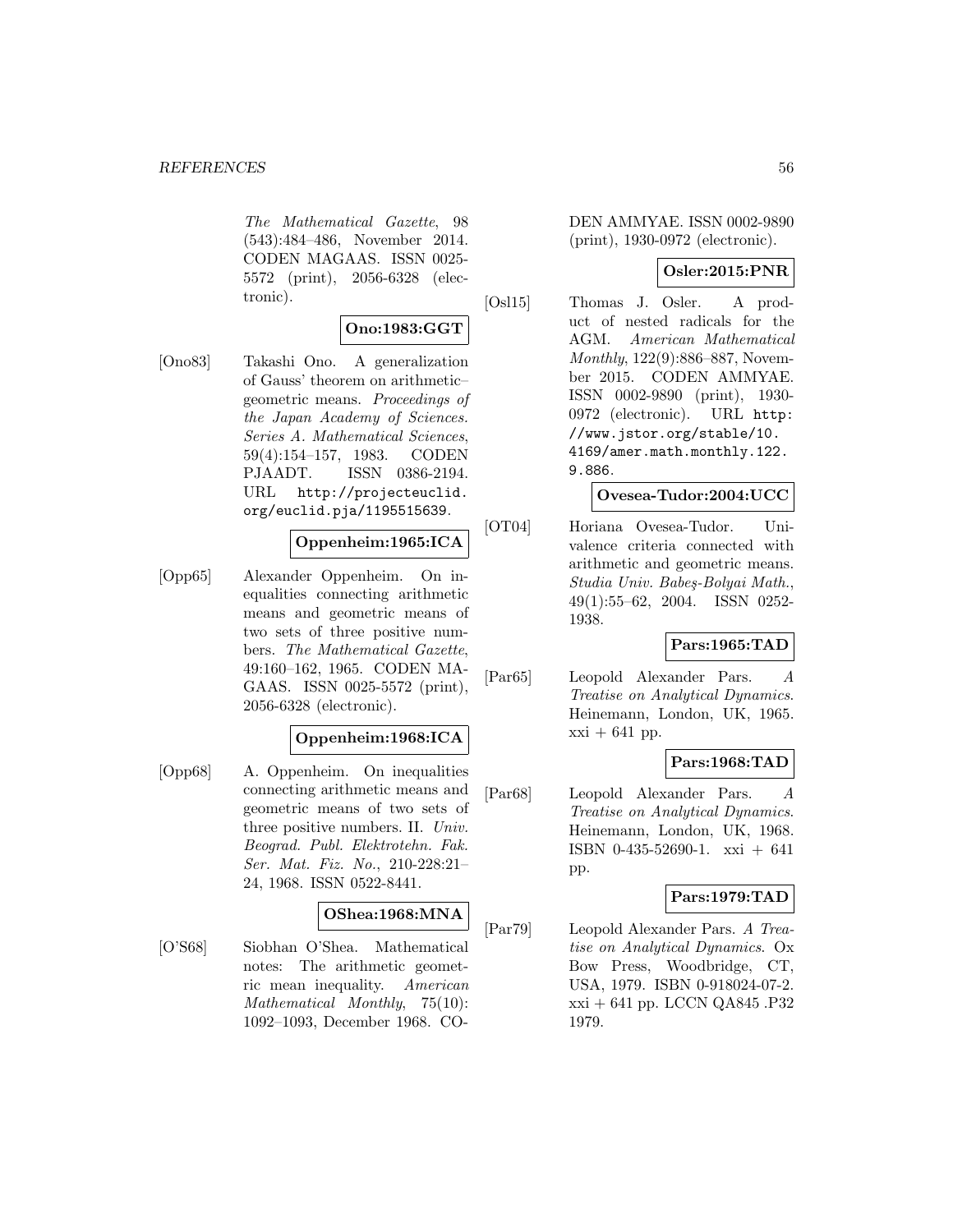*The Mathematical Gazette*, 98 (543):484–486, November 2014. CODEN MAGAAS. ISSN 0025-5572 (print), 2056-6328 (electronic).

**Ono:1983:GGT**

[Ono83] Takashi Ono. A generalization of Gauss' theorem on arithmetic–geometric means. *Proceedings of the Japan Academy of Sciences. Series A. Mathematical Sciences*, 59(4):154–157, 1983. CODEN PJAADT. ISSN 0386-2194. URL http://projecteuclid.org/euclid.pja/1195515639.

**Oppenheim:1965:ICA**

[Opp65] Alexander Oppenheim. On inequalities connecting arithmetic means and geometric means of two sets of three positive numbers. *The Mathematical Gazette*, 49:160–162, 1965. CODEN MAGAAS. ISSN 0025-5572 (print), 2056-6328 (electronic).

**Oppenheim:1968:ICA**

[Opp68] A. Oppenheim. On inequalities connecting arithmetic means and geometric means of two sets of three positive numbers. II. *Univ. Beograd. Publ. Elektrotehn. Fak. Ser. Mat. Fiz. No.*, 210-228:21–24, 1968. ISSN 0522-8441.

**OShea:1968:MNA**

[O'S68] Siobhan O'Shea. Mathematical notes: The arithmetic geometric mean inequality. *American Mathematical Monthly*, 75(10): 1092–1093, December 1968. CODEN AMMYAE. ISSN 0002-9890 (print), 1930-0972 (electronic).

**Osler:2015:PNR**

[Osl15] Thomas J. Osler. A product of nested radicals for the AGM. *American Mathematical Monthly*, 122(9):886–887, November 2015. CODEN AMMYAE. ISSN 0002-9890 (print), 1930-0972 (electronic). URL http://www.jstor.org/stable/10.4169/amer.math.monthly.122.9.886.

**Ovesea-Tudor:2004:UCC**

[OT04] Horiana Ovesea-Tudor. Univalence criteria connected with arithmetic and geometric means. *Studia Univ. Babeş-Bolyai Math.*, 49(1):55–62, 2004. ISSN 0252-1938.

**Pars:1965:TAD**

[Par65] Leopold Alexander Pars. *A Treatise on Analytical Dynamics*. Heinemann, London, UK, 1965. xxi + 641 pp.

**Pars:1968:TAD**

[Par68] Leopold Alexander Pars. *A Treatise on Analytical Dynamics*. Heinemann, London, UK, 1968. ISBN 0-435-52690-1. xxi + 641 pp.

**Pars:1979:TAD**

[Par79] Leopold Alexander Pars. *A Treatise on Analytical Dynamics*. Ox Bow Press, Woodbridge, CT, USA, 1979. ISBN 0-918024-07-2. xxi + 641 pp. LCCN QA845 .P32 1979.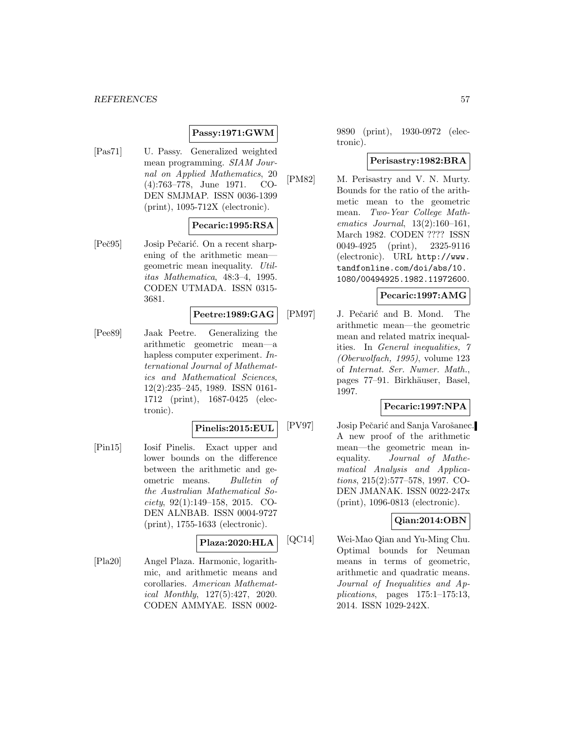**Passy:1971:GWM**

[Pas71] U. Passy. Generalized weighted mean programming. *SIAM Journal on Applied Mathematics*, 20 (4):763–778, June 1971. CODEN SMJMAP. ISSN 0036-1399 (print), 1095-712X (electronic).

**Pecaric:1995:RSA**

[Peč95] Josip Pečarić. On a recent sharpening of the arithmetic mean—geometric mean inequality. *Utilitas Mathematica*, 48:3–4, 1995. CODEN UTMADA. ISSN 0315-3681.

**Peetre:1989:GAG**

[Pee89] Jaak Peetre. Generalizing the arithmetic geometric mean—a hapless computer experiment. *International Journal of Mathematics and Mathematical Sciences*, 12(2):235–245, 1989. ISSN 0161-1712 (print), 1687-0425 (electronic).

**Pinelis:2015:EUL**

[Pin15] Iosif Pinelis. Exact upper and lower bounds on the difference between the arithmetic and geometric means. *Bulletin of the Australian Mathematical Society*, 92(1):149–158, 2015. CODEN ALNBAB. ISSN 0004-9727 (print), 1755-1633 (electronic).

**Plaza:2020:HLA**

[Pla20] Angel Plaza. Harmonic, logarithmic, and arithmetic means and corollaries. *American Mathematical Monthly*, 127(5):427, 2020. CODEN AMMYAE. ISSN 0002-9890 (print), 1930-0972 (electronic).

**Perisastry:1982:BRA**

[PM82] M. Perisastry and V. N. Murty. Bounds for the ratio of the arithmetic mean to the geometric mean. *Two-Year College Mathematics Journal*, 13(2):160–161, March 1982. CODEN ???? ISSN 0049-4925 (print), 2325-9116 (electronic). URL http://www.tandfonline.com/doi/abs/10.1080/00494925.1982.11972600.

**Pecaric:1997:AMG**

[PM97] J. Pečarić and B. Mond. The arithmetic mean—the geometric mean and related matrix inequalities. In *General inequalities, 7 (Oberwolfach, 1995)*, volume 123 of *Internat. Ser. Numer. Math.*, pages 77–91. Birkhäuser, Basel, 1997.

**Pecaric:1997:NPA**

[PV97] Josip Pečarić and Sanja Varošanec. A new proof of the arithmetic mean—the geometric mean inequality. *Journal of Mathematical Analysis and Applications*, 215(2):577–578, 1997. CODEN JMANAK. ISSN 0022-247x (print), 1096-0813 (electronic).

**Qian:2014:OBN**

[QC14] Wei-Mao Qian and Yu-Ming Chu. Optimal bounds for Neuman means in terms of geometric, arithmetic and quadratic means. *Journal of Inequalities and Applications*, pages 175:1–175:13, 2014. ISSN 1029-242X.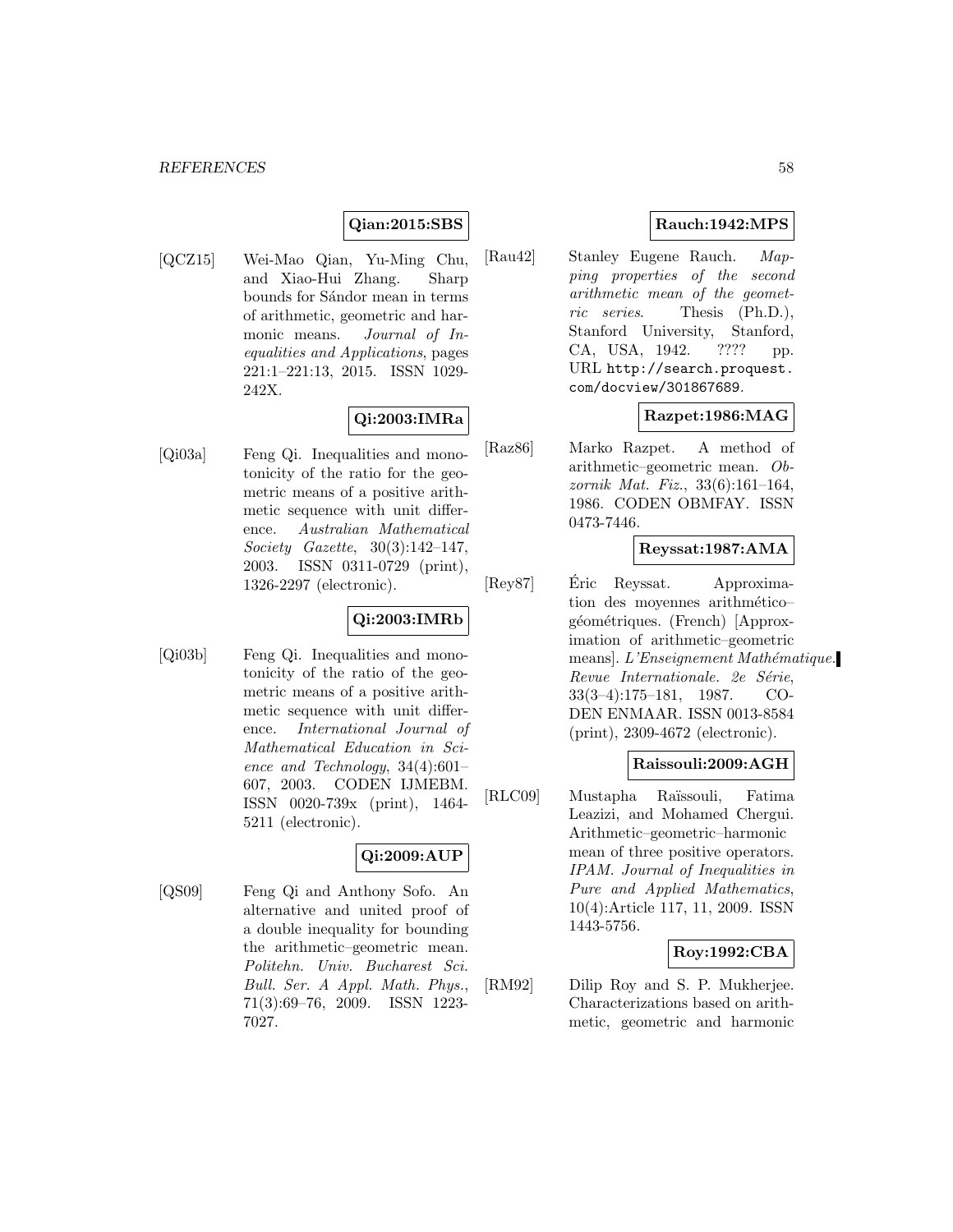**Qian:2015:SBS**

[QCZ15] Wei-Mao Qian, Yu-Ming Chu, and Xiao-Hui Zhang. Sharp bounds for Sándor mean in terms of arithmetic, geometric and harmonic means. *Journal of Inequalities and Applications*, pages 221:1–221:13, 2015. ISSN 1029-242X.

**Qi:2003:IMRa**

[Qi03a] Feng Qi. Inequalities and monotonicity of the ratio for the geometric means of a positive arithmetic sequence with unit difference. *Australian Mathematical Society Gazette*, 30(3):142–147, 2003. ISSN 0311-0729 (print), 1326-2297 (electronic).

**Qi:2003:IMRb**

[Qi03b] Feng Qi. Inequalities and monotonicity of the ratio of the geometric means of a positive arithmetic sequence with unit difference. *International Journal of Mathematical Education in Science and Technology*, 34(4):601–607, 2003. CODEN IJMEBM. ISSN 0020-739x (print), 1464-5211 (electronic).

**Qi:2009:AUP**

[QS09] Feng Qi and Anthony Sofo. An alternative and united proof of a double inequality for bounding the arithmetic–geometric mean. *Politehn. Univ. Bucharest Sci. Bull. Ser. A Appl. Math. Phys.*, 71(3):69–76, 2009. ISSN 1223-7027.

**Rauch:1942:MPS**

[Rau42] Stanley Eugene Rauch. *Mapping properties of the second arithmetic mean of the geometric series*. Thesis (Ph.D.), Stanford University, Stanford, CA, USA, 1942. ???? pp. URL http://search.proquest.com/docview/301867689.

**Razpet:1986:MAG**

[Raz86] Marko Razpet. A method of arithmetic–geometric mean. *Obzornik Mat. Fiz.*, 33(6):161–164, 1986. CODEN OBMFAY. ISSN 0473-7446.

**Reyssat:1987:AMA**

[Rey87] Éric Reyssat. Approximation des moyennes arithmético–géométriques. (French) [Approximation of arithmetic–geometric means]. *L'Enseignement Mathématique. Revue Internationale. 2e Série*, 33(3–4):175–181, 1987. CODEN ENMAAR. ISSN 0013-8584 (print), 2309-4672 (electronic).

**Raissouli:2009:AGH**

[RLC09] Mustapha Raïssouli, Fatima Leazizi, and Mohamed Chergui. Arithmetic–geometric–harmonic mean of three positive operators. *IPAM. Journal of Inequalities in Pure and Applied Mathematics*, 10(4):Article 117, 11, 2009. ISSN 1443-5756.

**Roy:1992:CBA**

[RM92] Dilip Roy and S. P. Mukherjee. Characterizations based on arithmetic, geometric and harmonic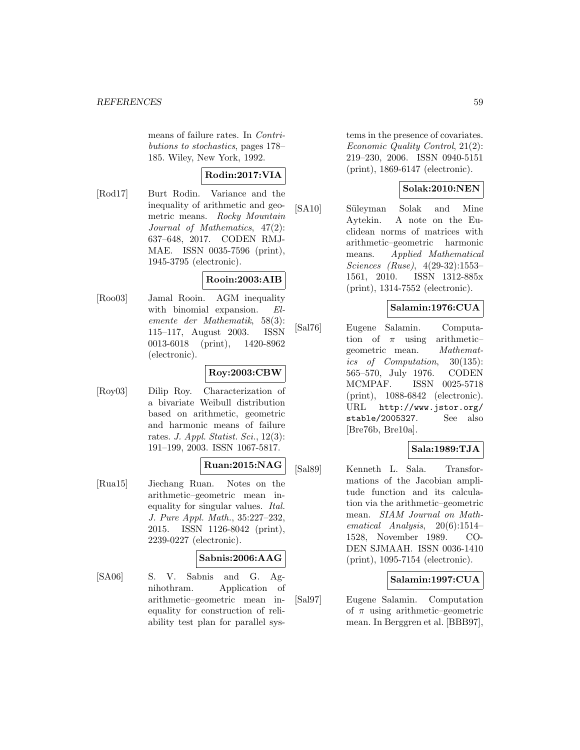means of failure rates. In *Contributions to stochastics*, pages 178–185. Wiley, New York, 1992.

**Rodin:2017:VIA**

[Rod17] Burt Rodin. Variance and the inequality of arithmetic and geometric means. *Rocky Mountain Journal of Mathematics*, 47(2): 637–648, 2017. CODEN RMJMAE. ISSN 0035-7596 (print), 1945-3795 (electronic).

**Rooin:2003:AIB**

[Roo03] Jamal Rooin. AGM inequality with binomial expansion. *Elemente der Mathematik*, 58(3): 115–117, August 2003. ISSN 0013-6018 (print), 1420-8962 (electronic).

**Roy:2003:CBW**

[Roy03] Dilip Roy. Characterization of a bivariate Weibull distribution based on arithmetic, geometric and harmonic means of failure rates. *J. Appl. Statist. Sci.*, 12(3): 191–199, 2003. ISSN 1067-5817.

**Ruan:2015:NAG**

[Rua15] Jiechang Ruan. Notes on the arithmetic–geometric mean inequality for singular values. *Ital. J. Pure Appl. Math.*, 35:227–232, 2015. ISSN 1126-8042 (print), 2239-0227 (electronic).

**Sabnis:2006:AAG**

[SA06] S. V. Sabnis and G. Agnihothram. Application of arithmetic–geometric mean inequality for construction of reliability test plan for parallel systems in the presence of covariates. *Economic Quality Control*, 21(2): 219–230, 2006. ISSN 0940-5151 (print), 1869-6147 (electronic).

**Solak:2010:NEN**

[SA10] Süleyman Solak and Mine Aytekin. A note on the Euclidean norms of matrices with arithmetic–geometric harmonic means. *Applied Mathematical Sciences (Ruse)*, 4(29-32):1553–1561, 2010. ISSN 1312-885x (print), 1314-7552 (electronic).

**Salamin:1976:CUA**

[Sal76] Eugene Salamin. Computation of $\pi$ using arithmetic–geometric mean. *Mathematics of Computation*, 30(135): 565–570, July 1976. CODEN MCMPAF. ISSN 0025-5718 (print), 1088-6842 (electronic). URL `http://www.jstor.org/stable/2005327`. See also [Bre76b, Bre10a].

**Sala:1989:TJA**

[Sal89] Kenneth L. Sala. Transformations of the Jacobian amplitude function and its calculation via the arithmetic–geometric mean. *SIAM Journal on Mathematical Analysis*, 20(6):1514–1528, November 1989. CODEN SJMAAH. ISSN 0036-1410 (print), 1095-7154 (electronic).

**Salamin:1997:CUA**

[Sal97] Eugene Salamin. Computation of $\pi$ using arithmetic–geometric mean. In Berggren et al. [BBB97],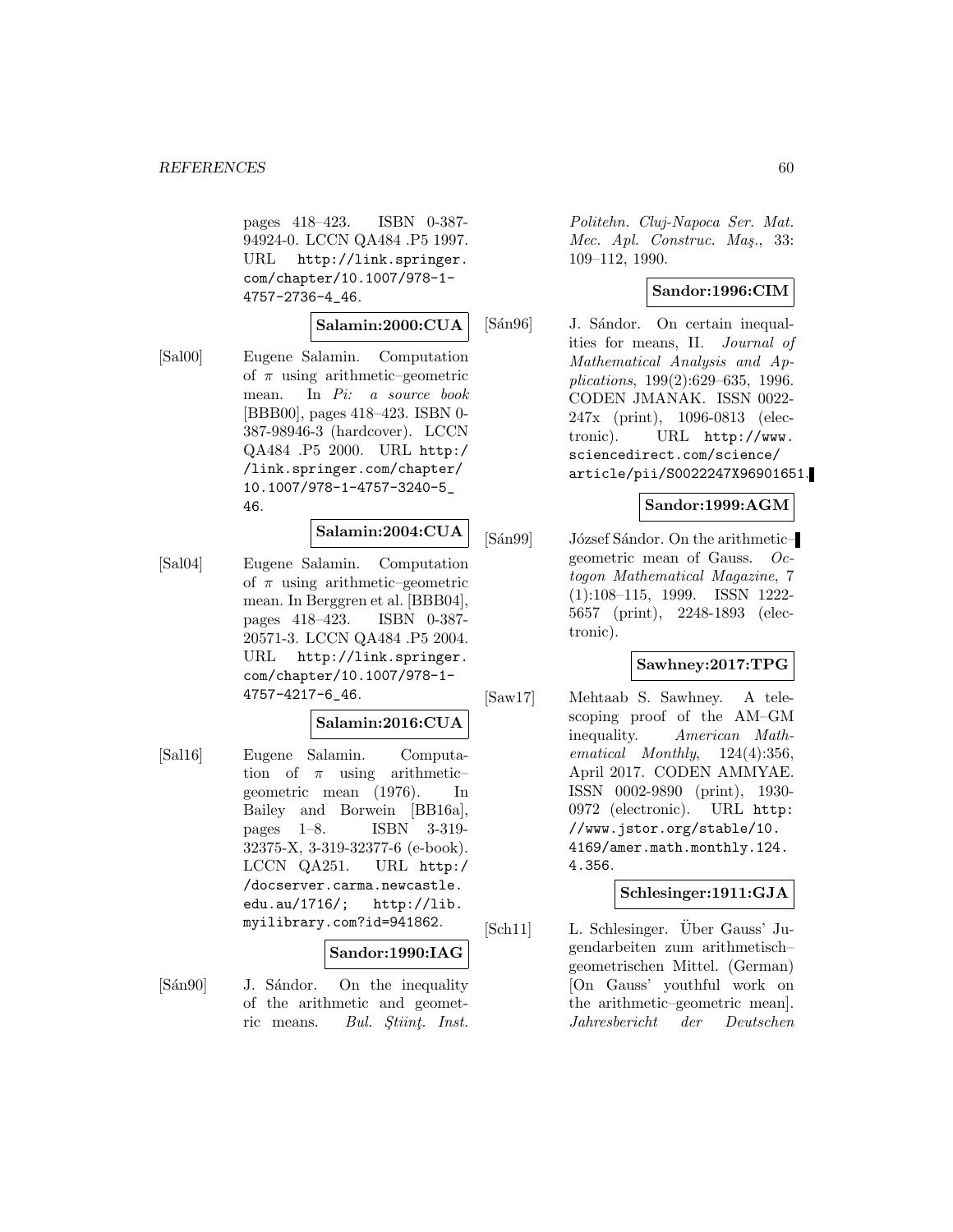pages 418–423. ISBN 0-387-94924-0. LCCN QA484 .P5 1997. URL http://link.springer.com/chapter/10.1007/978-1-4757-2736-4_46.

**Salamin:2000:CUA**

[Sal00] Eugene Salamin. Computation of $\pi$ using arithmetic–geometric mean. In *Pi: a source book* [BBB00], pages 418–423. ISBN 0-387-98946-3 (hardcover). LCCN QA484 .P5 2000. URL http://link.springer.com/chapter/10.1007/978-1-4757-3240-5_46.

**Salamin:2004:CUA**

[Sal04] Eugene Salamin. Computation of $\pi$ using arithmetic–geometric mean. In Berggren et al. [BBB04], pages 418–423. ISBN 0-387-20571-3. LCCN QA484 .P5 2004. URL http://link.springer.com/chapter/10.1007/978-1-4757-4217-6_46.

**Salamin:2016:CUA**

[Sal16] Eugene Salamin. Computation of $\pi$ using arithmetic–geometric mean (1976). In Bailey and Borwein [BB16a], pages 1–8. ISBN 3-319-32375-X, 3-319-32377-6 (e-book). LCCN QA251. URL http://docserver.carma.newcastle.edu.au/1716/; http://lib.myilibrary.com?id=941862.

**Sandor:1990:IAG**

[Sán90] J. Sándor. On the inequality of the arithmetic and geometric means. *Bul. Ştiinţ. Inst. Politehn. Cluj-Napoca Ser. Mat. Mec. Apl. Construc. Maş.*, 33: 109–112, 1990.

**Sandor:1996:CIM**

[Sán96] J. Sándor. On certain inequalities for means, II. *Journal of Mathematical Analysis and Applications*, 199(2):629–635, 1996. CODEN JMANAK. ISSN 0022-247x (print), 1096-0813 (electronic). URL http://www.sciencedirect.com/science/article/pii/S0022247X96901651.

**Sandor:1999:AGM**

[Sán99] József Sándor. On the arithmetic–geometric mean of Gauss. *Octogon Mathematical Magazine*, 7 (1):108–115, 1999. ISSN 1222-5657 (print), 2248-1893 (electronic).

**Sawhney:2017:TPG**

[Saw17] Mehtaab S. Sawhney. A telescoping proof of the AM–GM inequality. *American Mathematical Monthly*, 124(4):356, April 2017. CODEN AMMYAE. ISSN 0002-9890 (print), 1930-0972 (electronic). URL http://www.jstor.org/stable/10.4169/amer.math.monthly.124.4.356.

**Schlesinger:1911:GJA**

[Sch11] L. Schlesinger. Über Gauss' Jugendarbeiten zum arithmetisch–geometrischen Mittel. (German) [On Gauss' youthful work on the arithmetic–geometric mean]. *Jahresbericht der Deutschen*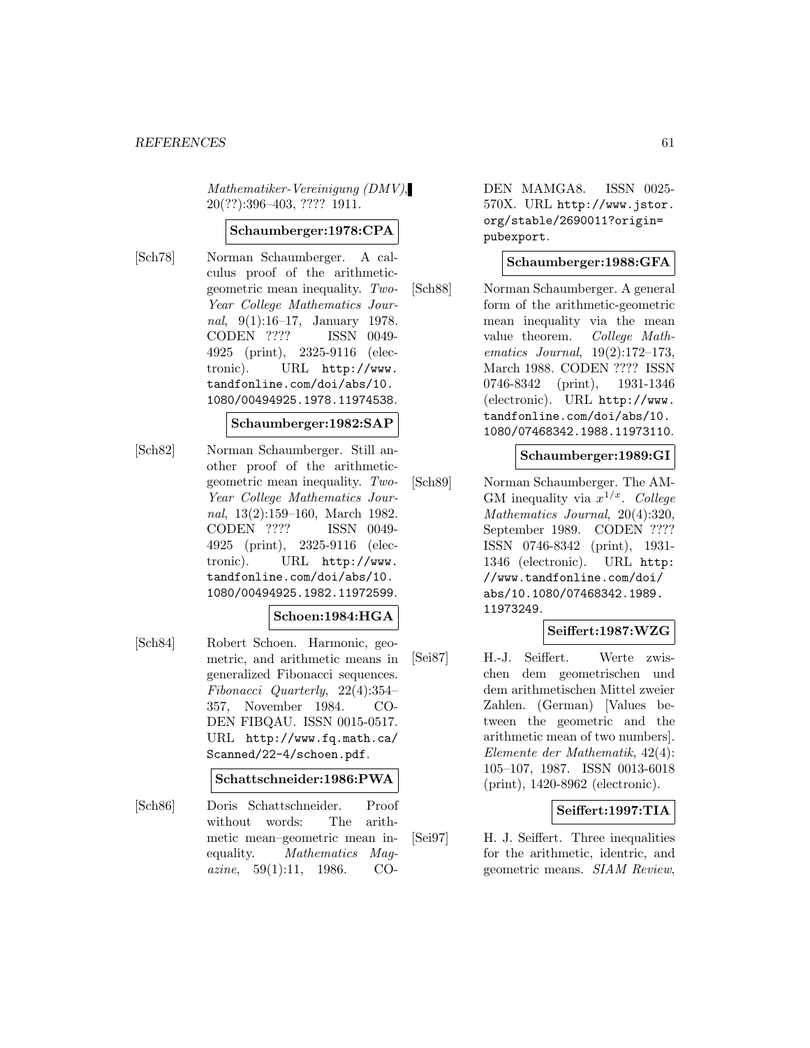*Mathematiker-Vereinigung (DMV)*, 20(??):396–403, ???? 1911.

**Schaumberger:1978:CPA**

[Sch78] Norman Schaumberger. A calculus proof of the arithmetic-geometric mean inequality. *Two-Year College Mathematics Journal*, 9(1):16–17, January 1978. CODEN ???? ISSN 0049-4925 (print), 2325-9116 (electronic). URL http://www.tandfonline.com/doi/abs/10.1080/00494925.1978.11974538.

**Schaumberger:1982:SAP**

[Sch82] Norman Schaumberger. Still another proof of the arithmetic-geometric mean inequality. *Two-Year College Mathematics Journal*, 13(2):159–160, March 1982. CODEN ???? ISSN 0049-4925 (print), 2325-9116 (electronic). URL http://www.tandfonline.com/doi/abs/10.1080/00494925.1982.11972599.

**Schoen:1984:HGA**

[Sch84] Robert Schoen. Harmonic, geometric, and arithmetic means in generalized Fibonacci sequences. *Fibonacci Quarterly*, 22(4):354–357, November 1984. CODEN FIBQAU. ISSN 0015-0517. URL http://www.fq.math.ca/Scanned/22-4/schoen.pdf.

**Schattschneider:1986:PWA**

[Sch86] Doris Schattschneider. Proof without words: The arithmetic mean–geometric mean inequality. *Mathematics Magazine*, 59(1):11, 1986. CODEN MAMGA8. ISSN 0025-570X. URL http://www.jstor.org/stable/2690011?origin=pubexport.

**Schaumberger:1988:GFA**

[Sch88] Norman Schaumberger. A general form of the arithmetic-geometric mean inequality via the mean value theorem. *College Mathematics Journal*, 19(2):172–173, March 1988. CODEN ???? ISSN 0746-8342 (print), 1931-1346 (electronic). URL http://www.tandfonline.com/doi/abs/10.1080/07468342.1988.11973110.

**Schaumberger:1989:GI**

[Sch89] Norman Schaumberger. The AM-GM inequality via $x^{1/x}$. *College Mathematics Journal*, 20(4):320, September 1989. CODEN ???? ISSN 0746-8342 (print), 1931-1346 (electronic). URL http://www.tandfonline.com/doi/abs/10.1080/07468342.1989.11973249.

**Seiffert:1987:WZG**

[Sei87] H.-J. Seiffert. Werte zwischen dem geometrischen und dem arithmetischen Mittel zweier Zahlen. (German) [Values between the geometric and the arithmetic mean of two numbers]. *Elemente der Mathematik*, 42(4): 105–107, 1987. ISSN 0013-6018 (print), 1420-8962 (electronic).

**Seiffert:1997:TIA**

[Sei97] H. J. Seiffert. Three inequalities for the arithmetic, identric, and geometric means. *SIAM Review*,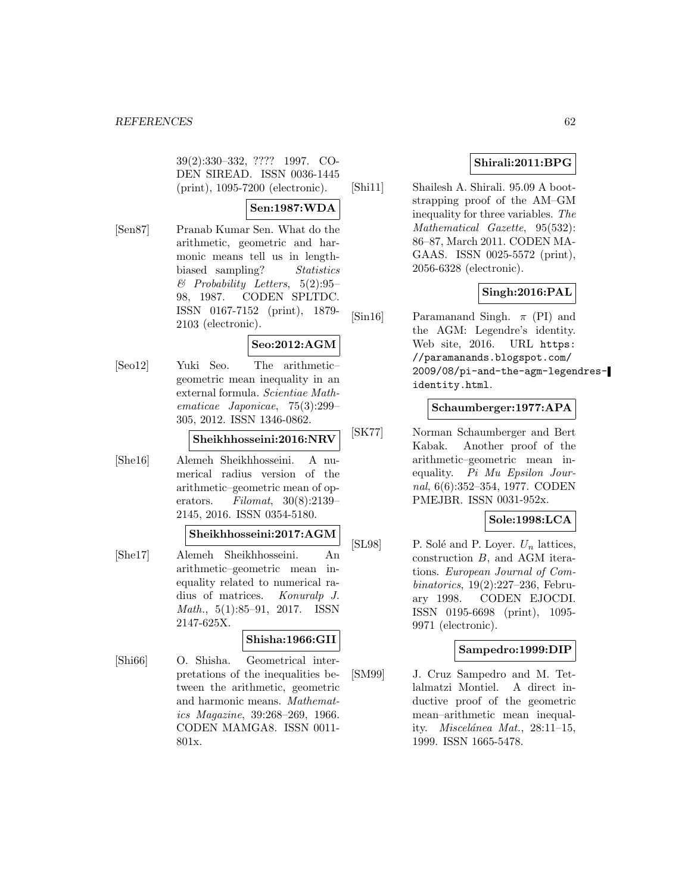39(2):330–332, ???? 1997. CODEN SIREAD. ISSN 0036-1445 (print), 1095-7200 (electronic).

**Sen:1987:WDA**

[Sen87] Pranab Kumar Sen. What do the arithmetic, geometric and harmonic means tell us in length-biased sampling? *Statistics & Probability Letters*, 5(2):95–98, 1987. CODEN SPLTDC. ISSN 0167-7152 (print), 1879-2103 (electronic).

**Seo:2012:AGM**

[Seo12] Yuki Seo. The arithmetic–geometric mean inequality in an external formula. *Scientiae Mathematicae Japonicae*, 75(3):299–305, 2012. ISSN 1346-0862.

**Sheikhhosseini:2016:NRV**

[She16] Alemeh Sheikhhosseini. A numerical radius version of the arithmetic–geometric mean of operators. *Filomat*, 30(8):2139–2145, 2016. ISSN 0354-5180.

**Sheikhhosseini:2017:AGM**

[She17] Alemeh Sheikhhosseini. An arithmetic–geometric mean inequality related to numerical radius of matrices. *Konuralp J. Math.*, 5(1):85–91, 2017. ISSN 2147-625X.

**Shisha:1966:GII**

[Shi66] O. Shisha. Geometrical interpretations of the inequalities between the arithmetic, geometric and harmonic means. *Mathematics Magazine*, 39:268–269, 1966. CODEN MAMGA8. ISSN 0011-801x.

**Shirali:2011:BPG**

[Shi11] Shailesh A. Shirali. 95.09 A bootstrapping proof of the AM–GM inequality for three variables. *The Mathematical Gazette*, 95(532):86–87, March 2011. CODEN MAGAAS. ISSN 0025-5572 (print), 2056-6328 (electronic).

**Singh:2016:PAL**

[Sin16] Paramanand Singh. $\pi$ (PI) and the AGM: Legendre's identity. Web site, 2016. URL `https://paramanands.blogspot.com/2009/08/pi-and-the-agm-legendres-identity.html`.

**Schaumberger:1977:APA**

[SK77] Norman Schaumberger and Bert Kabak. Another proof of the arithmetic–geometric mean inequality. *Pi Mu Epsilon Journal*, 6(6):352–354, 1977. CODEN PMEJBR. ISSN 0031-952x.

**Sole:1998:LCA**

[SL98] P. Solé and P. Loyer. $U_n$ lattices, construction $B$, and AGM iterations. *European Journal of Combinatorics*, 19(2):227–236, February 1998. CODEN EJOCDI. ISSN 0195-6698 (print), 1095-9971 (electronic).

**Sampedro:1999:DIP**

[SM99] J. Cruz Sampedro and M. Tetlalmatzi Montiel. A direct inductive proof of the geometric mean–arithmetic mean inequality. *Miscelánea Mat.*, 28:11–15, 1999. ISSN 1665-5478.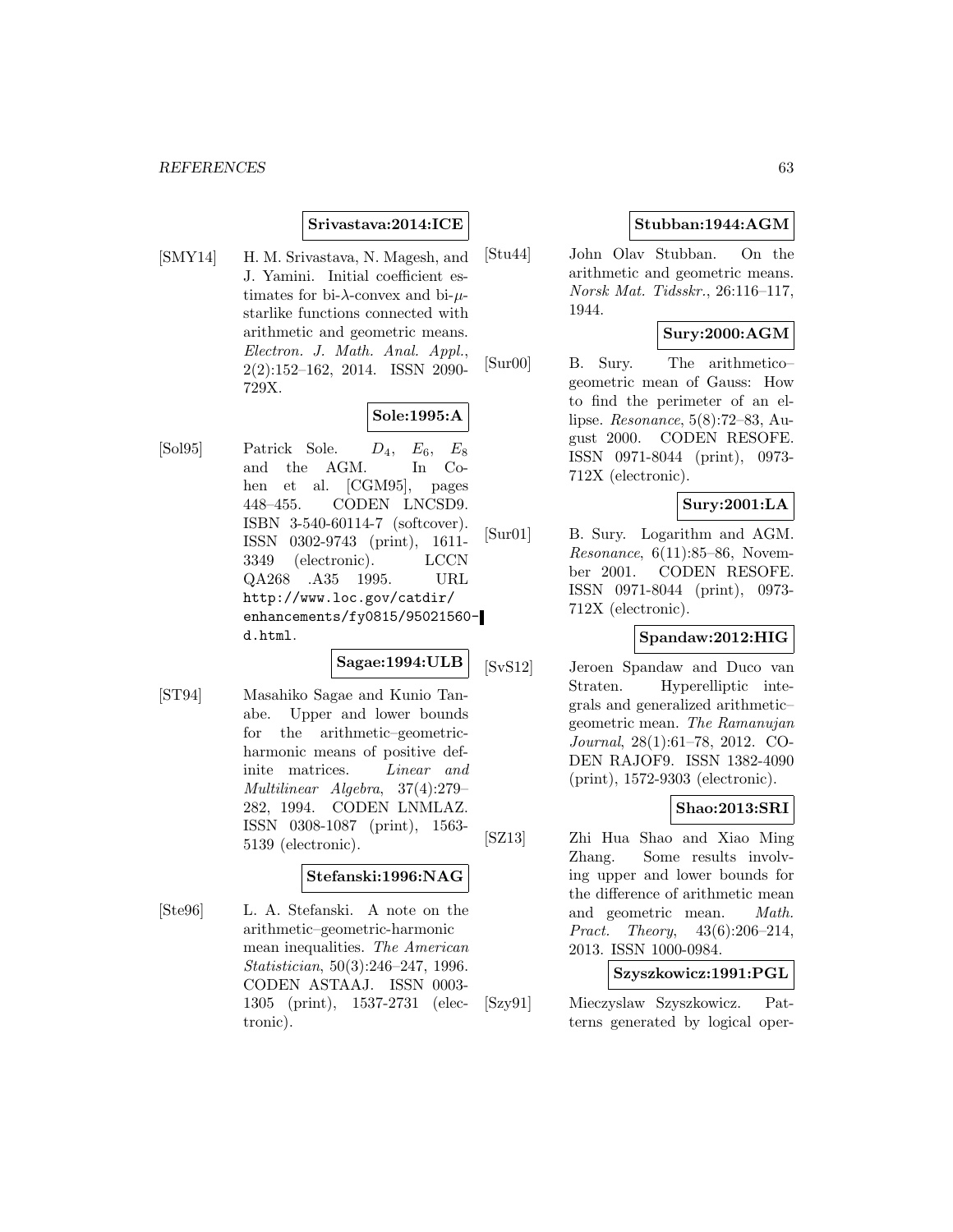**Srivastava:2014:ICE**

[SMY14] H. M. Srivastava, N. Magesh, and J. Yamini. Initial coefficient estimates for bi-$\lambda$-convex and bi-$\mu$-starlike functions connected with arithmetic and geometric means. *Electron. J. Math. Anal. Appl.*, 2(2):152–162, 2014. ISSN 2090-729X.

**Sole:1995:A**

[Sol95] Patrick Sole. $D_4$, $E_6$, $E_8$ and the AGM. In Cohen et al. [CGM95], pages 448–455. CODEN LNCSD9. ISBN 3-540-60114-7 (softcover). ISSN 0302-9743 (print), 1611-3349 (electronic). LCCN QA268 .A35 1995. URL http://www.loc.gov/catdir/enhancements/fy0815/95021560-d.html.

**Sagae:1994:ULB**

[ST94] Masahiko Sagae and Kunio Tanabe. Upper and lower bounds for the arithmetic–geometric-harmonic means of positive definite matrices. *Linear and Multilinear Algebra*, 37(4):279–282, 1994. CODEN LNMLAZ. ISSN 0308-1087 (print), 1563-5139 (electronic).

**Stefanski:1996:NAG**

[Ste96] L. A. Stefanski. A note on the arithmetic–geometric-harmonic mean inequalities. *The American Statistician*, 50(3):246–247, 1996. CODEN ASTAAJ. ISSN 0003-1305 (print), 1537-2731 (electronic).

**Stubban:1944:AGM**

[Stu44] John Olav Stubban. On the arithmetic and geometric means. *Norsk Mat. Tidsskr.*, 26:116–117, 1944.

**Sury:2000:AGM**

[Sur00] B. Sury. The arithmetico–geometric mean of Gauss: How to find the perimeter of an ellipse. *Resonance*, 5(8):72–83, August 2000. CODEN RESOFE. ISSN 0971-8044 (print), 0973-712X (electronic).

**Sury:2001:LA**

[Sur01] B. Sury. Logarithm and AGM. *Resonance*, 6(11):85–86, November 2001. CODEN RESOFE. ISSN 0971-8044 (print), 0973-712X (electronic).

**Spandaw:2012:HIG**

[SvS12] Jeroen Spandaw and Duco van Straten. Hyperelliptic integrals and generalized arithmetic–geometric mean. *The Ramanujan Journal*, 28(1):61–78, 2012. CODEN RAJOF9. ISSN 1382-4090 (print), 1572-9303 (electronic).

**Shao:2013:SRI**

[SZ13] Zhi Hua Shao and Xiao Ming Zhang. Some results involving upper and lower bounds for the difference of arithmetic mean and geometric mean. *Math. Pract. Theory*, 43(6):206–214, 2013. ISSN 1000-0984.

**Szyszkowicz:1991:PGL**

[Szy91] Mieczyslaw Szyszkowicz. Patterns generated by logical oper-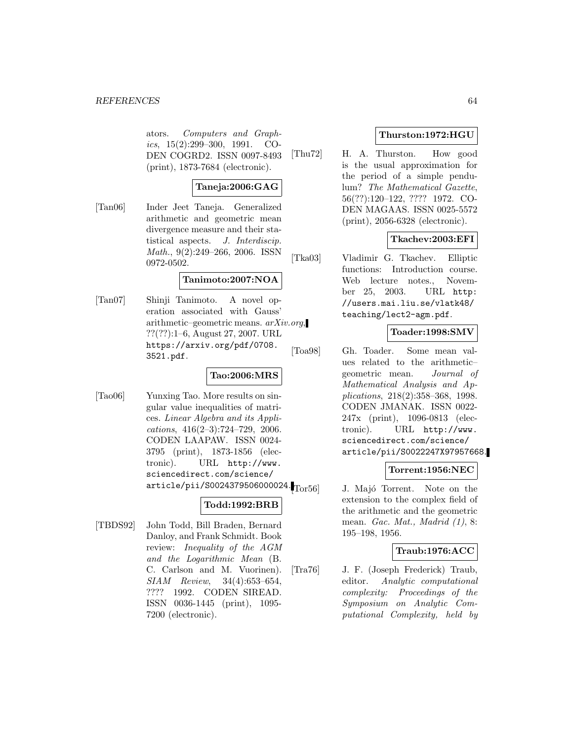ators. *Computers and Graphics*, 15(2):299–300, 1991. CODEN COGRD2. ISSN 0097-8493 (print), 1873-7684 (electronic).

**Taneja:2006:GAG**

[Tan06] Inder Jeet Taneja. Generalized arithmetic and geometric mean divergence measure and their statistical aspects. *J. Interdiscip. Math.*, 9(2):249–266, 2006. ISSN 0972-0502.

**Tanimoto:2007:NOA**

[Tan07] Shinji Tanimoto. A novel operation associated with Gauss' arithmetic–geometric means. *arXiv.org*, ??(??):1–6, August 27, 2007. URL https://arxiv.org/pdf/0708.3521.pdf.

**Tao:2006:MRS**

[Tao06] Yunxing Tao. More results on singular value inequalities of matrices. *Linear Algebra and its Applications*, 416(2–3):724–729, 2006. CODEN LAAPAW. ISSN 0024-3795 (print), 1873-1856 (electronic). URL http://www.sciencedirect.com/science/article/pii/S0024379506000024.

**Todd:1992:BRB**

[TBDS92] John Todd, Bill Braden, Bernard Danloy, and Frank Schmidt. Book review: *Inequality of the AGM and the Logarithmic Mean* (B. C. Carlson and M. Vuorinen). *SIAM Review*, 34(4):653–654, ???? 1992. CODEN SIREAD. ISSN 0036-1445 (print), 1095-7200 (electronic).

**Thurston:1972:HGU**

[Thu72] H. A. Thurston. How good is the usual approximation for the period of a simple pendulum? *The Mathematical Gazette*, 56(??):120–122, ???? 1972. CODEN MAGAAS. ISSN 0025-5572 (print), 2056-6328 (electronic).

**Tkachev:2003:EFI**

[Tka03] Vladimir G. Tkachev. Elliptic functions: Introduction course. Web lecture notes., November 25, 2003. URL http://users.mai.liu.se/vlatk48/teaching/lect2-agm.pdf.

**Toader:1998:SMV**

[Toa98] Gh. Toader. Some mean values related to the arithmetic–geometric mean. *Journal of Mathematical Analysis and Applications*, 218(2):358–368, 1998. CODEN JMANAK. ISSN 0022-247x (print), 1096-0813 (electronic). URL http://www.sciencedirect.com/science/article/pii/S0022247X97957668.

**Torrent:1956:NEC**

[Tor56] J. Majó Torrent. Note on the extension to the complex field of the arithmetic and the geometric mean. *Gac. Mat., Madrid (1)*, 8: 195–198, 1956.

**Traub:1976:ACC**

[Tra76] J. F. (Joseph Frederick) Traub, editor. *Analytic computational complexity: Proceedings of the Symposium on Analytic Computational Complexity, held by*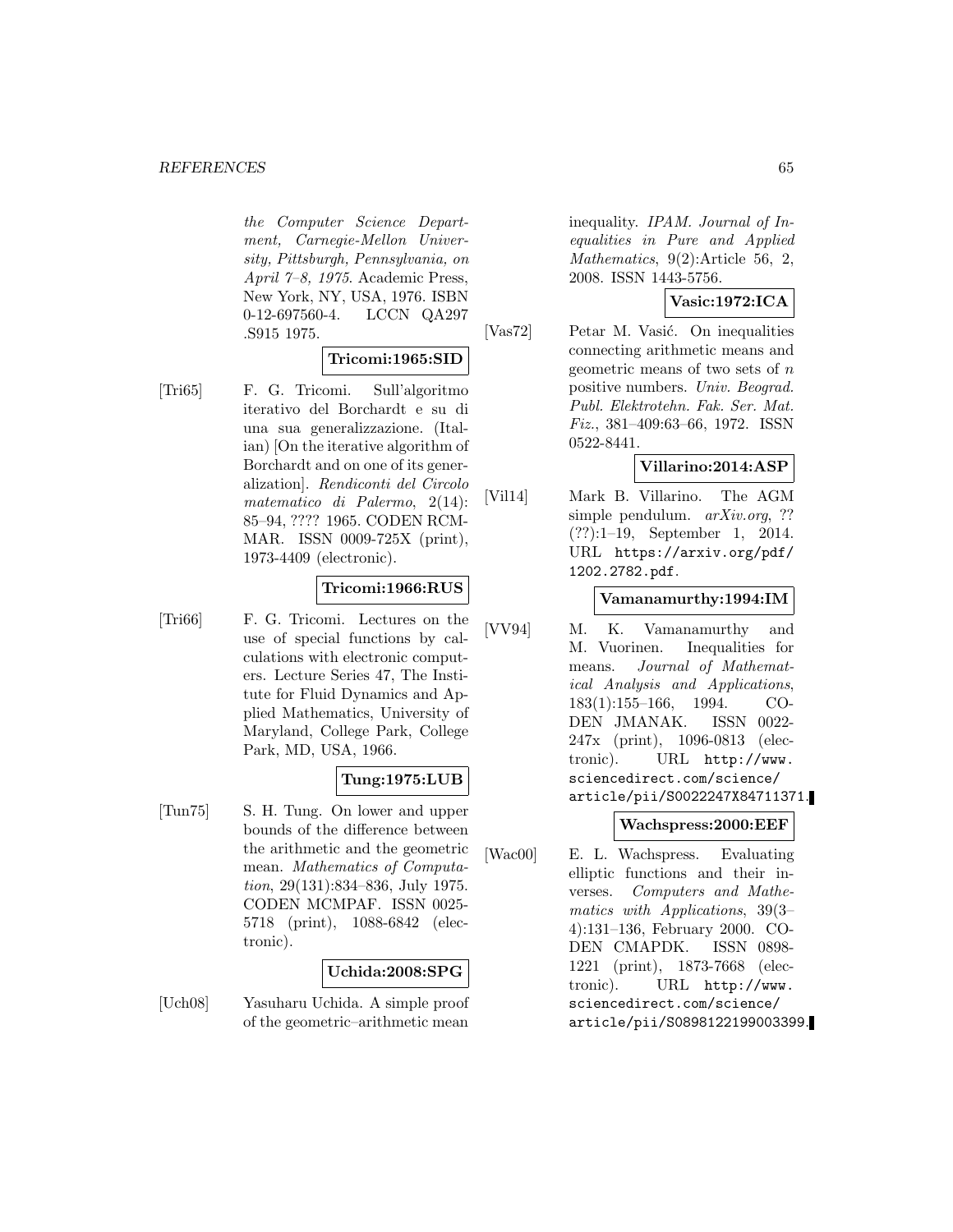*the Computer Science Department, Carnegie-Mellon University, Pittsburgh, Pennsylvania, on April 7–8, 1975*. Academic Press, New York, NY, USA, 1976. ISBN 0-12-697560-4. LCCN QA297 .S915 1975.

**Tricomi:1965:SID**

[Tri65] F. G. Tricomi. Sull'algoritmo iterativo del Borchardt e su di una sua generalizzazione. (Italian) [On the iterative algorithm of Borchardt and on one of its generalization]. *Rendiconti del Circolo matematico di Palermo*, 2(14): 85–94, ???? 1965. CODEN RCMMAR. ISSN 0009-725X (print), 1973-4409 (electronic).

**Tricomi:1966:RUS**

[Tri66] F. G. Tricomi. Lectures on the use of special functions by calculations with electronic computers. Lecture Series 47, The Institute for Fluid Dynamics and Applied Mathematics, University of Maryland, College Park, College Park, MD, USA, 1966.

**Tung:1975:LUB**

[Tun75] S. H. Tung. On lower and upper bounds of the difference between the arithmetic and the geometric mean. *Mathematics of Computation*, 29(131):834–836, July 1975. CODEN MCMPAF. ISSN 0025-5718 (print), 1088-6842 (electronic).

**Uchida:2008:SPG**

[Uch08] Yasuharu Uchida. A simple proof of the geometric–arithmetic mean inequality. *IPAM. Journal of Inequalities in Pure and Applied Mathematics*, 9(2):Article 56, 2, 2008. ISSN 1443-5756.

**Vasic:1972:ICA**

[Vas72] Petar M. Vasić. On inequalities connecting arithmetic means and geometric means of two sets of $n$ positive numbers. *Univ. Beograd. Publ. Elektrotehn. Fak. Ser. Mat. Fiz.*, 381–409:63–66, 1972. ISSN 0522-8441.

**Villarino:2014:ASP**

[Vil14] Mark B. Villarino. The AGM simple pendulum. *arXiv.org*, ?? (??):1–19, September 1, 2014. URL https://arxiv.org/pdf/1202.2782.pdf.

**Vamanamurthy:1994:IM**

[VV94] M. K. Vamanamurthy and M. Vuorinen. Inequalities for means. *Journal of Mathematical Analysis and Applications*, 183(1):155–166, 1994. CODEN JMANAK. ISSN 0022-247x (print), 1096-0813 (electronic). URL http://www.sciencedirect.com/science/article/pii/S0022247X84711371.

**Wachspress:2000:EEF**

[Wac00] E. L. Wachspress. Evaluating elliptic functions and their inverses. *Computers and Mathematics with Applications*, 39(3–4):131–136, February 2000. CODEN CMAPDK. ISSN 0898-1221 (print), 1873-7668 (electronic). URL http://www.sciencedirect.com/science/article/pii/S0898122199003399.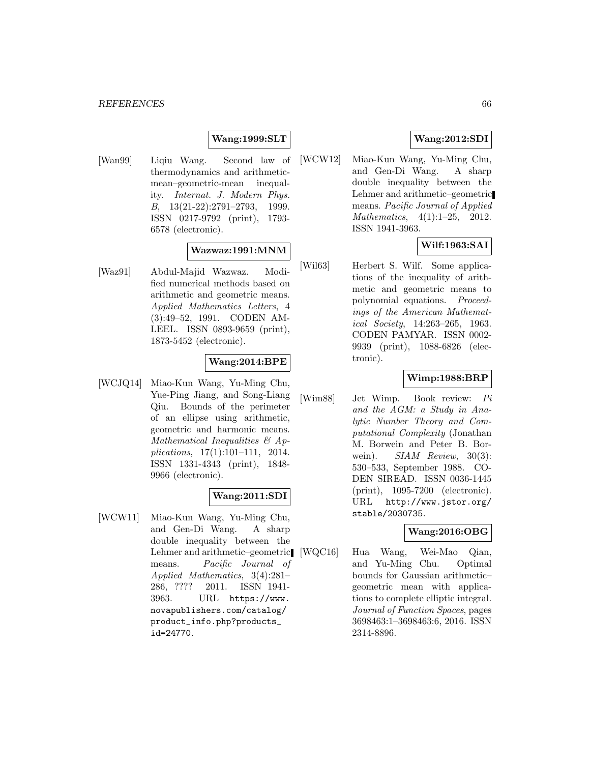**Wang:1999:SLT**

[Wan99] Liqiu Wang. Second law of thermodynamics and arithmetic-mean–geometric-mean inequality. *Internat. J. Modern Phys. B*, 13(21-22):2791–2793, 1999. ISSN 0217-9792 (print), 1793-6578 (electronic).

**Wazwaz:1991:MNM**

[Waz91] Abdul-Majid Wazwaz. Modified numerical methods based on arithmetic and geometric means. *Applied Mathematics Letters*, 4 (3):49–52, 1991. CODEN AMLEEL. ISSN 0893-9659 (print), 1873-5452 (electronic).

**Wang:2014:BPE**

[WCJQ14] Miao-Kun Wang, Yu-Ming Chu, Yue-Ping Jiang, and Song-Liang Qiu. Bounds of the perimeter of an ellipse using arithmetic, geometric and harmonic means. *Mathematical Inequalities & Applications*, 17(1):101–111, 2014. ISSN 1331-4343 (print), 1848-9966 (electronic).

**Wang:2011:SDI**

[WCW11] Miao-Kun Wang, Yu-Ming Chu, and Gen-Di Wang. A sharp double inequality between the Lehmer and arithmetic–geometric means. *Pacific Journal of Applied Mathematics*, 3(4):281–286, ???? 2011. ISSN 1941-3963. URL https://www.novapublishers.com/catalog/product_info.php?products_id=24770.

**Wang:2012:SDI**

[WCW12] Miao-Kun Wang, Yu-Ming Chu, and Gen-Di Wang. A sharp double inequality between the Lehmer and arithmetic–geometric means. *Pacific Journal of Applied Mathematics*, 4(1):1–25, 2012. ISSN 1941-3963.

**Wilf:1963:SAI**

[Wil63] Herbert S. Wilf. Some applications of the inequality of arithmetic and geometric means to polynomial equations. *Proceedings of the American Mathematical Society*, 14:263–265, 1963. CODEN PAMYAR. ISSN 0002-9939 (print), 1088-6826 (electronic).

**Wimp:1988:BRP**

[Wim88] Jet Wimp. Book review: *Pi and the AGM: a Study in Analytic Number Theory and Computational Complexity* (Jonathan M. Borwein and Peter B. Borwein). *SIAM Review*, 30(3): 530–533, September 1988. CODEN SIREAD. ISSN 0036-1445 (print), 1095-7200 (electronic). URL http://www.jstor.org/stable/2030735.

**Wang:2016:OBG**

[WQC16] Hua Wang, Wei-Mao Qian, and Yu-Ming Chu. Optimal bounds for Gaussian arithmetic–geometric mean with applications to complete elliptic integral. *Journal of Function Spaces*, pages 3698463:1–3698463:6, 2016. ISSN 2314-8896.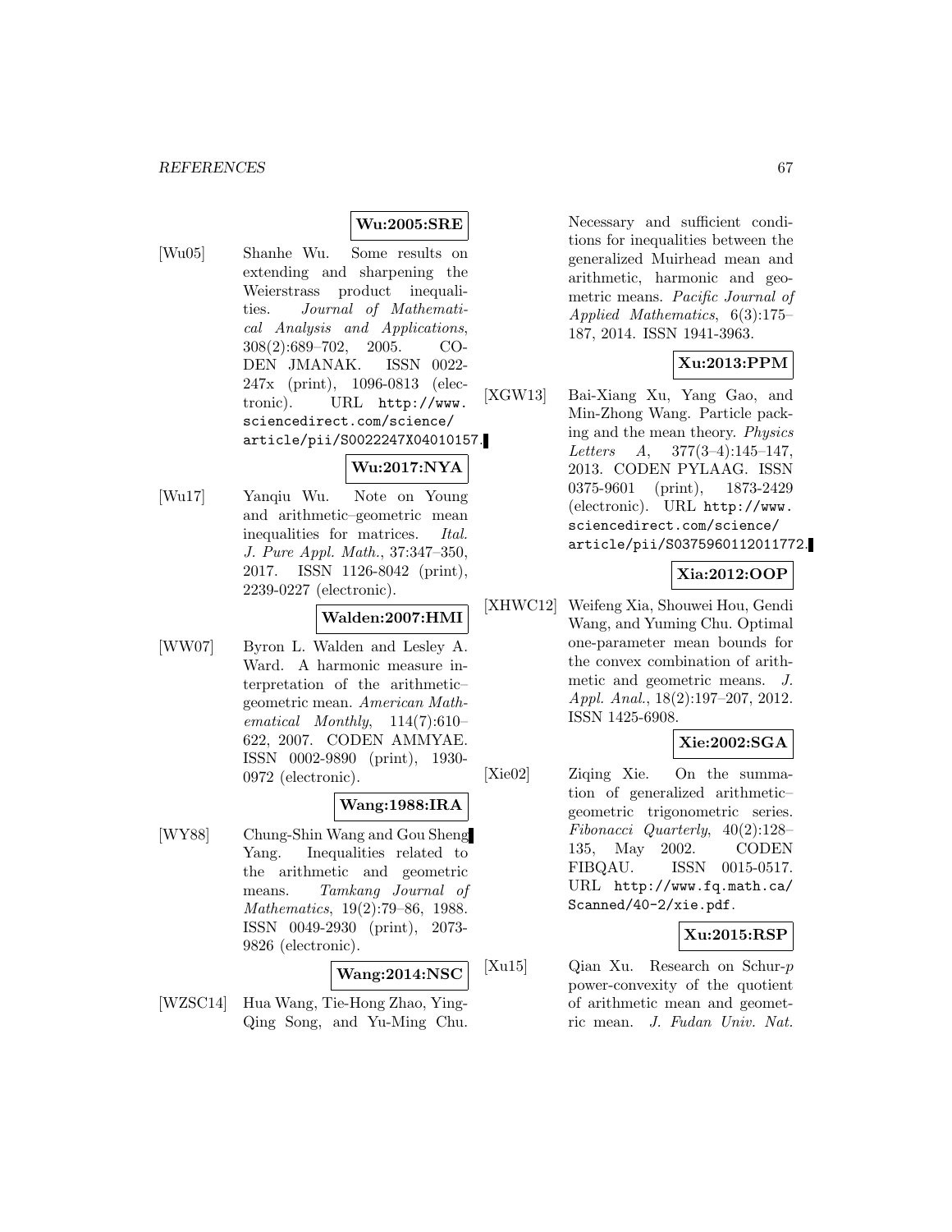**Wu:2005:SRE**

[Wu05] Shanhe Wu. Some results on extending and sharpening the Weierstrass product inequalities. *Journal of Mathematical Analysis and Applications*, 308(2):689–702, 2005. CODEN JMANAK. ISSN 0022-247x (print), 1096-0813 (electronic). URL http://www.sciencedirect.com/science/article/pii/S0022247X04010157.

**Wu:2017:NYA**

[Wu17] Yanqiu Wu. Note on Young and arithmetic–geometric mean inequalities for matrices. *Ital. J. Pure Appl. Math.*, 37:347–350, 2017. ISSN 1126-8042 (print), 2239-0227 (electronic).

**Walden:2007:HMI**

[WW07] Byron L. Walden and Lesley A. Ward. A harmonic measure interpretation of the arithmetic–geometric mean. *American Mathematical Monthly*, 114(7):610–622, 2007. CODEN AMMYAE. ISSN 0002-9890 (print), 1930-0972 (electronic).

**Wang:1988:IRA**

[WY88] Chung-Shin Wang and Gou Sheng Yang. Inequalities related to the arithmetic and geometric means. *Tamkang Journal of Mathematics*, 19(2):79–86, 1988. ISSN 0049-2930 (print), 2073-9826 (electronic).

**Wang:2014:NSC**

[WZSC14] Hua Wang, Tie-Hong Zhao, Ying-Qing Song, and Yu-Ming Chu. Necessary and sufficient conditions for inequalities between the generalized Muirhead mean and arithmetic, harmonic and geometric means. *Pacific Journal of Applied Mathematics*, 6(3):175–187, 2014. ISSN 1941-3963.

**Xu:2013:PPM**

[XGW13] Bai-Xiang Xu, Yang Gao, and Min-Zhong Wang. Particle packing and the mean theory. *Physics Letters A*, 377(3–4):145–147, 2013. CODEN PYLAAG. ISSN 0375-9601 (print), 1873-2429 (electronic). URL http://www.sciencedirect.com/science/article/pii/S0375960112011772.

**Xia:2012:OOP**

[XHWC12] Weifeng Xia, Shouwei Hou, Gendi Wang, and Yuming Chu. Optimal one-parameter mean bounds for the convex combination of arithmetic and geometric means. *J. Appl. Anal.*, 18(2):197–207, 2012. ISSN 1425-6908.

**Xie:2002:SGA**

[Xie02] Ziqing Xie. On the summation of generalized arithmetic–geometric trigonometric series. *Fibonacci Quarterly*, 40(2):128–135, May 2002. CODEN FIBQAU. ISSN 0015-0517. URL http://www.fq.math.ca/Scanned/40-2/xie.pdf.

**Xu:2015:RSP**

[Xu15] Qian Xu. Research on Schur-$p$ power-convexity of the quotient of arithmetic mean and geometric mean. *J. Fudan Univ. Nat.*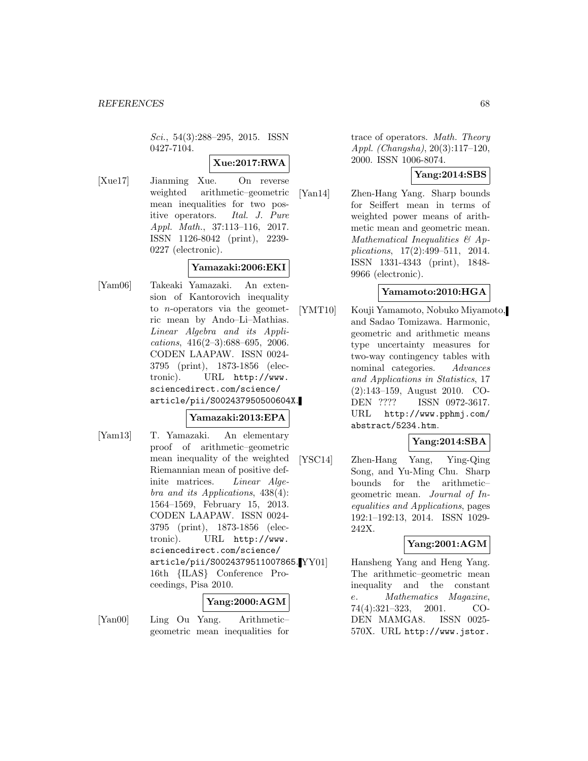*Sci.*, 54(3):288–295, 2015. ISSN 0427-7104.

**Xue:2017:RWA**

[Xue17] Jianming Xue. On reverse weighted arithmetic–geometric mean inequalities for two positive operators. *Ital. J. Pure Appl. Math.*, 37:113–116, 2017. ISSN 1126-8042 (print), 2239-0227 (electronic).

**Yamazaki:2006:EKI**

[Yam06] Takeaki Yamazaki. An extension of Kantorovich inequality to $n$-operators via the geometric mean by Ando–Li–Mathias. *Linear Algebra and its Applications*, 416(2–3):688–695, 2006. CODEN LAAPAW. ISSN 0024-3795 (print), 1873-1856 (electronic). URL http://www.sciencedirect.com/science/article/pii/S002437950500604X.

**Yamazaki:2013:EPA**

[Yam13] T. Yamazaki. An elementary proof of arithmetic–geometric mean inequality of the weighted Riemannian mean of positive definite matrices. *Linear Algebra and its Applications*, 438(4): 1564–1569, February 15, 2013. CODEN LAAPAW. ISSN 0024-3795 (print), 1873-1856 (electronic). URL http://www.sciencedirect.com/science/article/pii/S0024379511007865. 16th {ILAS} Conference Proceedings, Pisa 2010.

**Yang:2000:AGM**

[Yan00] Ling Ou Yang. Arithmetic–geometric mean inequalities for trace of operators. *Math. Theory Appl. (Changsha)*, 20(3):117–120, 2000. ISSN 1006-8074.

**Yang:2014:SBS**

[Yan14] Zhen-Hang Yang. Sharp bounds for Seiffert mean in terms of weighted power means of arithmetic mean and geometric mean. *Mathematical Inequalities & Applications*, 17(2):499–511, 2014. ISSN 1331-4343 (print), 1848-9966 (electronic).

**Yamamoto:2010:HGA**

[YMT10] Kouji Yamamoto, Nobuko Miyamoto, and Sadao Tomizawa. Harmonic, geometric and arithmetic means type uncertainty measures for two-way contingency tables with nominal categories. *Advances and Applications in Statistics*, 17 (2):143–159, August 2010. CODEN ???? ISSN 0972-3617. URL http://www.pphmj.com/abstract/5234.htm.

**Yang:2014:SBA**

[YSC14] Zhen-Hang Yang, Ying-Qing Song, and Yu-Ming Chu. Sharp bounds for the arithmetic–geometric mean. *Journal of Inequalities and Applications*, pages 192:1–192:13, 2014. ISSN 1029-242X.

**Yang:2001:AGM**

[YY01] Hansheng Yang and Heng Yang. The arithmetic–geometric mean inequality and the constant $e$. *Mathematics Magazine*, 74(4):321–323, 2001. CODEN MAMGA8. ISSN 0025-570X. URL http://www.jstor.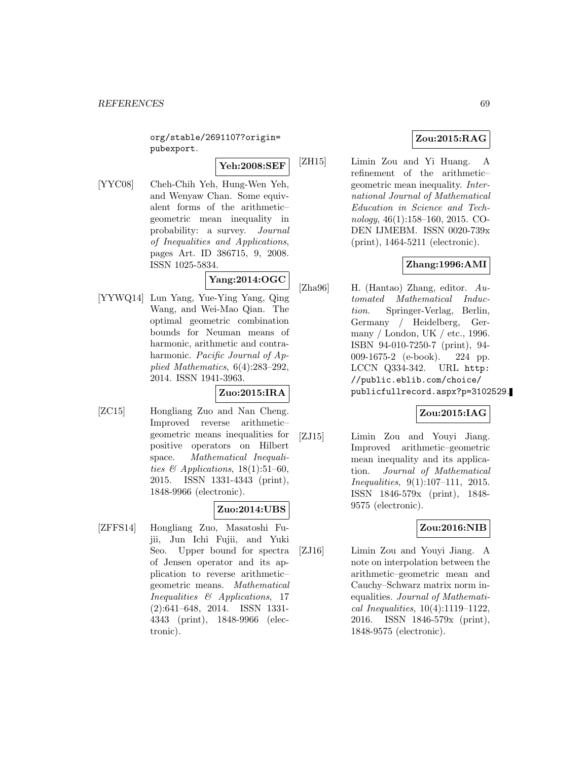org/stable/2691107?origin=pubexport.

**Yeh:2008:SEF**

[YYC08] Cheh-Chih Yeh, Hung-Wen Yeh, and Wenyaw Chan. Some equivalent forms of the arithmetic–geometric mean inequality in probability: a survey. *Journal of Inequalities and Applications*, pages Art. ID 386715, 9, 2008. ISSN 1025-5834.

**Yang:2014:OGC**

[YYWQ14] Lun Yang, Yue-Ying Yang, Qing Wang, and Wei-Mao Qian. The optimal geometric combination bounds for Neuman means of harmonic, arithmetic and contraharmonic. *Pacific Journal of Applied Mathematics*, 6(4):283–292, 2014. ISSN 1941-3963.

**Zuo:2015:IRA**

[ZC15] Hongliang Zuo and Nan Cheng. Improved reverse arithmetic–geometric means inequalities for positive operators on Hilbert space. *Mathematical Inequalities & Applications*, 18(1):51–60, 2015. ISSN 1331-4343 (print), 1848-9966 (electronic).

**Zuo:2014:UBS**

[ZFFS14] Hongliang Zuo, Masatoshi Fujii, Jun Ichi Fujii, and Yuki Seo. Upper bound for spectra of Jensen operator and its application to reverse arithmetic–geometric means. *Mathematical Inequalities & Applications*, 17 (2):641–648, 2014. ISSN 1331-4343 (print), 1848-9966 (electronic).

**Zou:2015:RAG**

[ZH15] Limin Zou and Yi Huang. A refinement of the arithmetic–geometric mean inequality. *International Journal of Mathematical Education in Science and Technology*, 46(1):158–160, 2015. CODEN IJMEBM. ISSN 0020-739x (print), 1464-5211 (electronic).

**Zhang:1996:AMI**

[Zha96] H. (Hantao) Zhang, editor. *Automated Mathematical Induction*. Springer-Verlag, Berlin, Germany / Heidelberg, Germany / London, UK / etc., 1996. ISBN 94-010-7250-7 (print), 94-009-1675-2 (e-book). 224 pp. LCCN Q334-342. URL http://public.eblib.com/choice/publicfullrecord.aspx?p=3102529.

**Zou:2015:IAG**

[ZJ15] Limin Zou and Youyi Jiang. Improved arithmetic–geometric mean inequality and its application. *Journal of Mathematical Inequalities*, 9(1):107–111, 2015. ISSN 1846-579x (print), 1848-9575 (electronic).

**Zou:2016:NIB**

[ZJ16] Limin Zou and Youyi Jiang. A note on interpolation between the arithmetic–geometric mean and Cauchy–Schwarz matrix norm inequalities. *Journal of Mathematical Inequalities*, 10(4):1119–1122, 2016. ISSN 1846-579x (print), 1848-9575 (electronic).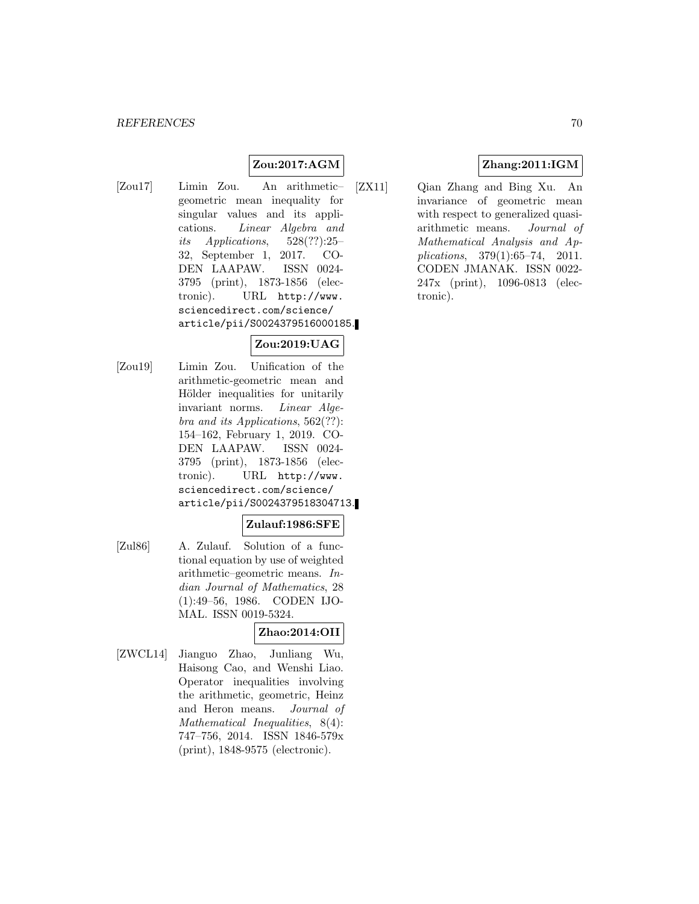**Zou:2017:AGM**

[Zou17] Limin Zou. An arithmetic–geometric mean inequality for singular values and its applications. *Linear Algebra and its Applications*, 528(??):25–32, September 1, 2017. CODEN LAAPAW. ISSN 0024-3795 (print), 1873-1856 (electronic). URL http://www.sciencedirect.com/science/article/pii/S0024379516000185.

**Zou:2019:UAG**

[Zou19] Limin Zou. Unification of the arithmetic-geometric mean and Hölder inequalities for unitarily invariant norms. *Linear Algebra and its Applications*, 562(??):154–162, February 1, 2019. CODEN LAAPAW. ISSN 0024-3795 (print), 1873-1856 (electronic). URL http://www.sciencedirect.com/science/article/pii/S0024379518304713.

**Zulauf:1986:SFE**

[Zul86] A. Zulauf. Solution of a functional equation by use of weighted arithmetic–geometric means. *Indian Journal of Mathematics*, 28 (1):49–56, 1986. CODEN IJOMAL. ISSN 0019-5324.

**Zhao:2014:OII**

[ZWCL14] Jianguo Zhao, Junliang Wu, Haisong Cao, and Wenshi Liao. Operator inequalities involving the arithmetic, geometric, Heinz and Heron means. *Journal of Mathematical Inequalities*, 8(4):747–756, 2014. ISSN 1846-579x (print), 1848-9575 (electronic).

**Zhang:2011:IGM**

[ZX11] Qian Zhang and Bing Xu. An invariance of geometric mean with respect to generalized quasi-arithmetic means. *Journal of Mathematical Analysis and Applications*, 379(1):65–74, 2011. CODEN JMANAK. ISSN 0022-247x (print), 1096-0813 (electronic).